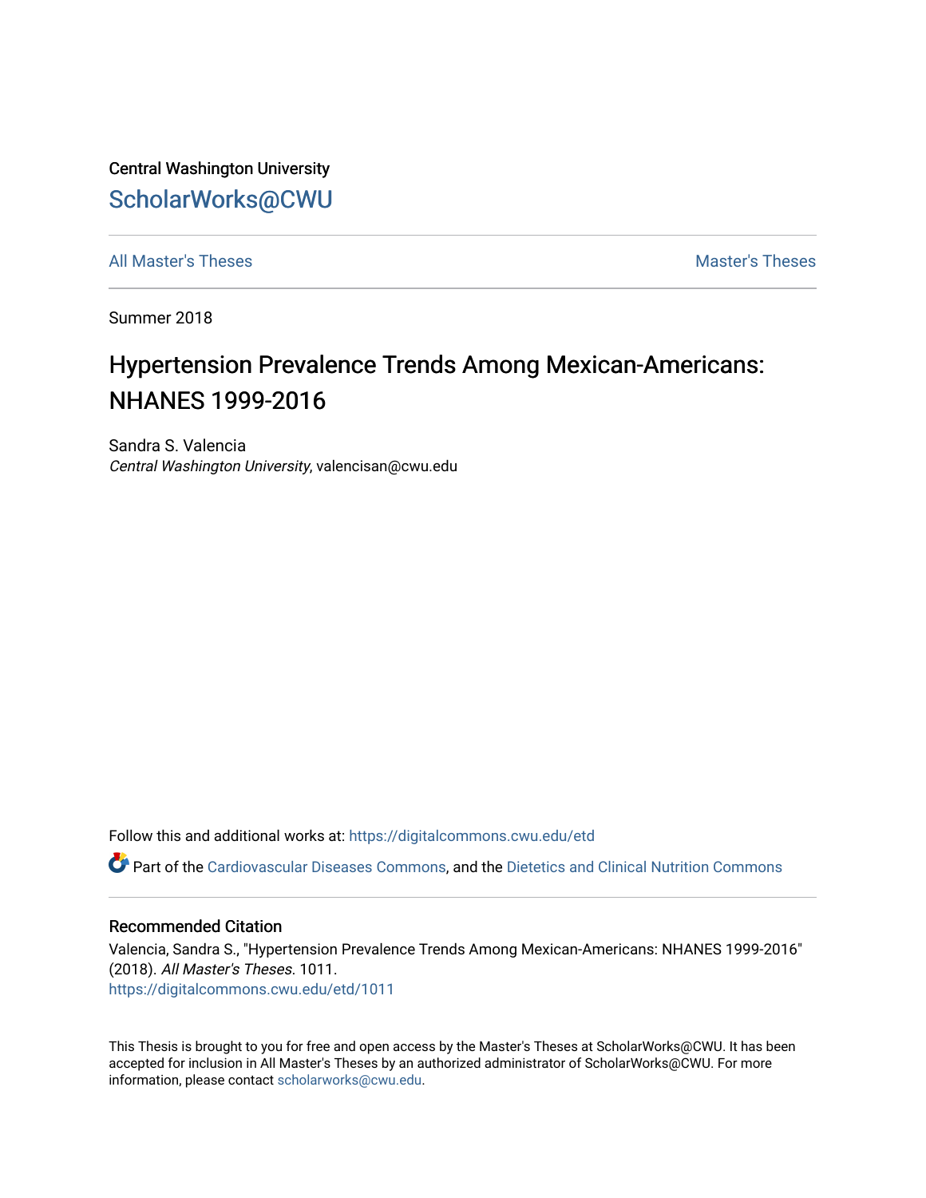Central Washington University

# ScholarWorks@CWU

All Master's Theses | Master's Theses

Summer 2018

## Hypertension Prevalence Trends Among Mexican-Americans: NHANES 1999-2016

Sandra S. Valencia
*Central Washington University*, valencisan@cwu.edu

Follow this and additional works at: https://digitalcommons.cwu.edu/etd

Part of the Cardiovascular Diseases Commons, and the Dietetics and Clinical Nutrition Commons

### Recommended Citation

Valencia, Sandra S., "Hypertension Prevalence Trends Among Mexican-Americans: NHANES 1999-2016" (2018). *All Master's Theses*. 1011.
https://digitalcommons.cwu.edu/etd/1011

This Thesis is brought to you for free and open access by the Master's Theses at ScholarWorks@CWU. It has been accepted for inclusion in All Master's Theses by an authorized administrator of ScholarWorks@CWU. For more information, please contact scholarworks@cwu.edu.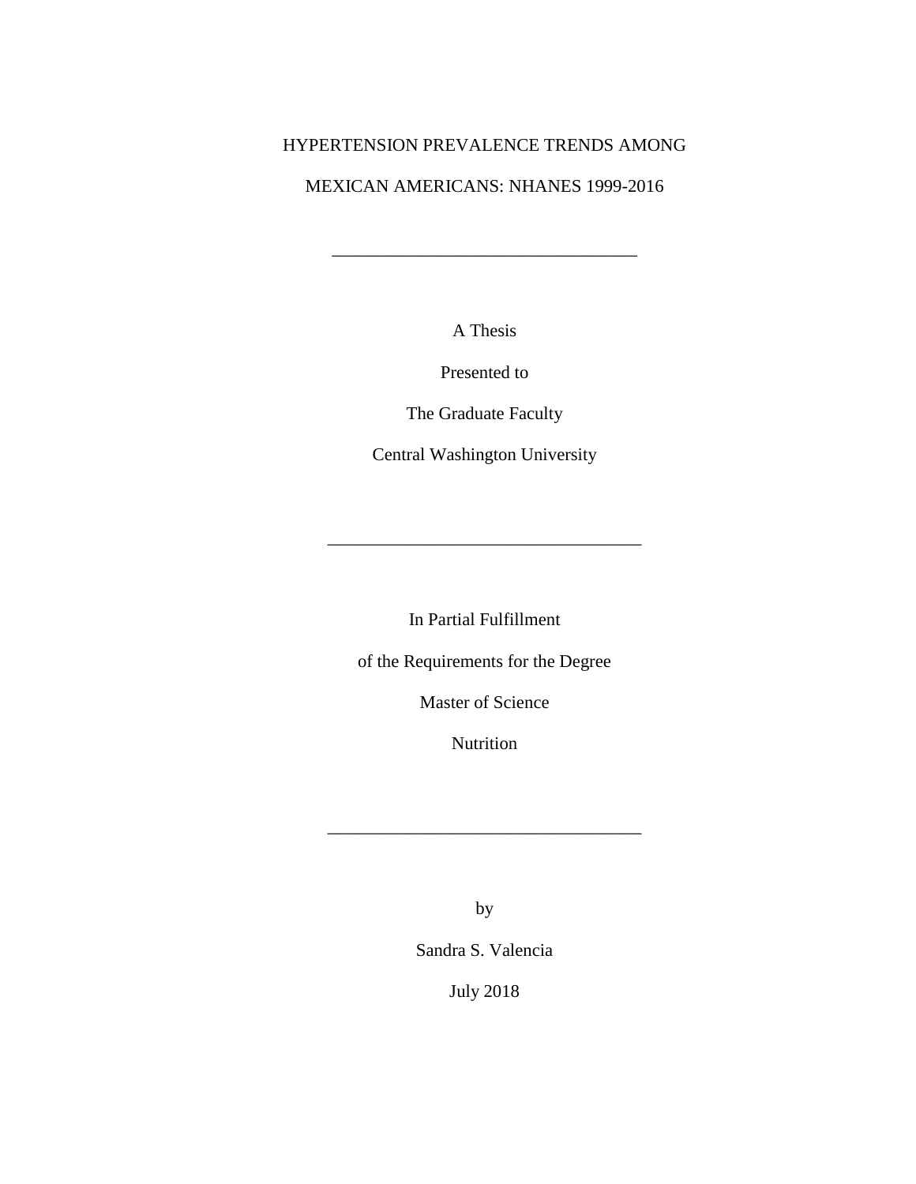# HYPERTENSION PREVALENCE TRENDS AMONG MEXICAN AMERICANS: NHANES 1999-2016

---

A Thesis

Presented to

The Graduate Faculty

Central Washington University

---

In Partial Fulfillment

of the Requirements for the Degree

Master of Science

Nutrition

---

by

Sandra S. Valencia

July 2018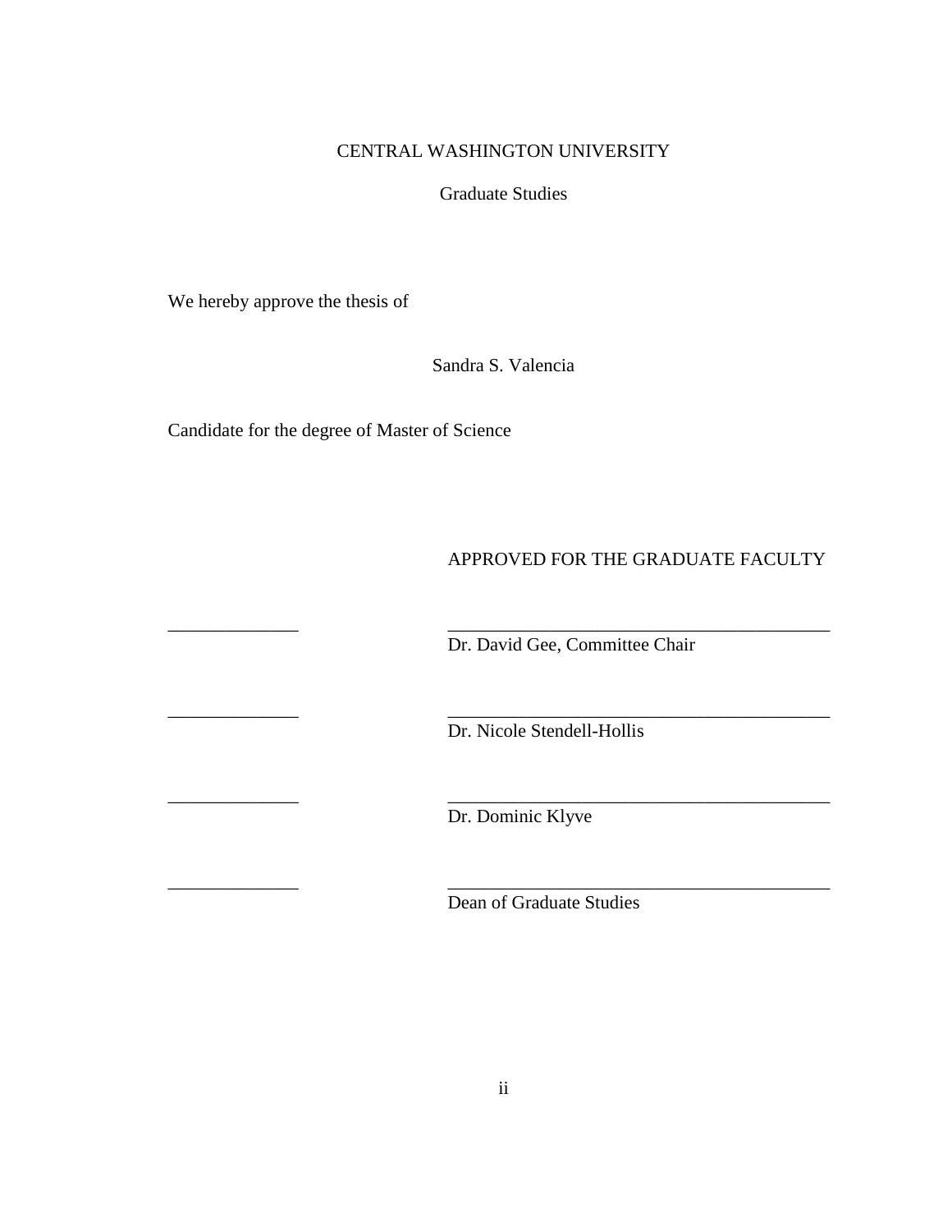CENTRAL WASHINGTON UNIVERSITY

Graduate Studies

We hereby approve the thesis of

Sandra S. Valencia

Candidate for the degree of Master of Science

APPROVED FOR THE GRADUATE FACULTY

______________ ________________________________________
Dr. David Gee, Committee Chair

______________ ________________________________________
Dr. Nicole Stendell-Hollis

______________ ________________________________________
Dr. Dominic Klyve

______________ ________________________________________
Dean of Graduate Studies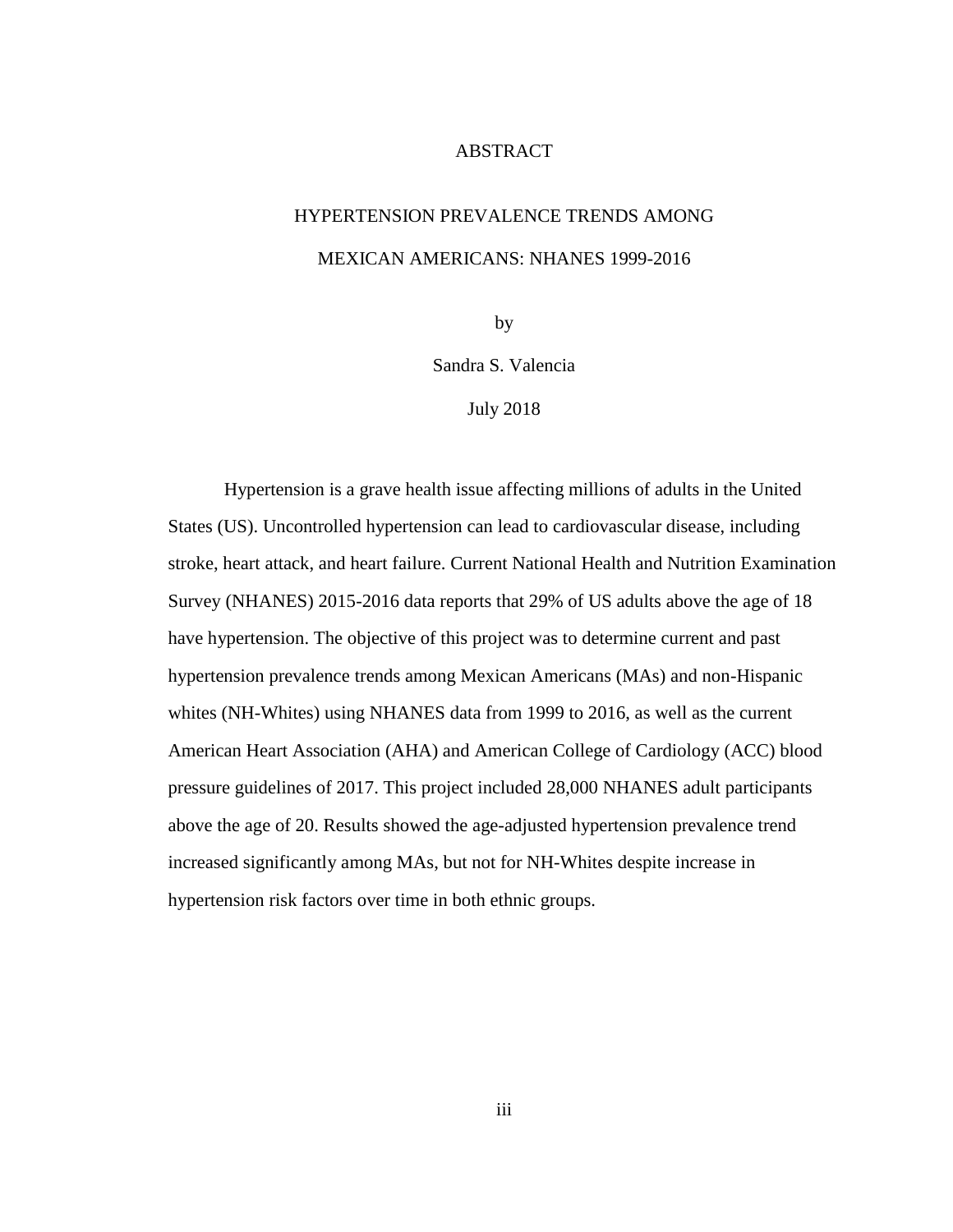# ABSTRACT

## HYPERTENSION PREVALENCE TRENDS AMONG MEXICAN AMERICANS: NHANES 1999-2016

by

Sandra S. Valencia

July 2018

Hypertension is a grave health issue affecting millions of adults in the United States (US). Uncontrolled hypertension can lead to cardiovascular disease, including stroke, heart attack, and heart failure. Current National Health and Nutrition Examination Survey (NHANES) 2015-2016 data reports that 29% of US adults above the age of 18 have hypertension. The objective of this project was to determine current and past hypertension prevalence trends among Mexican Americans (MAs) and non-Hispanic whites (NH-Whites) using NHANES data from 1999 to 2016, as well as the current American Heart Association (AHA) and American College of Cardiology (ACC) blood pressure guidelines of 2017. This project included 28,000 NHANES adult participants above the age of 20. Results showed the age-adjusted hypertension prevalence trend increased significantly among MAs, but not for NH-Whites despite increase in hypertension risk factors over time in both ethnic groups.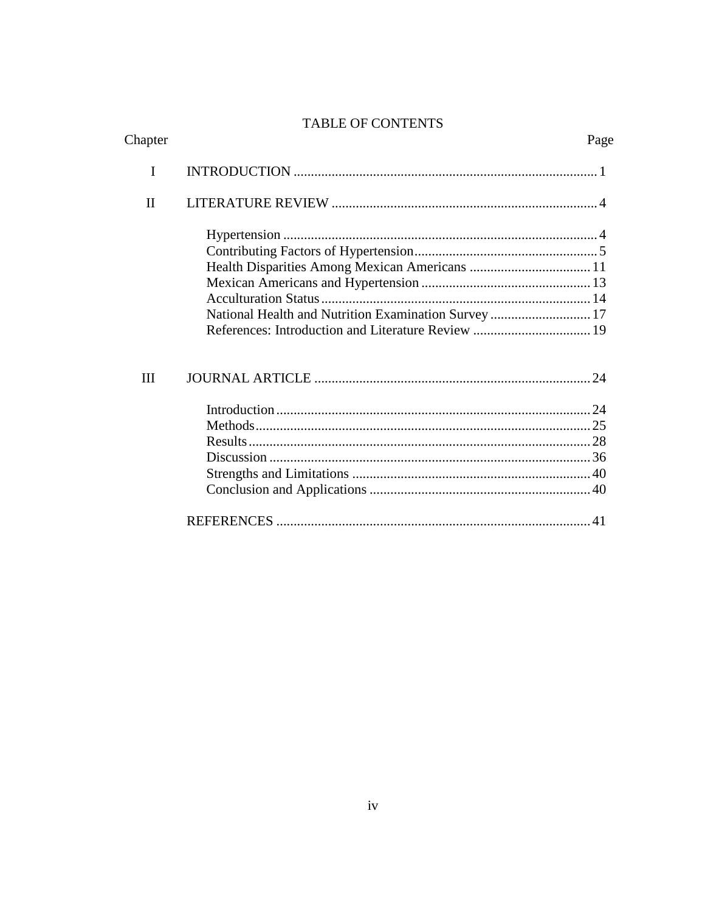# TABLE OF CONTENTS

| Chapter | | Page |
|---|---|---|
| I | INTRODUCTION | 1 |
| II | LITERATURE REVIEW | 4 |
| | Hypertension | 4 |
| | Contributing Factors of Hypertension | 5 |
| | Health Disparities Among Mexican Americans | 11 |
| | Mexican Americans and Hypertension | 13 |
| | Acculturation Status | 14 |
| | National Health and Nutrition Examination Survey | 17 |
| | References: Introduction and Literature Review | 19 |
| III | JOURNAL ARTICLE | 24 |
| | Introduction | 24 |
| | Methods | 25 |
| | Results | 28 |
| | Discussion | 36 |
| | Strengths and Limitations | 40 |
| | Conclusion and Applications | 40 |
| | REFERENCES | 41 |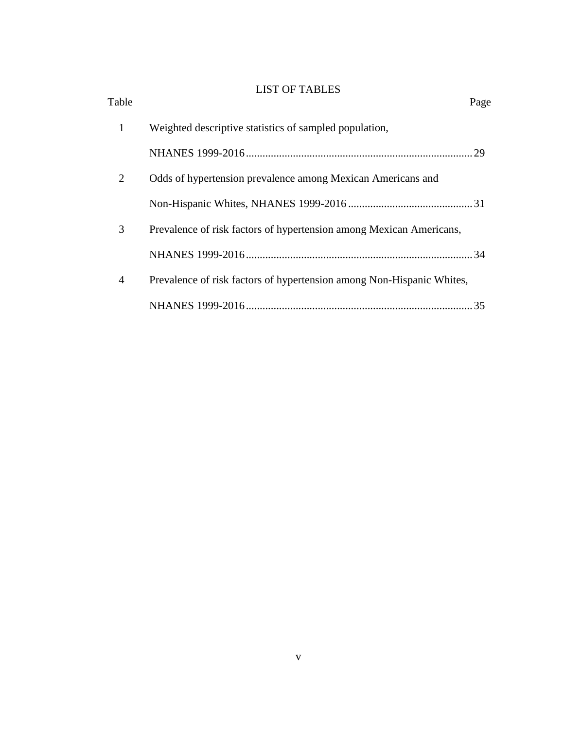# LIST OF TABLES

| Table | | Page |
|---|---|---|
| 1 | Weighted descriptive statistics of sampled population, NHANES 1999-2016 | 29 |
| 2 | Odds of hypertension prevalence among Mexican Americans and Non-Hispanic Whites, NHANES 1999-2016 | 31 |
| 3 | Prevalence of risk factors of hypertension among Mexican Americans, NHANES 1999-2016 | 34 |
| 4 | Prevalence of risk factors of hypertension among Non-Hispanic Whites, NHANES 1999-2016 | 35 |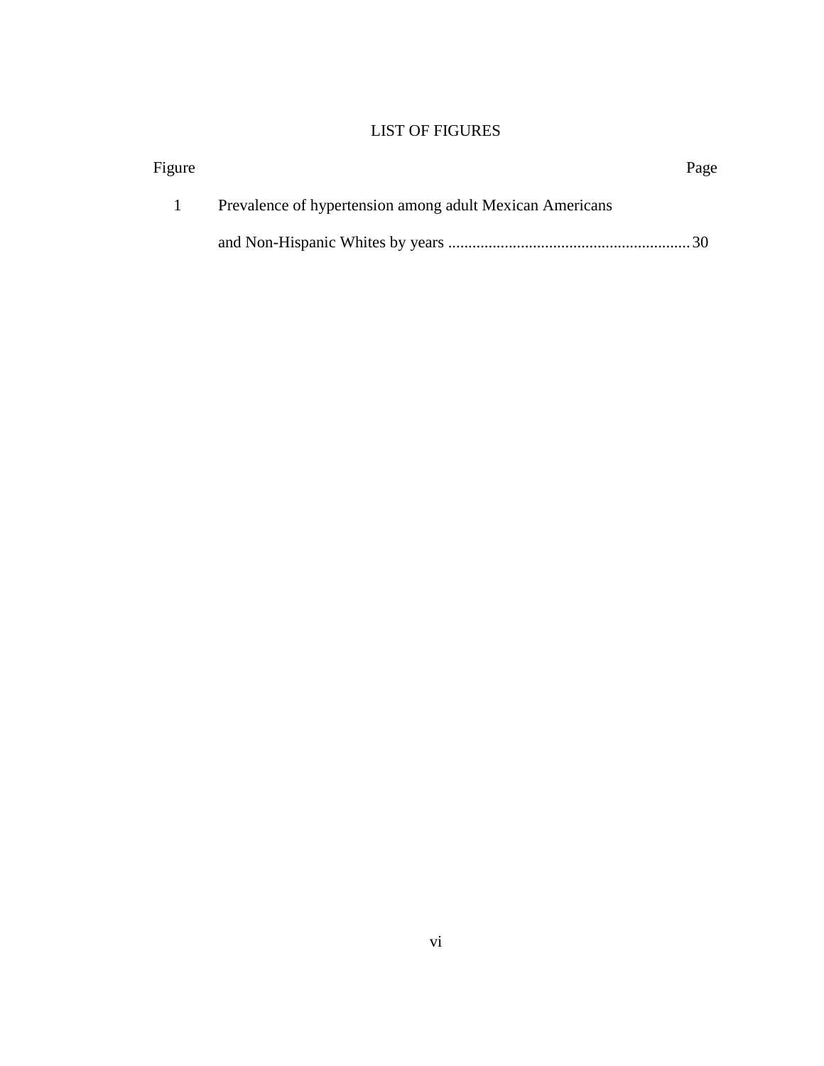# LIST OF FIGURES

| Figure | | Page |
|---|---|---|
| 1 | Prevalence of hypertension among adult Mexican Americans and Non-Hispanic Whites by years | 30 |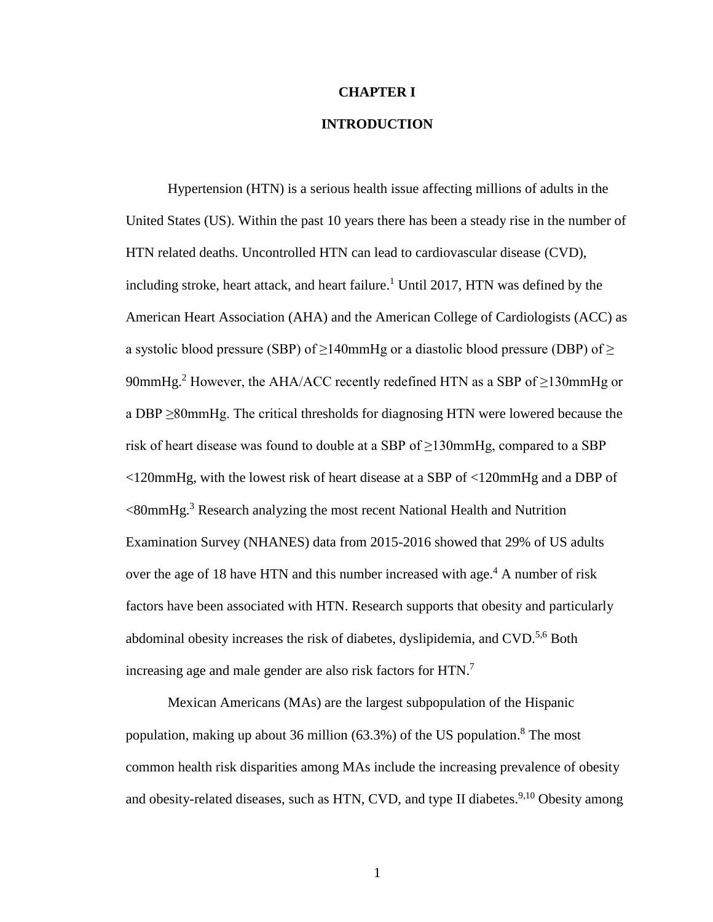# CHAPTER I

# INTRODUCTION

Hypertension (HTN) is a serious health issue affecting millions of adults in the United States (US). Within the past 10 years there has been a steady rise in the number of HTN related deaths. Uncontrolled HTN can lead to cardiovascular disease (CVD), including stroke, heart attack, and heart failure.[1] Until 2017, HTN was defined by the American Heart Association (AHA) and the American College of Cardiologists (ACC) as a systolic blood pressure (SBP) of ≥140mmHg or a diastolic blood pressure (DBP) of ≥ 90mmHg.[2] However, the AHA/ACC recently redefined HTN as a SBP of ≥130mmHg or a DBP ≥80mmHg. The critical thresholds for diagnosing HTN were lowered because the risk of heart disease was found to double at a SBP of ≥130mmHg, compared to a SBP <120mmHg, with the lowest risk of heart disease at a SBP of <120mmHg and a DBP of <80mmHg.[3] Research analyzing the most recent National Health and Nutrition Examination Survey (NHANES) data from 2015-2016 showed that 29% of US adults over the age of 18 have HTN and this number increased with age.[4] A number of risk factors have been associated with HTN. Research supports that obesity and particularly abdominal obesity increases the risk of diabetes, dyslipidemia, and CVD.[5,6] Both increasing age and male gender are also risk factors for HTN.[7]

Mexican Americans (MAs) are the largest subpopulation of the Hispanic population, making up about 36 million (63.3%) of the US population.[8] The most common health risk disparities among MAs include the increasing prevalence of obesity and obesity-related diseases, such as HTN, CVD, and type II diabetes.[9,10] Obesity among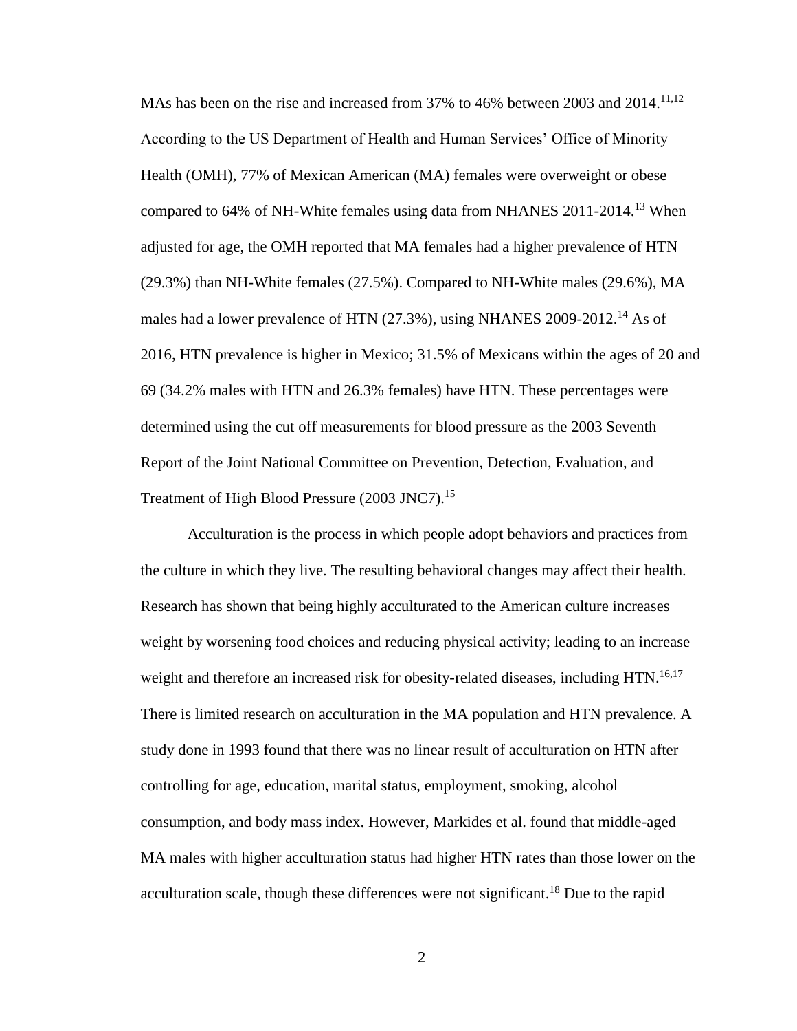MAs has been on the rise and increased from 37% to 46% between 2003 and 2014.[11,12] According to the US Department of Health and Human Services' Office of Minority Health (OMH), 77% of Mexican American (MA) females were overweight or obese compared to 64% of NH-White females using data from NHANES 2011-2014.[13] When adjusted for age, the OMH reported that MA females had a higher prevalence of HTN (29.3%) than NH-White females (27.5%). Compared to NH-White males (29.6%), MA males had a lower prevalence of HTN (27.3%), using NHANES 2009-2012.[14] As of 2016, HTN prevalence is higher in Mexico; 31.5% of Mexicans within the ages of 20 and 69 (34.2% males with HTN and 26.3% females) have HTN. These percentages were determined using the cut off measurements for blood pressure as the 2003 Seventh Report of the Joint National Committee on Prevention, Detection, Evaluation, and Treatment of High Blood Pressure (2003 JNC7).[15]

Acculturation is the process in which people adopt behaviors and practices from the culture in which they live. The resulting behavioral changes may affect their health. Research has shown that being highly acculturated to the American culture increases weight by worsening food choices and reducing physical activity; leading to an increase weight and therefore an increased risk for obesity-related diseases, including HTN.[16,17] There is limited research on acculturation in the MA population and HTN prevalence. A study done in 1993 found that there was no linear result of acculturation on HTN after controlling for age, education, marital status, employment, smoking, alcohol consumption, and body mass index. However, Markides et al. found that middle-aged MA males with higher acculturation status had higher HTN rates than those lower on the acculturation scale, though these differences were not significant.[18] Due to the rapid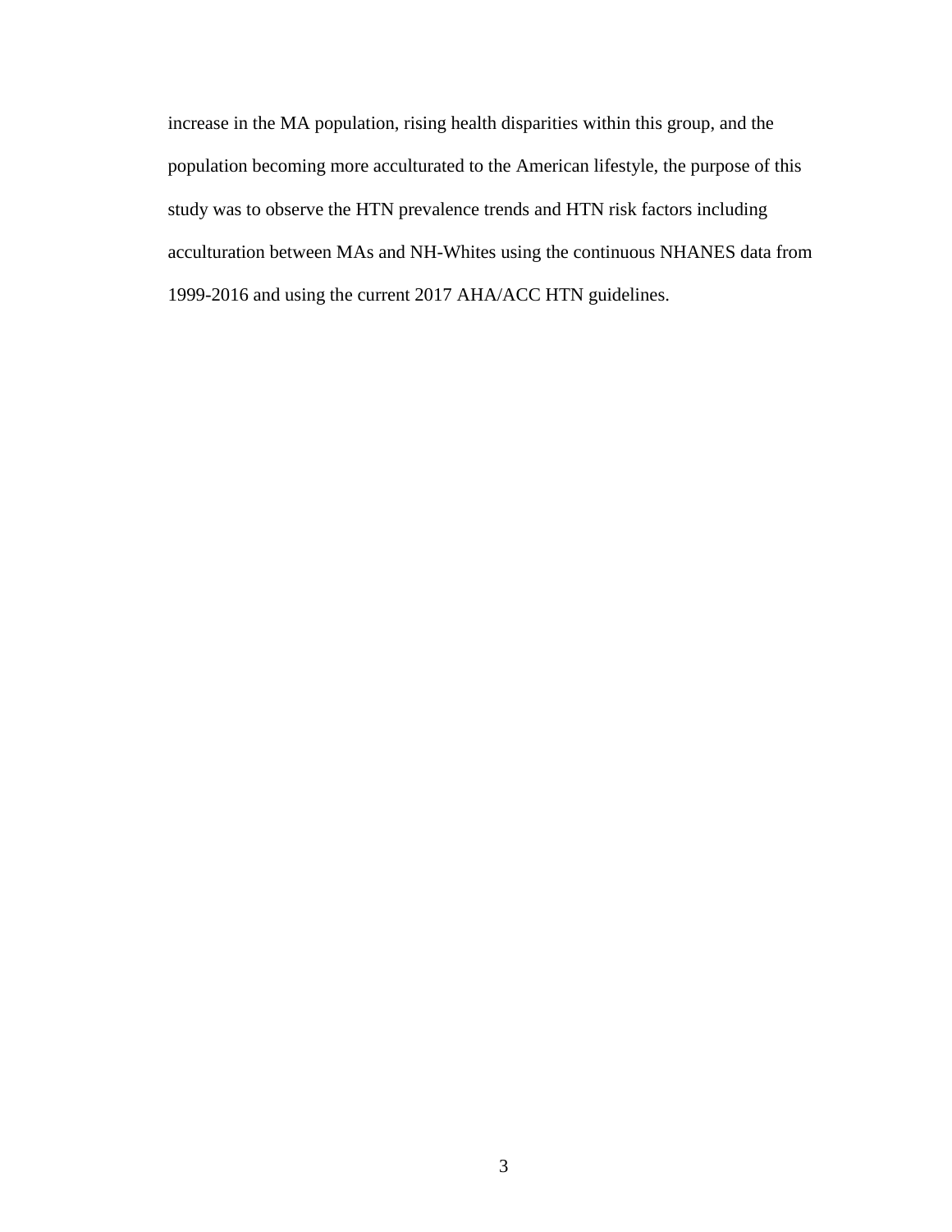increase in the MA population, rising health disparities within this group, and the population becoming more acculturated to the American lifestyle, the purpose of this study was to observe the HTN prevalence trends and HTN risk factors including acculturation between MAs and NH-Whites using the continuous NHANES data from 1999-2016 and using the current 2017 AHA/ACC HTN guidelines.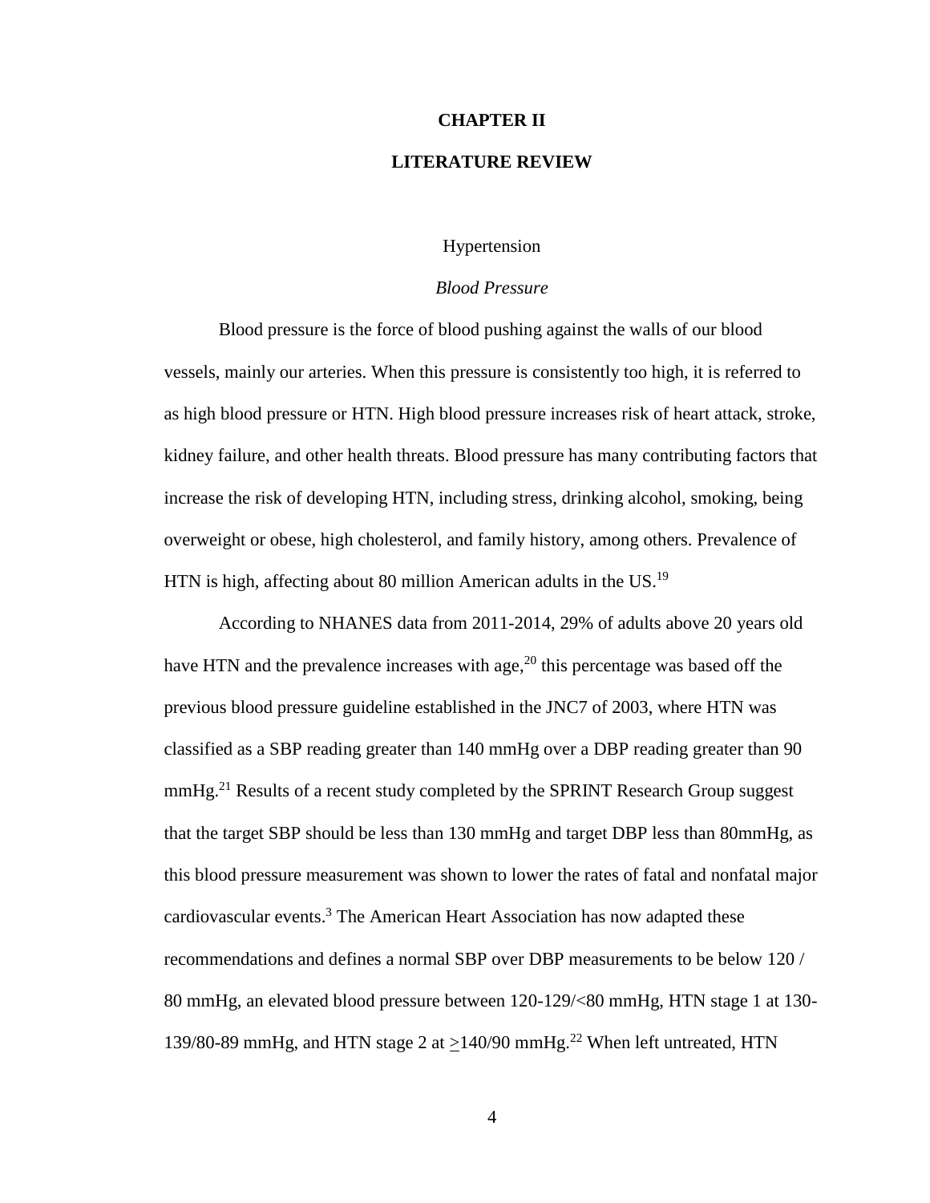# CHAPTER II

# LITERATURE REVIEW

## Hypertension

### *Blood Pressure*

Blood pressure is the force of blood pushing against the walls of our blood vessels, mainly our arteries. When this pressure is consistently too high, it is referred to as high blood pressure or HTN. High blood pressure increases risk of heart attack, stroke, kidney failure, and other health threats. Blood pressure has many contributing factors that increase the risk of developing HTN, including stress, drinking alcohol, smoking, being overweight or obese, high cholesterol, and family history, among others. Prevalence of HTN is high, affecting about 80 million American adults in the US.[19]

According to NHANES data from 2011-2014, 29% of adults above 20 years old have HTN and the prevalence increases with age,[20] this percentage was based off the previous blood pressure guideline established in the JNC7 of 2003, where HTN was classified as a SBP reading greater than 140 mmHg over a DBP reading greater than 90 mmHg.[21] Results of a recent study completed by the SPRINT Research Group suggest that the target SBP should be less than 130 mmHg and target DBP less than 80mmHg, as this blood pressure measurement was shown to lower the rates of fatal and nonfatal major cardiovascular events.[3] The American Heart Association has now adapted these recommendations and defines a normal SBP over DBP measurements to be below 120 / 80 mmHg, an elevated blood pressure between 120-129/<80 mmHg, HTN stage 1 at 130-139/80-89 mmHg, and HTN stage 2 at $\geq$140/90 mmHg.[22] When left untreated, HTN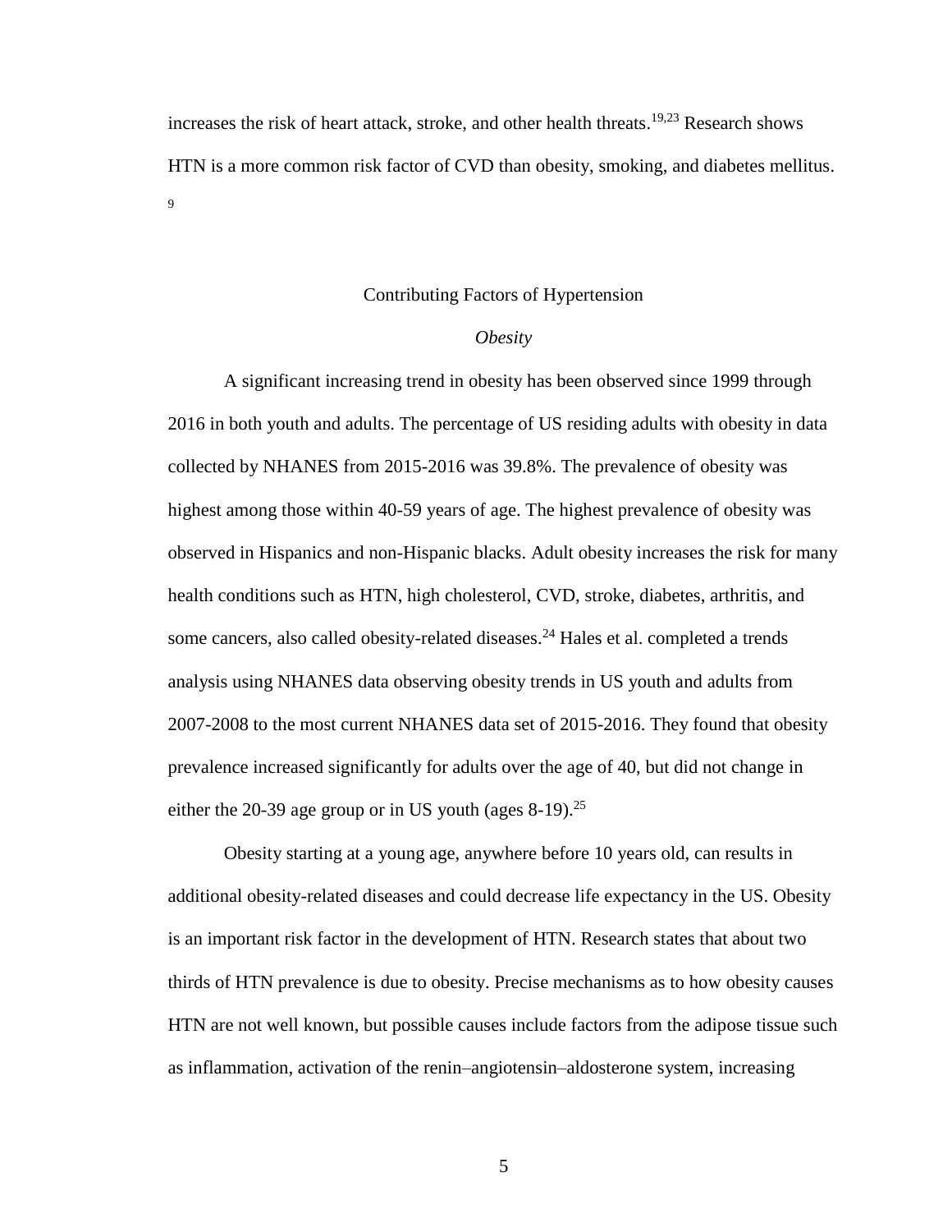increases the risk of heart attack, stroke, and other health threats.[19,23] Research shows HTN is a more common risk factor of CVD than obesity, smoking, and diabetes mellitus.[9]

## Contributing Factors of Hypertension

### *Obesity*

A significant increasing trend in obesity has been observed since 1999 through 2016 in both youth and adults. The percentage of US residing adults with obesity in data collected by NHANES from 2015-2016 was 39.8%. The prevalence of obesity was highest among those within 40-59 years of age. The highest prevalence of obesity was observed in Hispanics and non-Hispanic blacks. Adult obesity increases the risk for many health conditions such as HTN, high cholesterol, CVD, stroke, diabetes, arthritis, and some cancers, also called obesity-related diseases.[24] Hales et al. completed a trends analysis using NHANES data observing obesity trends in US youth and adults from 2007-2008 to the most current NHANES data set of 2015-2016. They found that obesity prevalence increased significantly for adults over the age of 40, but did not change in either the 20-39 age group or in US youth (ages 8-19).[25]

Obesity starting at a young age, anywhere before 10 years old, can results in additional obesity-related diseases and could decrease life expectancy in the US. Obesity is an important risk factor in the development of HTN. Research states that about two thirds of HTN prevalence is due to obesity. Precise mechanisms as to how obesity causes HTN are not well known, but possible causes include factors from the adipose tissue such as inflammation, activation of the renin–angiotensin–aldosterone system, increasing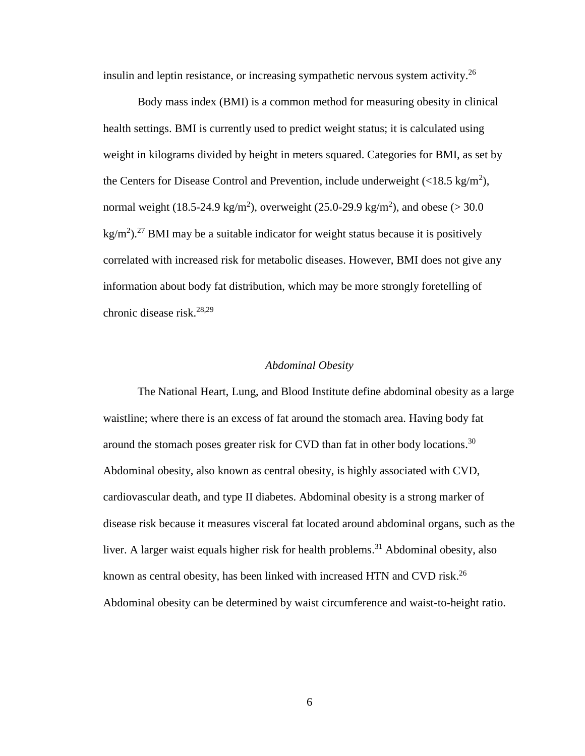insulin and leptin resistance, or increasing sympathetic nervous system activity.[26]

Body mass index (BMI) is a common method for measuring obesity in clinical health settings. BMI is currently used to predict weight status; it is calculated using weight in kilograms divided by height in meters squared. Categories for BMI, as set by the Centers for Disease Control and Prevention, include underweight (<18.5 $kg/m^2$), normal weight (18.5-24.9 $kg/m^2$), overweight (25.0-29.9 $kg/m^2$), and obese (> 30.0 $kg/m^2$).[27] BMI may be a suitable indicator for weight status because it is positively correlated with increased risk for metabolic diseases. However, BMI does not give any information about body fat distribution, which may be more strongly foretelling of chronic disease risk.[28,29]

### *Abdominal Obesity*

The National Heart, Lung, and Blood Institute define abdominal obesity as a large waistline; where there is an excess of fat around the stomach area. Having body fat around the stomach poses greater risk for CVD than fat in other body locations.[30] Abdominal obesity, also known as central obesity, is highly associated with CVD, cardiovascular death, and type II diabetes. Abdominal obesity is a strong marker of disease risk because it measures visceral fat located around abdominal organs, such as the liver. A larger waist equals higher risk for health problems.[31] Abdominal obesity, also known as central obesity, has been linked with increased HTN and CVD risk.[26] Abdominal obesity can be determined by waist circumference and waist-to-height ratio.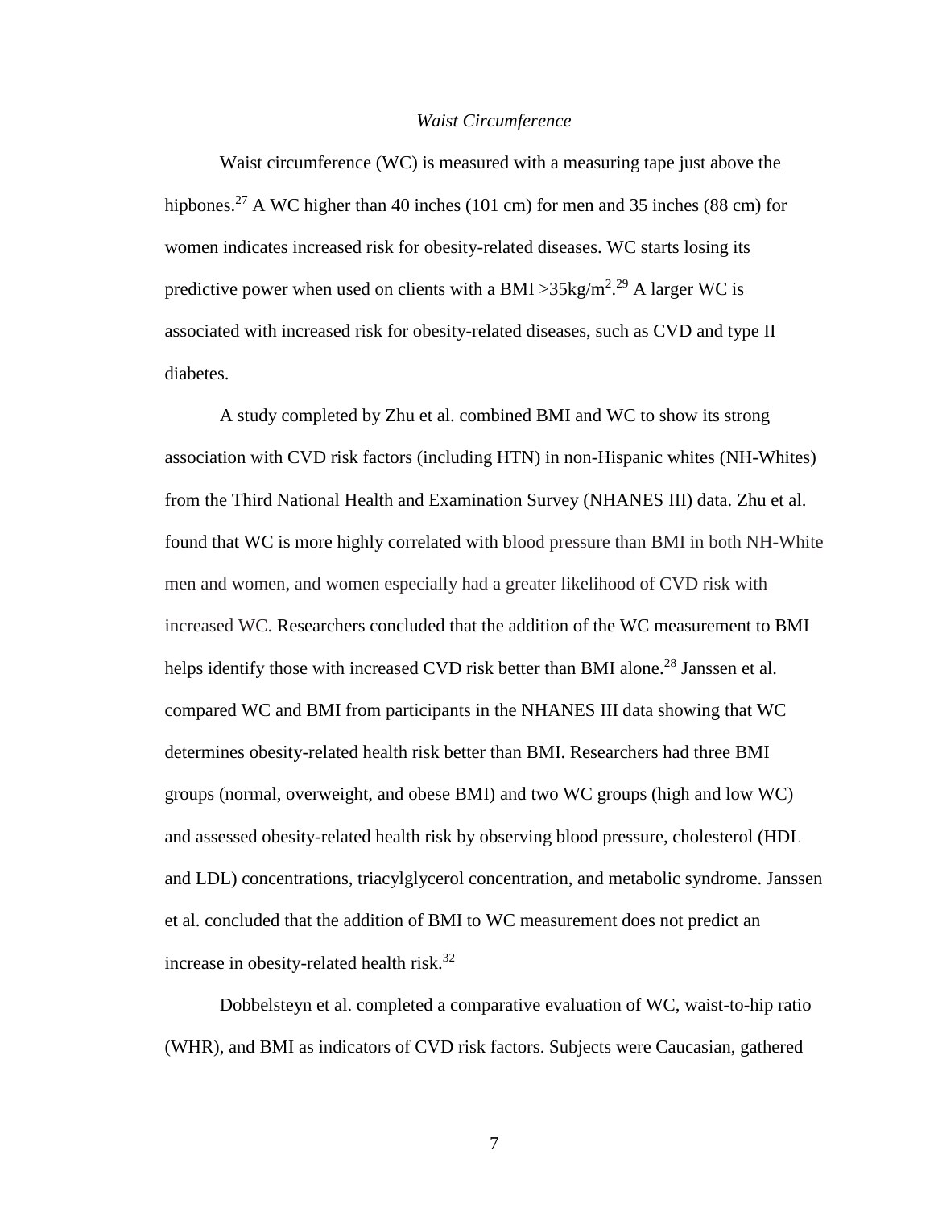*Waist Circumference*

Waist circumference (WC) is measured with a measuring tape just above the hipbones.[27] A WC higher than 40 inches (101 cm) for men and 35 inches (88 cm) for women indicates increased risk for obesity-related diseases. WC starts losing its predictive power when used on clients with a BMI >35kg/m$^2$.[29] A larger WC is associated with increased risk for obesity-related diseases, such as CVD and type II diabetes.

A study completed by Zhu et al. combined BMI and WC to show its strong association with CVD risk factors (including HTN) in non-Hispanic whites (NH-Whites) from the Third National Health and Examination Survey (NHANES III) data. Zhu et al. found that WC is more highly correlated with blood pressure than BMI in both NH-White men and women, and women especially had a greater likelihood of CVD risk with increased WC. Researchers concluded that the addition of the WC measurement to BMI helps identify those with increased CVD risk better than BMI alone.[28] Janssen et al. compared WC and BMI from participants in the NHANES III data showing that WC determines obesity-related health risk better than BMI. Researchers had three BMI groups (normal, overweight, and obese BMI) and two WC groups (high and low WC) and assessed obesity-related health risk by observing blood pressure, cholesterol (HDL and LDL) concentrations, triacylglycerol concentration, and metabolic syndrome. Janssen et al. concluded that the addition of BMI to WC measurement does not predict an increase in obesity-related health risk.[32]

Dobbelsteyn et al. completed a comparative evaluation of WC, waist-to-hip ratio (WHR), and BMI as indicators of CVD risk factors. Subjects were Caucasian, gathered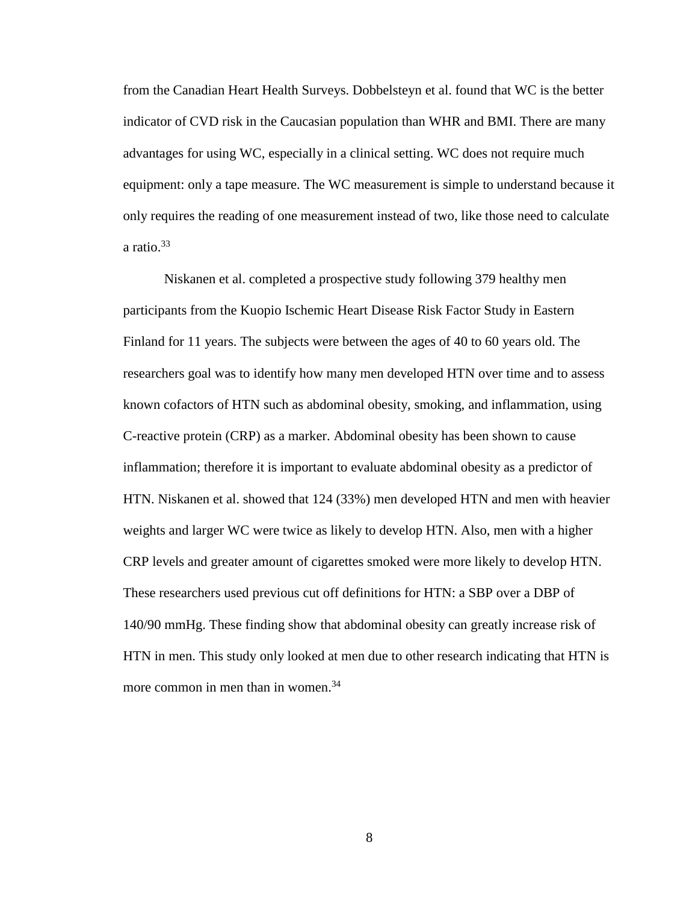from the Canadian Heart Health Surveys. Dobbelsteyn et al. found that WC is the better indicator of CVD risk in the Caucasian population than WHR and BMI. There are many advantages for using WC, especially in a clinical setting. WC does not require much equipment: only a tape measure. The WC measurement is simple to understand because it only requires the reading of one measurement instead of two, like those need to calculate a ratio.[33]

Niskanen et al. completed a prospective study following 379 healthy men participants from the Kuopio Ischemic Heart Disease Risk Factor Study in Eastern Finland for 11 years. The subjects were between the ages of 40 to 60 years old. The researchers goal was to identify how many men developed HTN over time and to assess known cofactors of HTN such as abdominal obesity, smoking, and inflammation, using C-reactive protein (CRP) as a marker. Abdominal obesity has been shown to cause inflammation; therefore it is important to evaluate abdominal obesity as a predictor of HTN. Niskanen et al. showed that 124 (33%) men developed HTN and men with heavier weights and larger WC were twice as likely to develop HTN. Also, men with a higher CRP levels and greater amount of cigarettes smoked were more likely to develop HTN. These researchers used previous cut off definitions for HTN: a SBP over a DBP of 140/90 mmHg. These finding show that abdominal obesity can greatly increase risk of HTN in men. This study only looked at men due to other research indicating that HTN is more common in men than in women.[34]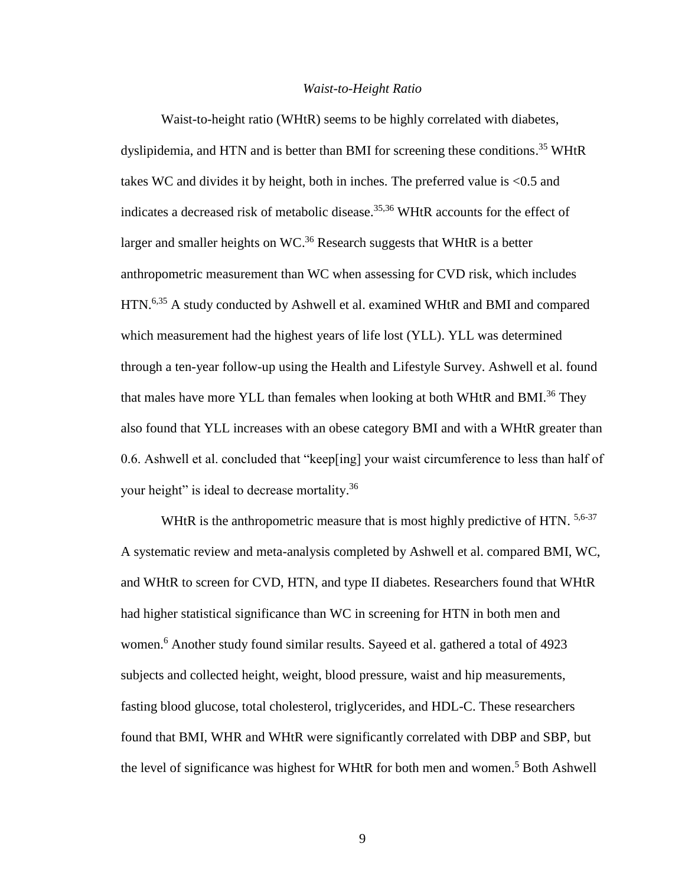### *Waist-to-Height Ratio*

Waist-to-height ratio (WHtR) seems to be highly correlated with diabetes, dyslipidemia, and HTN and is better than BMI for screening these conditions.[35] WHtR takes WC and divides it by height, both in inches. The preferred value is <0.5 and indicates a decreased risk of metabolic disease.[35,36] WHtR accounts for the effect of larger and smaller heights on WC.[36] Research suggests that WHtR is a better anthropometric measurement than WC when assessing for CVD risk, which includes HTN.[6,35] A study conducted by Ashwell et al. examined WHtR and BMI and compared which measurement had the highest years of life lost (YLL). YLL was determined through a ten-year follow-up using the Health and Lifestyle Survey. Ashwell et al. found that males have more YLL than females when looking at both WHtR and BMI.[36] They also found that YLL increases with an obese category BMI and with a WHtR greater than 0.6. Ashwell et al. concluded that "keep[ing] your waist circumference to less than half of your height" is ideal to decrease mortality.[36]

WHtR is the anthropometric measure that is most highly predictive of HTN. [5,6-37] A systematic review and meta-analysis completed by Ashwell et al. compared BMI, WC, and WHtR to screen for CVD, HTN, and type II diabetes. Researchers found that WHtR had higher statistical significance than WC in screening for HTN in both men and women.[6] Another study found similar results. Sayeed et al. gathered a total of 4923 subjects and collected height, weight, blood pressure, waist and hip measurements, fasting blood glucose, total cholesterol, triglycerides, and HDL-C. These researchers found that BMI, WHR and WHtR were significantly correlated with DBP and SBP, but the level of significance was highest for WHtR for both men and women.[5] Both Ashwell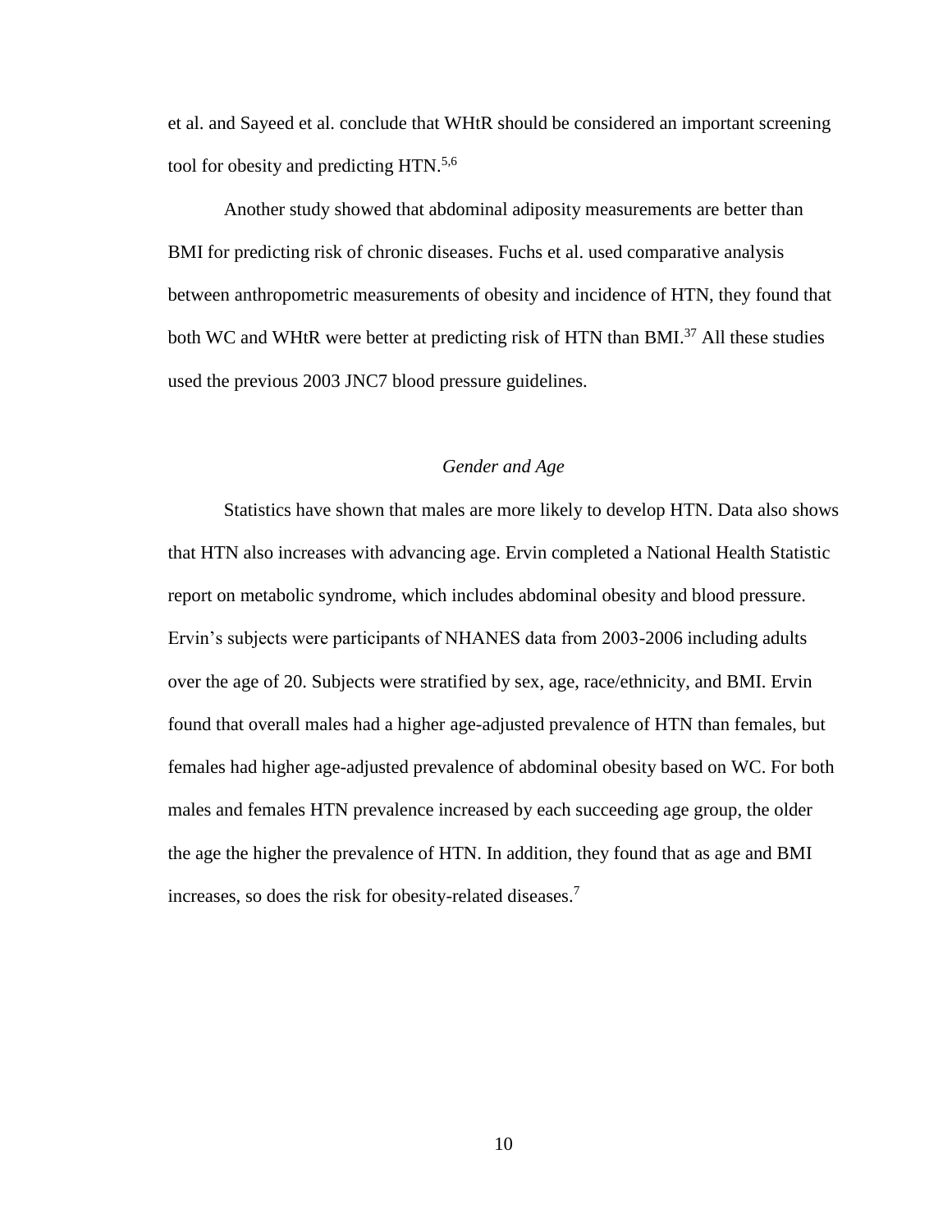et al. and Sayeed et al. conclude that WHtR should be considered an important screening tool for obesity and predicting HTN.[5,6]

Another study showed that abdominal adiposity measurements are better than BMI for predicting risk of chronic diseases. Fuchs et al. used comparative analysis between anthropometric measurements of obesity and incidence of HTN, they found that both WC and WHtR were better at predicting risk of HTN than BMI.[37] All these studies used the previous 2003 JNC7 blood pressure guidelines.

### *Gender and Age*

Statistics have shown that males are more likely to develop HTN. Data also shows that HTN also increases with advancing age. Ervin completed a National Health Statistic report on metabolic syndrome, which includes abdominal obesity and blood pressure. Ervin's subjects were participants of NHANES data from 2003-2006 including adults over the age of 20. Subjects were stratified by sex, age, race/ethnicity, and BMI. Ervin found that overall males had a higher age-adjusted prevalence of HTN than females, but females had higher age-adjusted prevalence of abdominal obesity based on WC. For both males and females HTN prevalence increased by each succeeding age group, the older the age the higher the prevalence of HTN. In addition, they found that as age and BMI increases, so does the risk for obesity-related diseases.[7]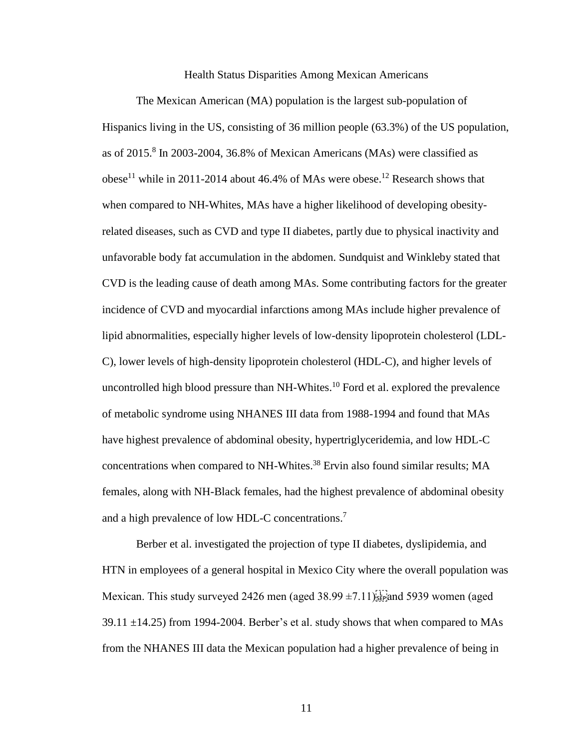## Health Status Disparities Among Mexican Americans

The Mexican American (MA) population is the largest sub-population of Hispanics living in the US, consisting of 36 million people (63.3%) of the US population, as of 2015.[8] In 2003-2004, 36.8% of Mexican Americans (MAs) were classified as obese[11] while in 2011-2014 about 46.4% of MAs were obese.[12] Research shows that when compared to NH-Whites, MAs have a higher likelihood of developing obesity-related diseases, such as CVD and type II diabetes, partly due to physical inactivity and unfavorable body fat accumulation in the abdomen. Sundquist and Winkleby stated that CVD is the leading cause of death among MAs. Some contributing factors for the greater incidence of CVD and myocardial infarctions among MAs include higher prevalence of lipid abnormalities, especially higher levels of low-density lipoprotein cholesterol (LDL-C), lower levels of high-density lipoprotein cholesterol (HDL-C), and higher levels of uncontrolled high blood pressure than NH-Whites.[10] Ford et al. explored the prevalence of metabolic syndrome using NHANES III data from 1988-1994 and found that MAs have highest prevalence of abdominal obesity, hypertriglyceridemia, and low HDL-C concentrations when compared to NH-Whites.[38] Ervin also found similar results; MA females, along with NH-Black females, had the highest prevalence of abdominal obesity and a high prevalence of low HDL-C concentrations.[7]

Berber et al. investigated the projection of type II diabetes, dyslipidemia, and HTN in employees of a general hospital in Mexico City where the overall population was Mexican. This study surveyed 2426 men (aged 38.99 ±7.11) and 5939 women (aged 39.11 ±14.25) from 1994-2004. Berber's et al. study shows that when compared to MAs from the NHANES III data the Mexican population had a higher prevalence of being in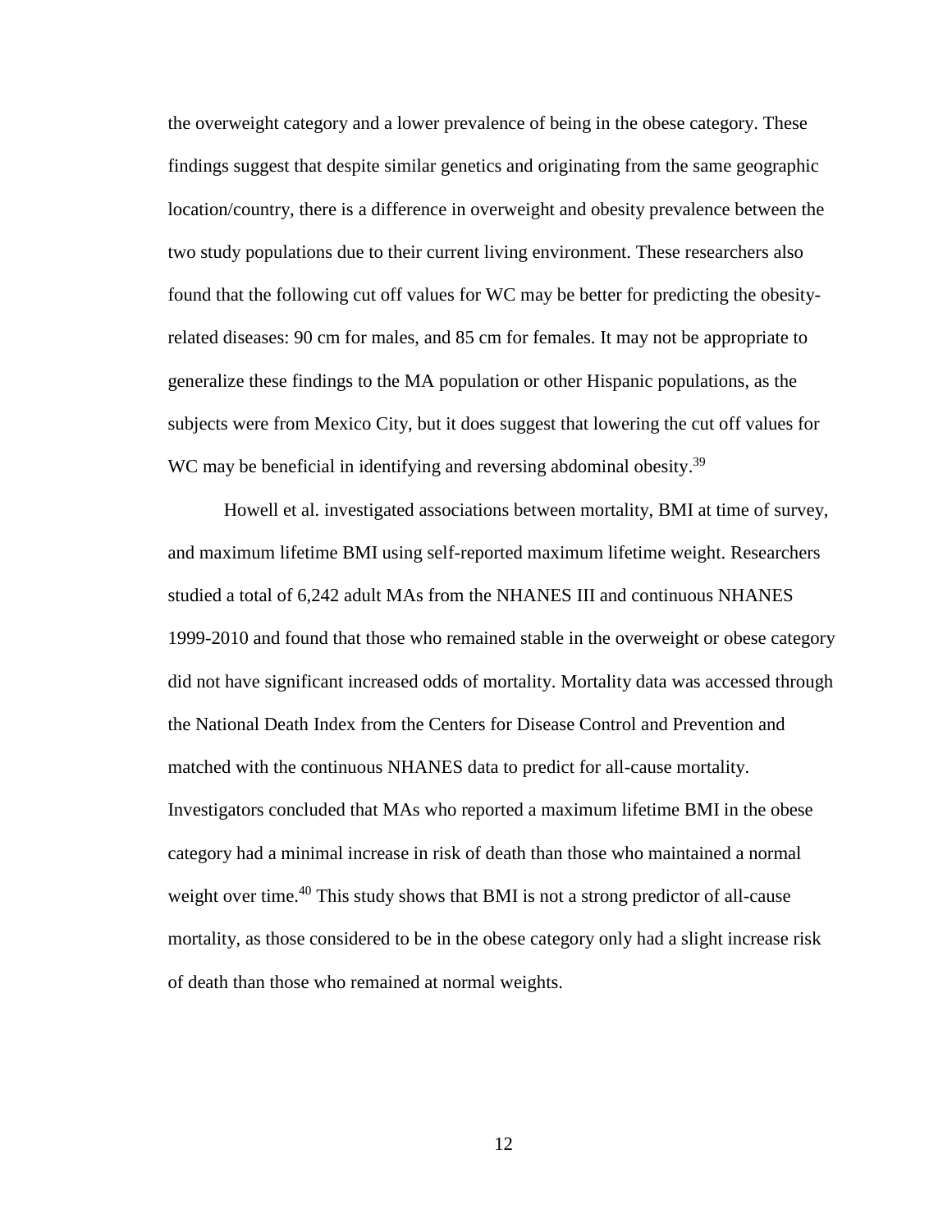the overweight category and a lower prevalence of being in the obese category. These findings suggest that despite similar genetics and originating from the same geographic location/country, there is a difference in overweight and obesity prevalence between the two study populations due to their current living environment. These researchers also found that the following cut off values for WC may be better for predicting the obesity-related diseases: 90 cm for males, and 85 cm for females. It may not be appropriate to generalize these findings to the MA population or other Hispanic populations, as the subjects were from Mexico City, but it does suggest that lowering the cut off values for WC may be beneficial in identifying and reversing abdominal obesity.[39]

Howell et al. investigated associations between mortality, BMI at time of survey, and maximum lifetime BMI using self-reported maximum lifetime weight. Researchers studied a total of 6,242 adult MAs from the NHANES III and continuous NHANES 1999-2010 and found that those who remained stable in the overweight or obese category did not have significant increased odds of mortality. Mortality data was accessed through the National Death Index from the Centers for Disease Control and Prevention and matched with the continuous NHANES data to predict for all-cause mortality. Investigators concluded that MAs who reported a maximum lifetime BMI in the obese category had a minimal increase in risk of death than those who maintained a normal weight over time.[40] This study shows that BMI is not a strong predictor of all-cause mortality, as those considered to be in the obese category only had a slight increase risk of death than those who remained at normal weights.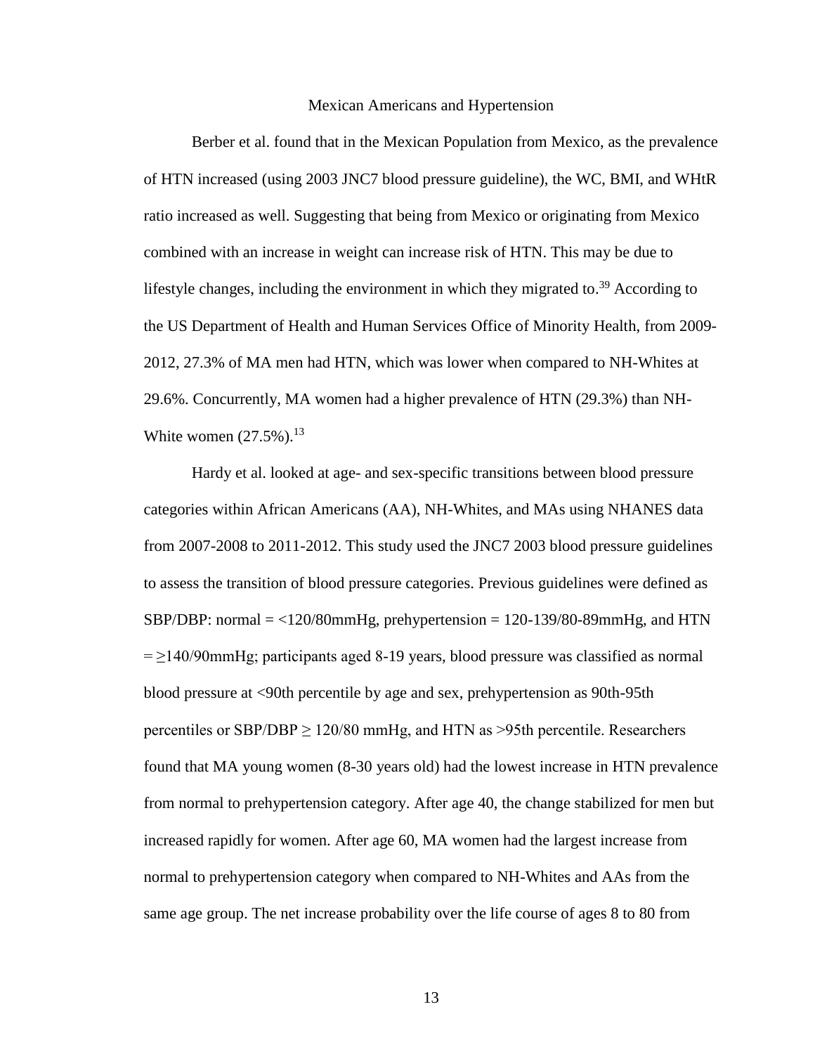## Mexican Americans and Hypertension

Berber et al. found that in the Mexican Population from Mexico, as the prevalence of HTN increased (using 2003 JNC7 blood pressure guideline), the WC, BMI, and WHtR ratio increased as well. Suggesting that being from Mexico or originating from Mexico combined with an increase in weight can increase risk of HTN. This may be due to lifestyle changes, including the environment in which they migrated to.[39] According to the US Department of Health and Human Services Office of Minority Health, from 2009-2012, 27.3% of MA men had HTN, which was lower when compared to NH-Whites at 29.6%. Concurrently, MA women had a higher prevalence of HTN (29.3%) than NH-White women (27.5%).[13]

Hardy et al. looked at age- and sex-specific transitions between blood pressure categories within African Americans (AA), NH-Whites, and MAs using NHANES data from 2007-2008 to 2011-2012. This study used the JNC7 2003 blood pressure guidelines to assess the transition of blood pressure categories. Previous guidelines were defined as SBP/DBP: normal = <120/80mmHg, prehypertension = 120-139/80-89mmHg, and HTN = ≥140/90mmHg; participants aged 8-19 years, blood pressure was classified as normal blood pressure at <90th percentile by age and sex, prehypertension as 90th-95th percentiles or SBP/DBP ≥ 120/80 mmHg, and HTN as >95th percentile. Researchers found that MA young women (8-30 years old) had the lowest increase in HTN prevalence from normal to prehypertension category. After age 40, the change stabilized for men but increased rapidly for women. After age 60, MA women had the largest increase from normal to prehypertension category when compared to NH-Whites and AAs from the same age group. The net increase probability over the life course of ages 8 to 80 from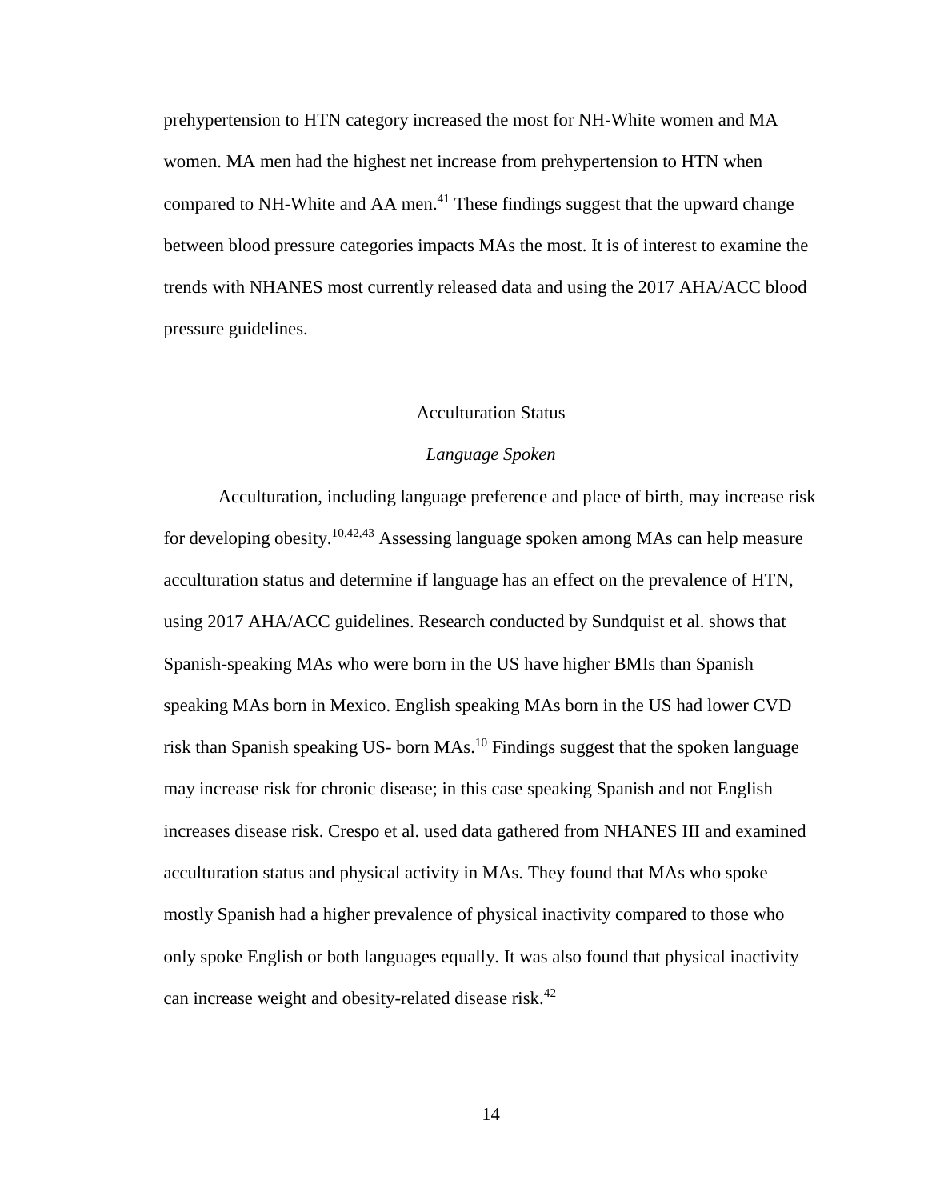prehypertension to HTN category increased the most for NH-White women and MA women. MA men had the highest net increase from prehypertension to HTN when compared to NH-White and AA men.[41] These findings suggest that the upward change between blood pressure categories impacts MAs the most. It is of interest to examine the trends with NHANES most currently released data and using the 2017 AHA/ACC blood pressure guidelines.

## Acculturation Status

### *Language Spoken*

Acculturation, including language preference and place of birth, may increase risk for developing obesity.[10,42,43] Assessing language spoken among MAs can help measure acculturation status and determine if language has an effect on the prevalence of HTN, using 2017 AHA/ACC guidelines. Research conducted by Sundquist et al. shows that Spanish-speaking MAs who were born in the US have higher BMIs than Spanish speaking MAs born in Mexico. English speaking MAs born in the US had lower CVD risk than Spanish speaking US- born MAs.[10] Findings suggest that the spoken language may increase risk for chronic disease; in this case speaking Spanish and not English increases disease risk. Crespo et al. used data gathered from NHANES III and examined acculturation status and physical activity in MAs. They found that MAs who spoke mostly Spanish had a higher prevalence of physical inactivity compared to those who only spoke English or both languages equally. It was also found that physical inactivity can increase weight and obesity-related disease risk.[42]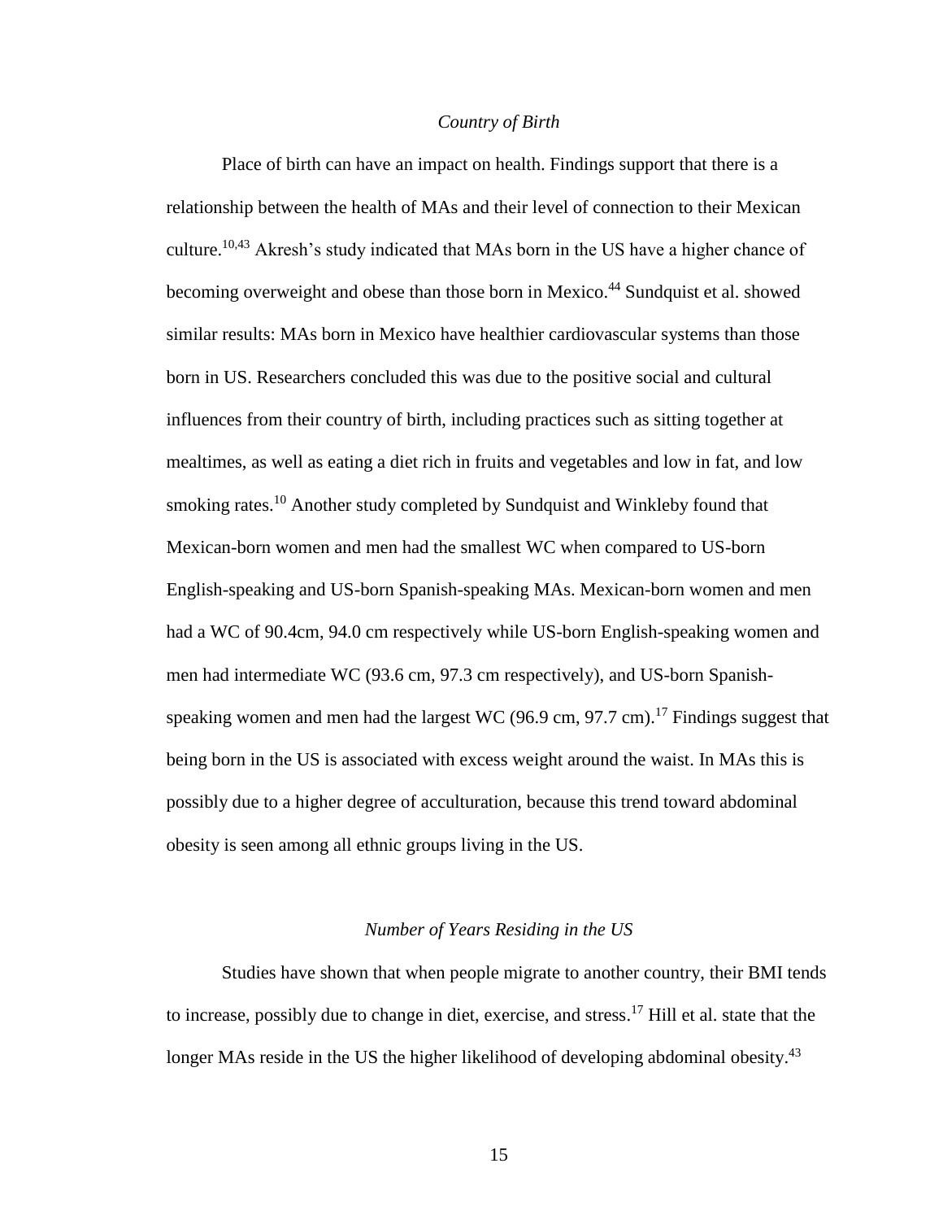### *Country of Birth*

Place of birth can have an impact on health. Findings support that there is a relationship between the health of MAs and their level of connection to their Mexican culture.[10,43] Akresh's study indicated that MAs born in the US have a higher chance of becoming overweight and obese than those born in Mexico.[44] Sundquist et al. showed similar results: MAs born in Mexico have healthier cardiovascular systems than those born in US. Researchers concluded this was due to the positive social and cultural influences from their country of birth, including practices such as sitting together at mealtimes, as well as eating a diet rich in fruits and vegetables and low in fat, and low smoking rates.[10] Another study completed by Sundquist and Winkleby found that Mexican-born women and men had the smallest WC when compared to US-born English-speaking and US-born Spanish-speaking MAs. Mexican-born women and men had a WC of 90.4cm, 94.0 cm respectively while US-born English-speaking women and men had intermediate WC (93.6 cm, 97.3 cm respectively), and US-born Spanish-speaking women and men had the largest WC (96.9 cm, 97.7 cm).[17] Findings suggest that being born in the US is associated with excess weight around the waist. In MAs this is possibly due to a higher degree of acculturation, because this trend toward abdominal obesity is seen among all ethnic groups living in the US.

### *Number of Years Residing in the US*

Studies have shown that when people migrate to another country, their BMI tends to increase, possibly due to change in diet, exercise, and stress.[17] Hill et al. state that the longer MAs reside in the US the higher likelihood of developing abdominal obesity.[43]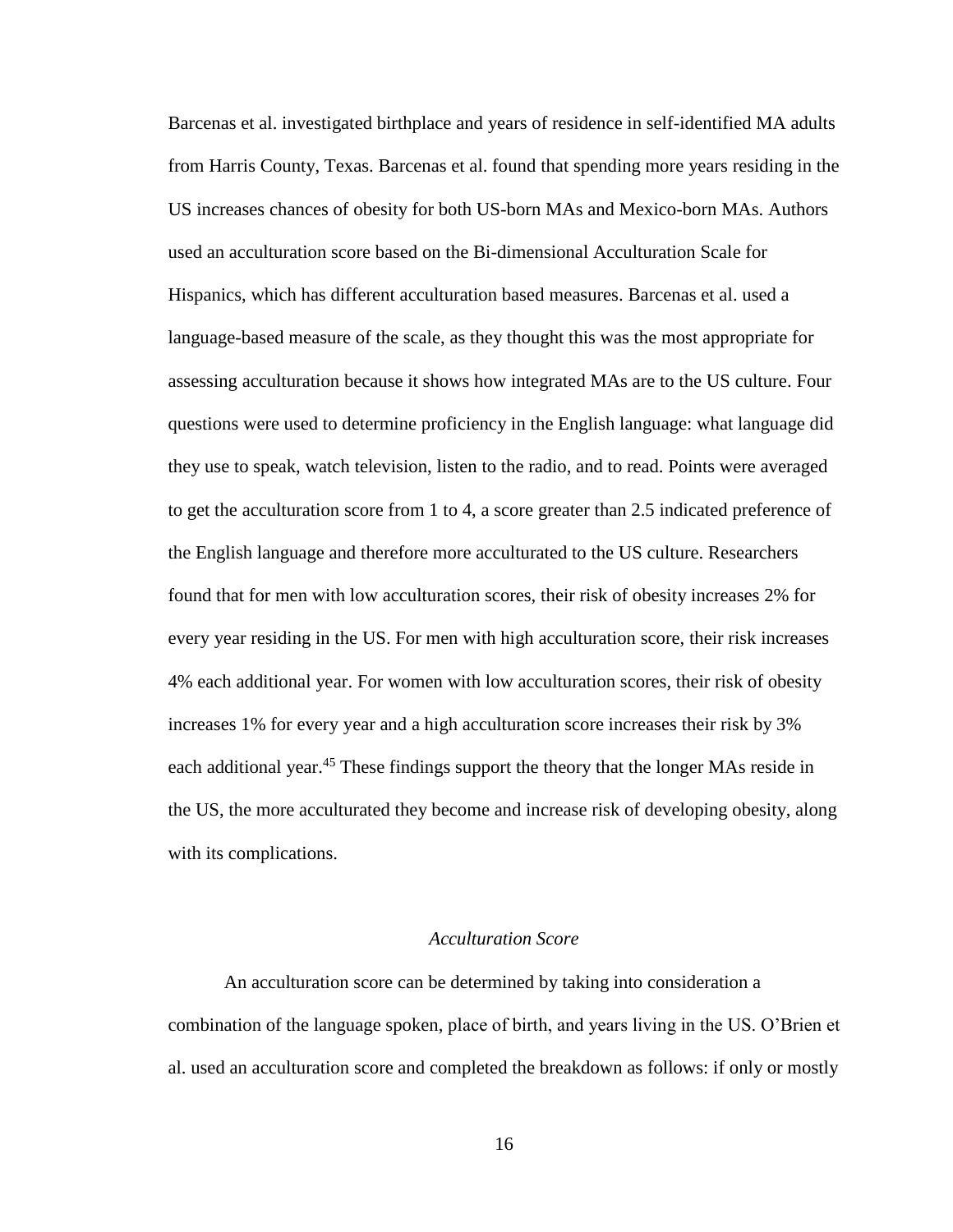Barcenas et al. investigated birthplace and years of residence in self-identified MA adults from Harris County, Texas. Barcenas et al. found that spending more years residing in the US increases chances of obesity for both US-born MAs and Mexico-born MAs. Authors used an acculturation score based on the Bi-dimensional Acculturation Scale for Hispanics, which has different acculturation based measures. Barcenas et al. used a language-based measure of the scale, as they thought this was the most appropriate for assessing acculturation because it shows how integrated MAs are to the US culture. Four questions were used to determine proficiency in the English language: what language did they use to speak, watch television, listen to the radio, and to read. Points were averaged to get the acculturation score from 1 to 4, a score greater than 2.5 indicated preference of the English language and therefore more acculturated to the US culture. Researchers found that for men with low acculturation scores, their risk of obesity increases 2% for every year residing in the US. For men with high acculturation score, their risk increases 4% each additional year. For women with low acculturation scores, their risk of obesity increases 1% for every year and a high acculturation score increases their risk by 3% each additional year.[45] These findings support the theory that the longer MAs reside in the US, the more acculturated they become and increase risk of developing obesity, along with its complications.

### *Acculturation Score*

An acculturation score can be determined by taking into consideration a combination of the language spoken, place of birth, and years living in the US. O'Brien et al. used an acculturation score and completed the breakdown as follows: if only or mostly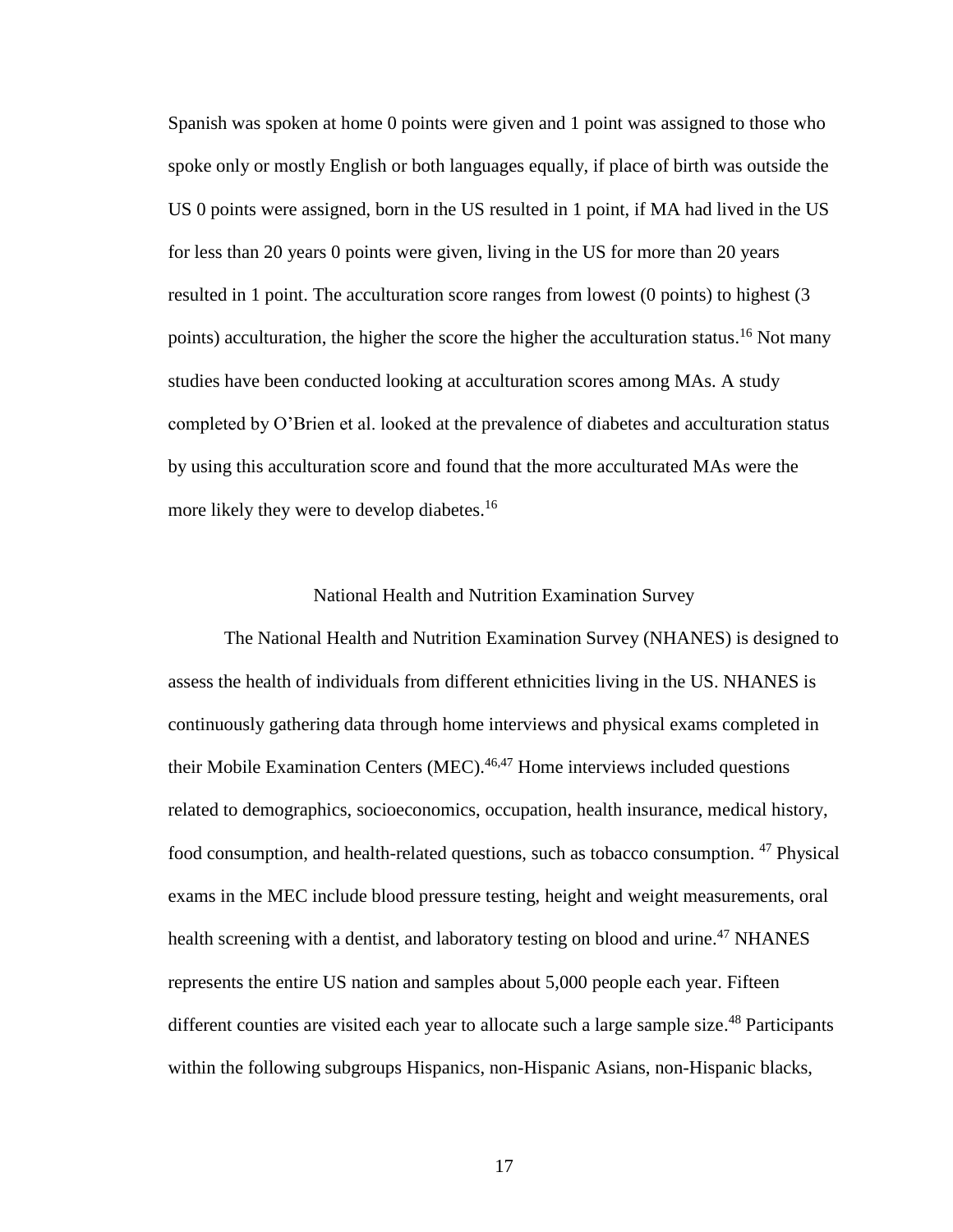Spanish was spoken at home 0 points were given and 1 point was assigned to those who spoke only or mostly English or both languages equally, if place of birth was outside the US 0 points were assigned, born in the US resulted in 1 point, if MA had lived in the US for less than 20 years 0 points were given, living in the US for more than 20 years resulted in 1 point. The acculturation score ranges from lowest (0 points) to highest (3 points) acculturation, the higher the score the higher the acculturation status.[16] Not many studies have been conducted looking at acculturation scores among MAs. A study completed by O'Brien et al. looked at the prevalence of diabetes and acculturation status by using this acculturation score and found that the more acculturated MAs were the more likely they were to develop diabetes.[16]

## National Health and Nutrition Examination Survey

The National Health and Nutrition Examination Survey (NHANES) is designed to assess the health of individuals from different ethnicities living in the US. NHANES is continuously gathering data through home interviews and physical exams completed in their Mobile Examination Centers (MEC).[46,47] Home interviews included questions related to demographics, socioeconomics, occupation, health insurance, medical history, food consumption, and health-related questions, such as tobacco consumption. [47] Physical exams in the MEC include blood pressure testing, height and weight measurements, oral health screening with a dentist, and laboratory testing on blood and urine.[47] NHANES represents the entire US nation and samples about 5,000 people each year. Fifteen different counties are visited each year to allocate such a large sample size.[48] Participants within the following subgroups Hispanics, non-Hispanic Asians, non-Hispanic blacks,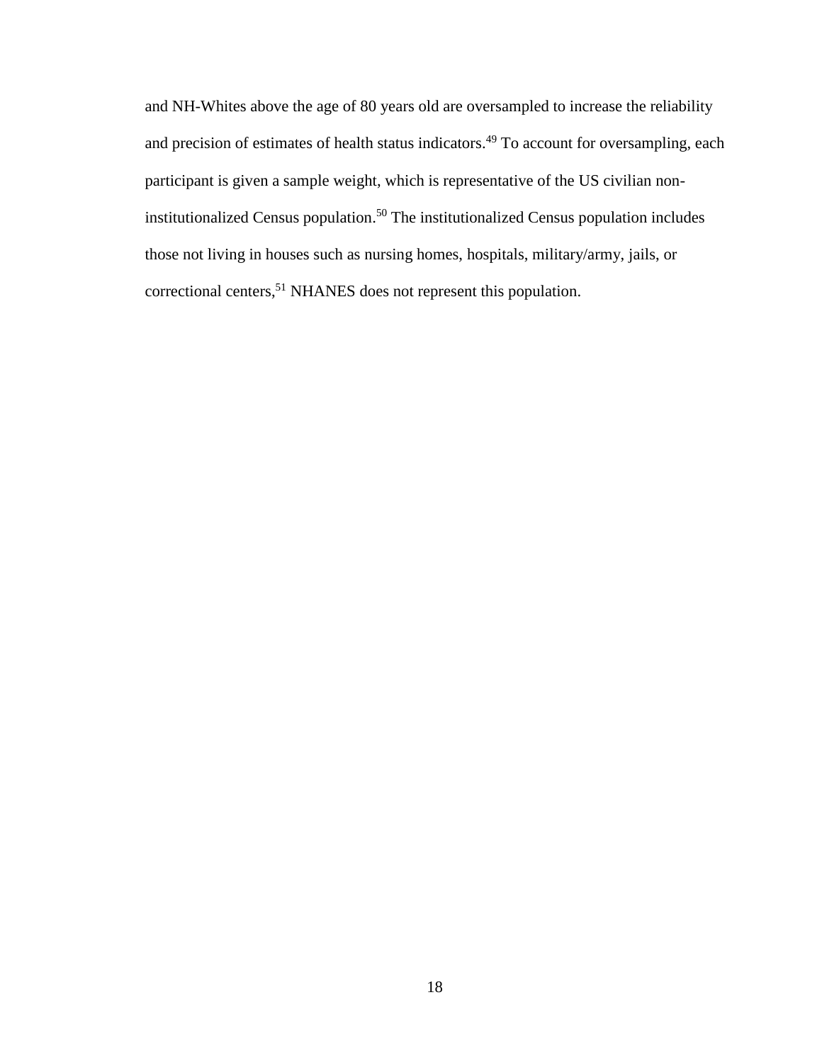and NH-Whites above the age of 80 years old are oversampled to increase the reliability and precision of estimates of health status indicators.[49] To account for oversampling, each participant is given a sample weight, which is representative of the US civilian non-institutionalized Census population.[50] The institutionalized Census population includes those not living in houses such as nursing homes, hospitals, military/army, jails, or correctional centers,[51] NHANES does not represent this population.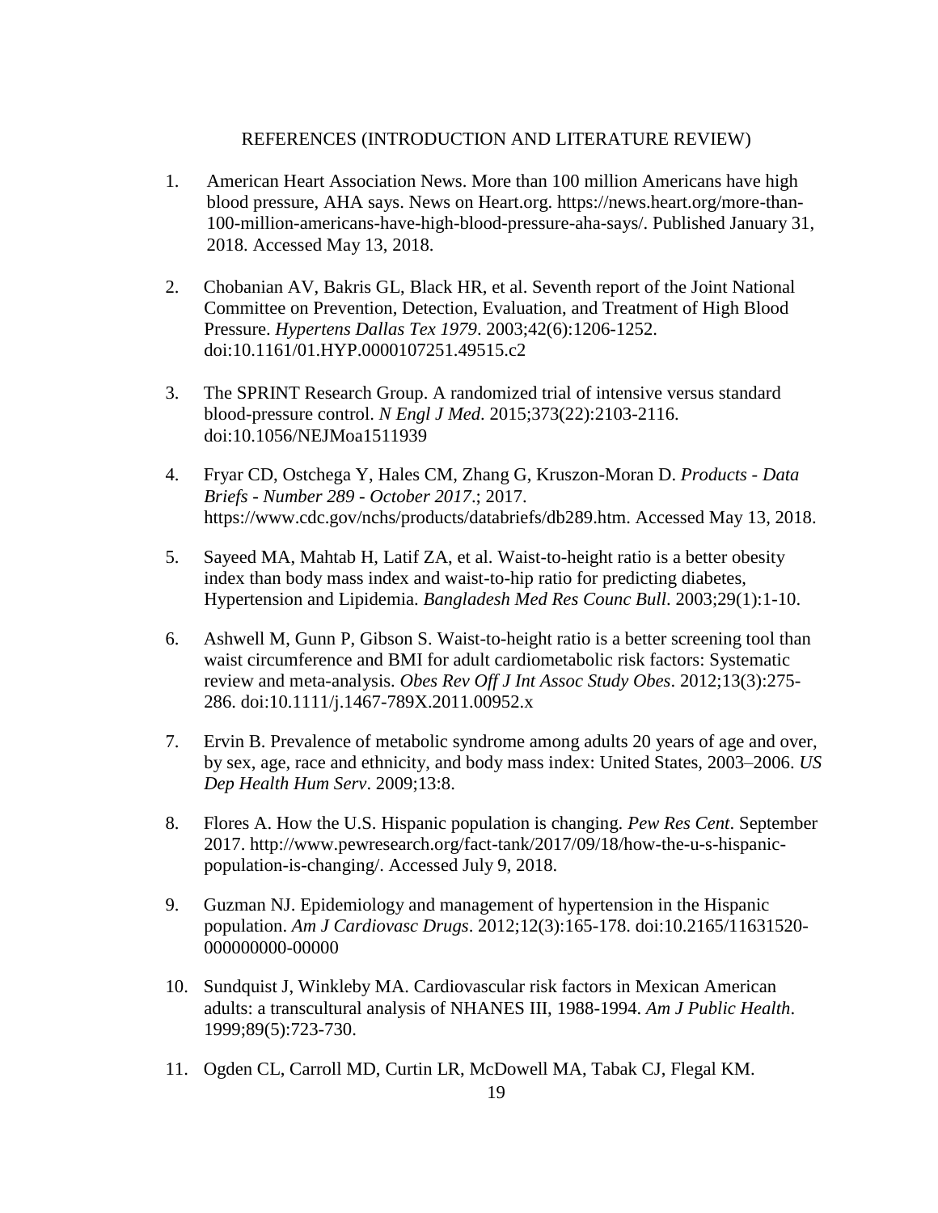## REFERENCES (INTRODUCTION AND LITERATURE REVIEW)

1. American Heart Association News. More than 100 million Americans have high blood pressure, AHA says. News on Heart.org. https://news.heart.org/more-than-100-million-americans-have-high-blood-pressure-aha-says/. Published January 31, 2018. Accessed May 13, 2018.

2. Chobanian AV, Bakris GL, Black HR, et al. Seventh report of the Joint National Committee on Prevention, Detection, Evaluation, and Treatment of High Blood Pressure. *Hypertens Dallas Tex 1979*. 2003;42(6):1206-1252. doi:10.1161/01.HYP.0000107251.49515.c2

3. The SPRINT Research Group. A randomized trial of intensive versus standard blood-pressure control. *N Engl J Med*. 2015;373(22):2103-2116. doi:10.1056/NEJMoa1511939

4. Fryar CD, Ostchega Y, Hales CM, Zhang G, Kruszon-Moran D. *Products - Data Briefs - Number 289 - October 2017*.; 2017. https://www.cdc.gov/nchs/products/databriefs/db289.htm. Accessed May 13, 2018.

5. Sayeed MA, Mahtab H, Latif ZA, et al. Waist-to-height ratio is a better obesity index than body mass index and waist-to-hip ratio for predicting diabetes, Hypertension and Lipidemia. *Bangladesh Med Res Counc Bull*. 2003;29(1):1-10.

6. Ashwell M, Gunn P, Gibson S. Waist-to-height ratio is a better screening tool than waist circumference and BMI for adult cardiometabolic risk factors: Systematic review and meta-analysis. *Obes Rev Off J Int Assoc Study Obes*. 2012;13(3):275-286. doi:10.1111/j.1467-789X.2011.00952.x

7. Ervin B. Prevalence of metabolic syndrome among adults 20 years of age and over, by sex, age, race and ethnicity, and body mass index: United States, 2003–2006. *US Dep Health Hum Serv*. 2009;13:8.

8. Flores A. How the U.S. Hispanic population is changing. *Pew Res Cent*. September 2017. http://www.pewresearch.org/fact-tank/2017/09/18/how-the-u-s-hispanic-population-is-changing/. Accessed July 9, 2018.

9. Guzman NJ. Epidemiology and management of hypertension in the Hispanic population. *Am J Cardiovasc Drugs*. 2012;12(3):165-178. doi:10.2165/11631520-000000000-00000

10. Sundquist J, Winkleby MA. Cardiovascular risk factors in Mexican American adults: a transcultural analysis of NHANES III, 1988-1994. *Am J Public Health*. 1999;89(5):723-730.

11. Ogden CL, Carroll MD, Curtin LR, McDowell MA, Tabak CJ, Flegal KM.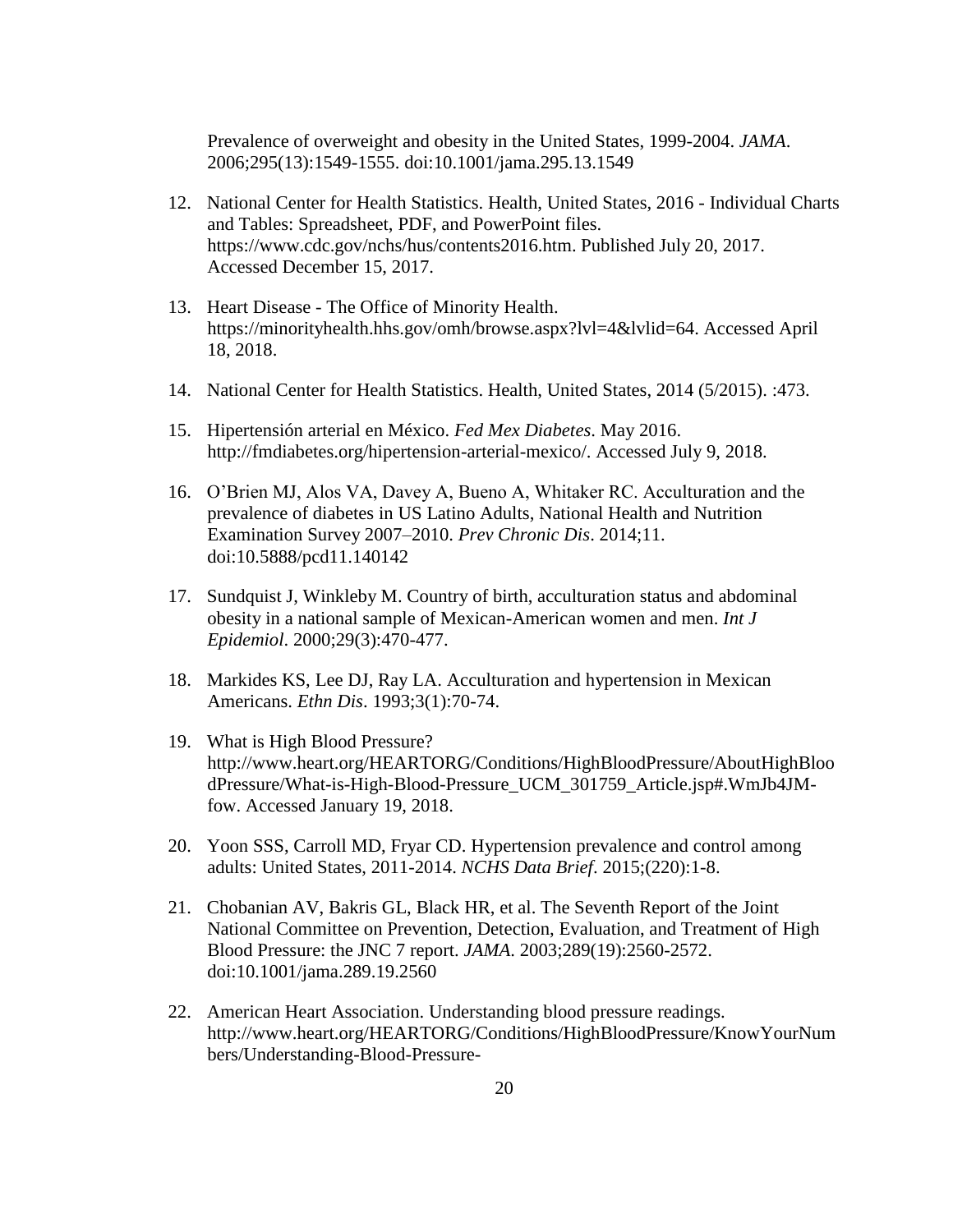Prevalence of overweight and obesity in the United States, 1999-2004. *JAMA*. 2006;295(13):1549-1555. doi:10.1001/jama.295.13.1549

12. National Center for Health Statistics. Health, United States, 2016 - Individual Charts and Tables: Spreadsheet, PDF, and PowerPoint files. https://www.cdc.gov/nchs/hus/contents2016.htm. Published July 20, 2017. Accessed December 15, 2017.

13. Heart Disease - The Office of Minority Health. https://minorityhealth.hhs.gov/omh/browse.aspx?lvl=4&lvlid=64. Accessed April 18, 2018.

14. National Center for Health Statistics. Health, United States, 2014 (5/2015). :473.

15. Hipertensión arterial en México. *Fed Mex Diabetes*. May 2016. http://fmdiabetes.org/hipertension-arterial-mexico/. Accessed July 9, 2018.

16. O'Brien MJ, Alos VA, Davey A, Bueno A, Whitaker RC. Acculturation and the prevalence of diabetes in US Latino Adults, National Health and Nutrition Examination Survey 2007–2010. *Prev Chronic Dis*. 2014;11. doi:10.5888/pcd11.140142

17. Sundquist J, Winkleby M. Country of birth, acculturation status and abdominal obesity in a national sample of Mexican-American women and men. *Int J Epidemiol*. 2000;29(3):470-477.

18. Markides KS, Lee DJ, Ray LA. Acculturation and hypertension in Mexican Americans. *Ethn Dis*. 1993;3(1):70-74.

19. What is High Blood Pressure? http://www.heart.org/HEARTORG/Conditions/HighBloodPressure/AboutHighBloodPressure/What-is-High-Blood-Pressure_UCM_301759_Article.jsp#.WmJb4JM-fow. Accessed January 19, 2018.

20. Yoon SSS, Carroll MD, Fryar CD. Hypertension prevalence and control among adults: United States, 2011-2014. *NCHS Data Brief*. 2015;(220):1-8.

21. Chobanian AV, Bakris GL, Black HR, et al. The Seventh Report of the Joint National Committee on Prevention, Detection, Evaluation, and Treatment of High Blood Pressure: the JNC 7 report. *JAMA*. 2003;289(19):2560-2572. doi:10.1001/jama.289.19.2560

22. American Heart Association. Understanding blood pressure readings. http://www.heart.org/HEARTORG/Conditions/HighBloodPressure/KnowYourNumbers/Understanding-Blood-Pressure-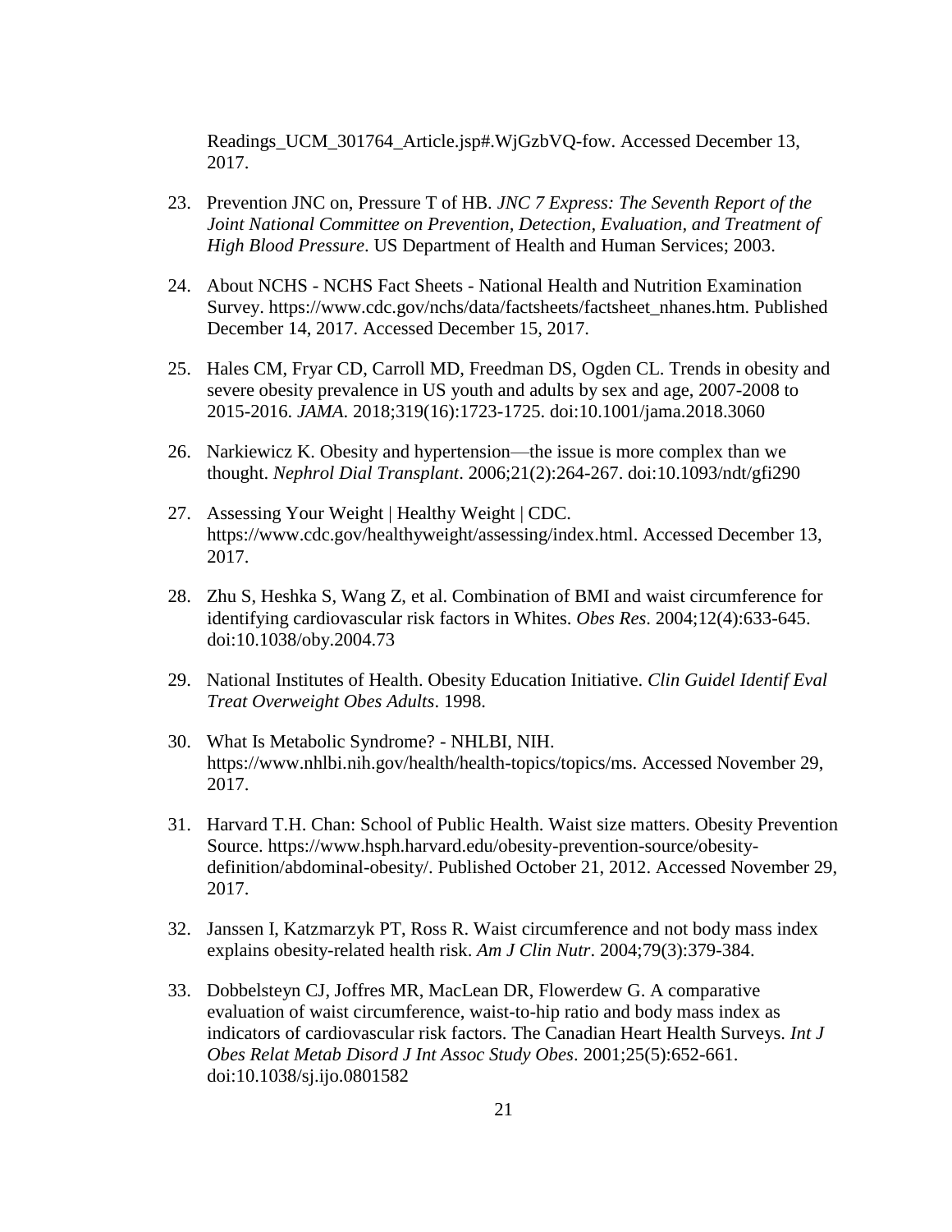Readings_UCM_301764_Article.jsp#.WjGzbVQ-fow. Accessed December 13, 2017.

23. Prevention JNC on, Pressure T of HB. *JNC 7 Express: The Seventh Report of the Joint National Committee on Prevention, Detection, Evaluation, and Treatment of High Blood Pressure*. US Department of Health and Human Services; 2003.

24. About NCHS - NCHS Fact Sheets - National Health and Nutrition Examination Survey. https://www.cdc.gov/nchs/data/factsheets/factsheet_nhanes.htm. Published December 14, 2017. Accessed December 15, 2017.

25. Hales CM, Fryar CD, Carroll MD, Freedman DS, Ogden CL. Trends in obesity and severe obesity prevalence in US youth and adults by sex and age, 2007-2008 to 2015-2016. *JAMA*. 2018;319(16):1723-1725. doi:10.1001/jama.2018.3060

26. Narkiewicz K. Obesity and hypertension—the issue is more complex than we thought. *Nephrol Dial Transplant*. 2006;21(2):264-267. doi:10.1093/ndt/gfi290

27. Assessing Your Weight | Healthy Weight | CDC. https://www.cdc.gov/healthyweight/assessing/index.html. Accessed December 13, 2017.

28. Zhu S, Heshka S, Wang Z, et al. Combination of BMI and waist circumference for identifying cardiovascular risk factors in Whites. *Obes Res*. 2004;12(4):633-645. doi:10.1038/oby.2004.73

29. National Institutes of Health. Obesity Education Initiative. *Clin Guidel Identif Eval Treat Overweight Obes Adults*. 1998.

30. What Is Metabolic Syndrome? - NHLBI, NIH. https://www.nhlbi.nih.gov/health/health-topics/topics/ms. Accessed November 29, 2017.

31. Harvard T.H. Chan: School of Public Health. Waist size matters. Obesity Prevention Source. https://www.hsph.harvard.edu/obesity-prevention-source/obesity-definition/abdominal-obesity/. Published October 21, 2012. Accessed November 29, 2017.

32. Janssen I, Katzmarzyk PT, Ross R. Waist circumference and not body mass index explains obesity-related health risk. *Am J Clin Nutr*. 2004;79(3):379-384.

33. Dobbelsteyn CJ, Joffres MR, MacLean DR, Flowerdew G. A comparative evaluation of waist circumference, waist-to-hip ratio and body mass index as indicators of cardiovascular risk factors. The Canadian Heart Health Surveys. *Int J Obes Relat Metab Disord J Int Assoc Study Obes*. 2001;25(5):652-661. doi:10.1038/sj.ijo.0801582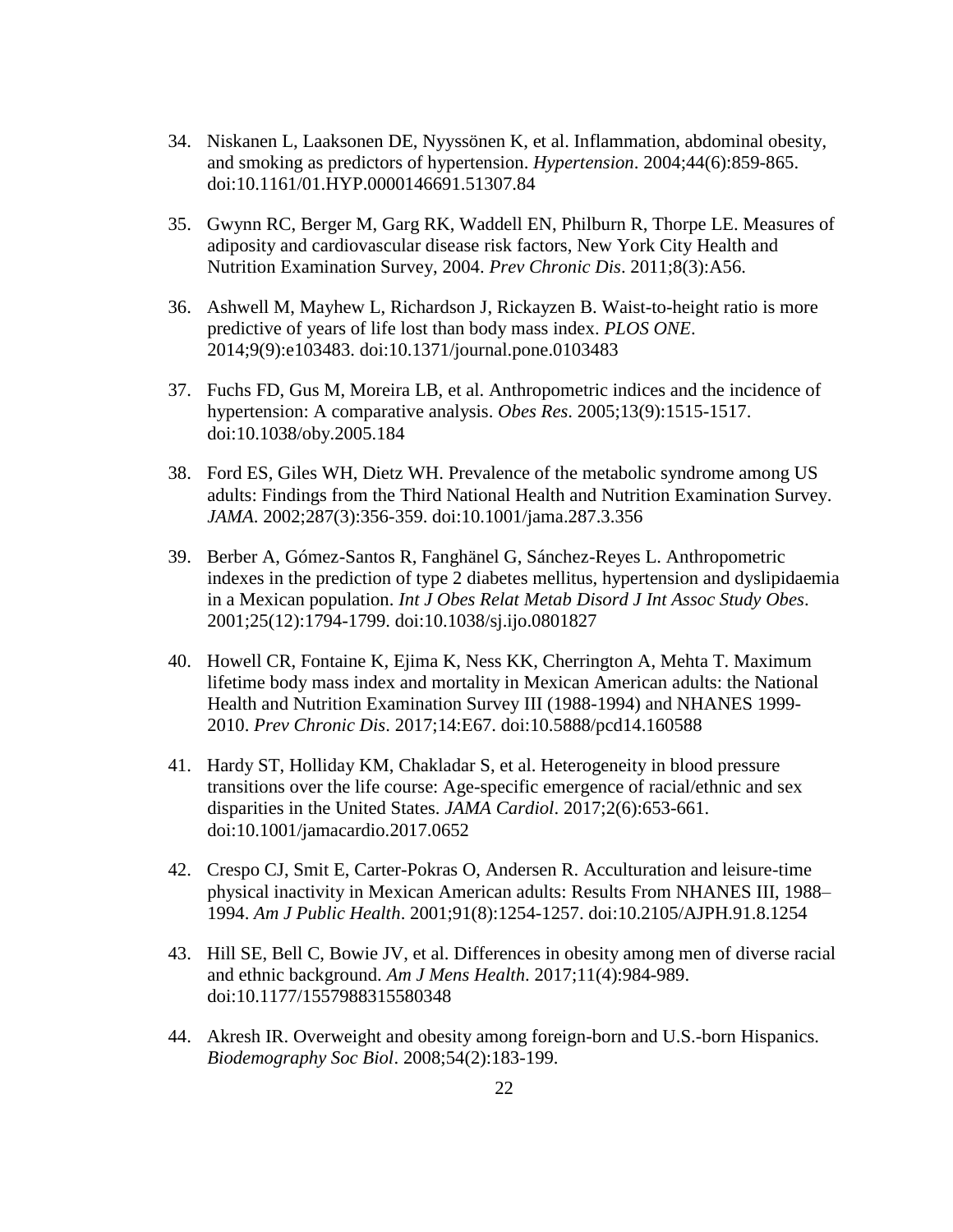34. Niskanen L, Laaksonen DE, Nyyssönen K, et al. Inflammation, abdominal obesity, and smoking as predictors of hypertension. *Hypertension*. 2004;44(6):859-865. doi:10.1161/01.HYP.0000146691.51307.84

35. Gwynn RC, Berger M, Garg RK, Waddell EN, Philburn R, Thorpe LE. Measures of adiposity and cardiovascular disease risk factors, New York City Health and Nutrition Examination Survey, 2004. *Prev Chronic Dis*. 2011;8(3):A56.

36. Ashwell M, Mayhew L, Richardson J, Rickayzen B. Waist-to-height ratio is more predictive of years of life lost than body mass index. *PLOS ONE*. 2014;9(9):e103483. doi:10.1371/journal.pone.0103483

37. Fuchs FD, Gus M, Moreira LB, et al. Anthropometric indices and the incidence of hypertension: A comparative analysis. *Obes Res*. 2005;13(9):1515-1517. doi:10.1038/oby.2005.184

38. Ford ES, Giles WH, Dietz WH. Prevalence of the metabolic syndrome among US adults: Findings from the Third National Health and Nutrition Examination Survey. *JAMA*. 2002;287(3):356-359. doi:10.1001/jama.287.3.356

39. Berber A, Gómez-Santos R, Fanghänel G, Sánchez-Reyes L. Anthropometric indexes in the prediction of type 2 diabetes mellitus, hypertension and dyslipidaemia in a Mexican population. *Int J Obes Relat Metab Disord J Int Assoc Study Obes*. 2001;25(12):1794-1799. doi:10.1038/sj.ijo.0801827

40. Howell CR, Fontaine K, Ejima K, Ness KK, Cherrington A, Mehta T. Maximum lifetime body mass index and mortality in Mexican American adults: the National Health and Nutrition Examination Survey III (1988-1994) and NHANES 1999-2010. *Prev Chronic Dis*. 2017;14:E67. doi:10.5888/pcd14.160588

41. Hardy ST, Holliday KM, Chakladar S, et al. Heterogeneity in blood pressure transitions over the life course: Age-specific emergence of racial/ethnic and sex disparities in the United States. *JAMA Cardiol*. 2017;2(6):653-661. doi:10.1001/jamacardio.2017.0652

42. Crespo CJ, Smit E, Carter-Pokras O, Andersen R. Acculturation and leisure-time physical inactivity in Mexican American adults: Results From NHANES III, 1988–1994. *Am J Public Health*. 2001;91(8):1254-1257. doi:10.2105/AJPH.91.8.1254

43. Hill SE, Bell C, Bowie JV, et al. Differences in obesity among men of diverse racial and ethnic background. *Am J Mens Health*. 2017;11(4):984-989. doi:10.1177/1557988315580348

44. Akresh IR. Overweight and obesity among foreign-born and U.S.-born Hispanics. *Biodemography Soc Biol*. 2008;54(2):183-199.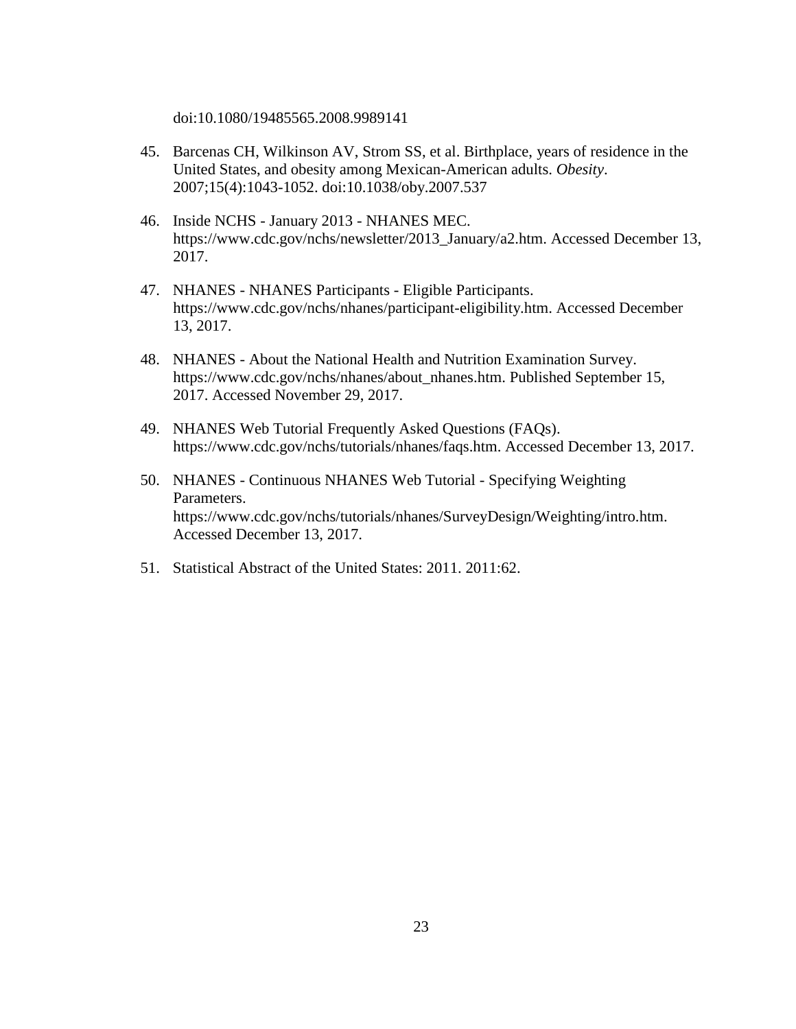doi:10.1080/19485565.2008.9989141

45. Barcenas CH, Wilkinson AV, Strom SS, et al. Birthplace, years of residence in the United States, and obesity among Mexican-American adults. *Obesity*. 2007;15(4):1043-1052. doi:10.1038/oby.2007.537

46. Inside NCHS - January 2013 - NHANES MEC. https://www.cdc.gov/nchs/newsletter/2013_January/a2.htm. Accessed December 13, 2017.

47. NHANES - NHANES Participants - Eligible Participants. https://www.cdc.gov/nchs/nhanes/participant-eligibility.htm. Accessed December 13, 2017.

48. NHANES - About the National Health and Nutrition Examination Survey. https://www.cdc.gov/nchs/nhanes/about_nhanes.htm. Published September 15, 2017. Accessed November 29, 2017.

49. NHANES Web Tutorial Frequently Asked Questions (FAQs). https://www.cdc.gov/nchs/tutorials/nhanes/faqs.htm. Accessed December 13, 2017.

50. NHANES - Continuous NHANES Web Tutorial - Specifying Weighting Parameters. https://www.cdc.gov/nchs/tutorials/nhanes/SurveyDesign/Weighting/intro.htm. Accessed December 13, 2017.

51. Statistical Abstract of the United States: 2011. 2011:62.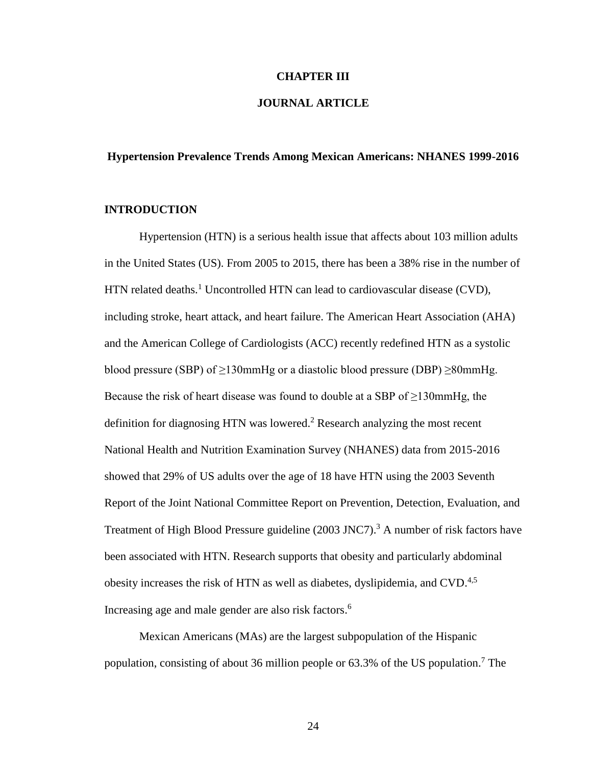# CHAPTER III

# JOURNAL ARTICLE

## Hypertension Prevalence Trends Among Mexican Americans: NHANES 1999-2016

### INTRODUCTION

Hypertension (HTN) is a serious health issue that affects about 103 million adults in the United States (US). From 2005 to 2015, there has been a 38% rise in the number of HTN related deaths.[1] Uncontrolled HTN can lead to cardiovascular disease (CVD), including stroke, heart attack, and heart failure. The American Heart Association (AHA) and the American College of Cardiologists (ACC) recently redefined HTN as a systolic blood pressure (SBP) of ≥130mmHg or a diastolic blood pressure (DBP) ≥80mmHg. Because the risk of heart disease was found to double at a SBP of ≥130mmHg, the definition for diagnosing HTN was lowered.[2] Research analyzing the most recent National Health and Nutrition Examination Survey (NHANES) data from 2015-2016 showed that 29% of US adults over the age of 18 have HTN using the 2003 Seventh Report of the Joint National Committee Report on Prevention, Detection, Evaluation, and Treatment of High Blood Pressure guideline (2003 JNC7).[3] A number of risk factors have been associated with HTN. Research supports that obesity and particularly abdominal obesity increases the risk of HTN as well as diabetes, dyslipidemia, and CVD.[4,5] Increasing age and male gender are also risk factors.[6]

Mexican Americans (MAs) are the largest subpopulation of the Hispanic population, consisting of about 36 million people or 63.3% of the US population.[7] The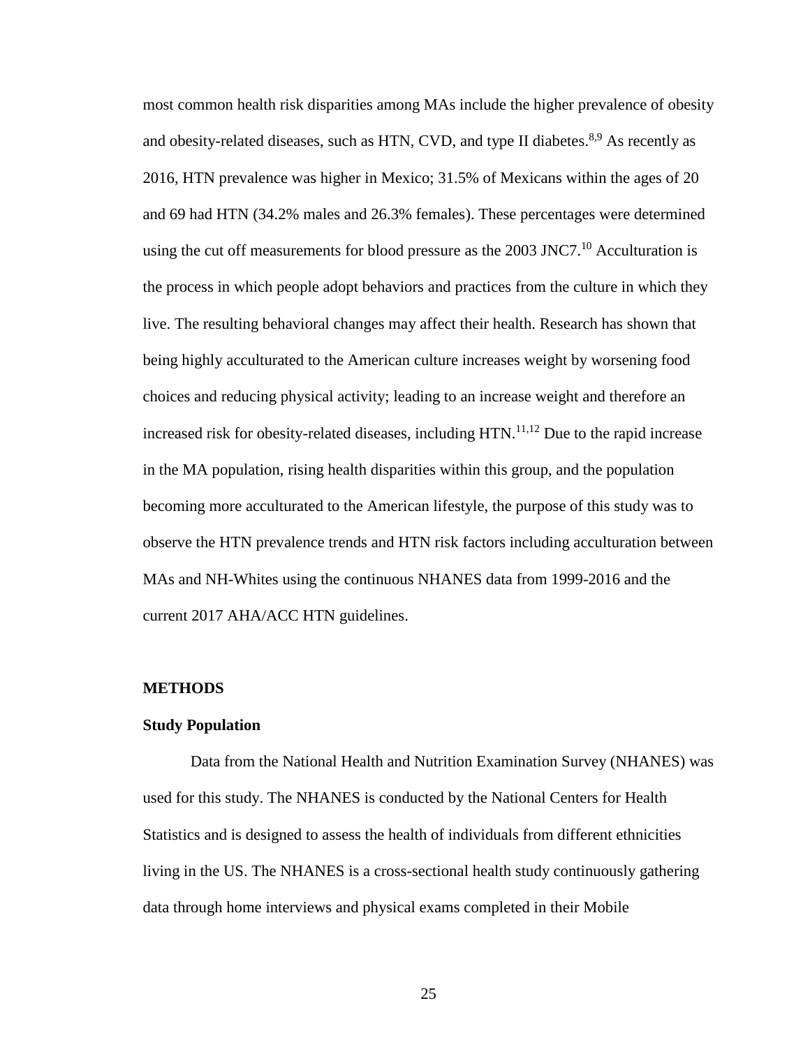most common health risk disparities among MAs include the higher prevalence of obesity and obesity-related diseases, such as HTN, CVD, and type II diabetes.[8,9] As recently as 2016, HTN prevalence was higher in Mexico; 31.5% of Mexicans within the ages of 20 and 69 had HTN (34.2% males and 26.3% females). These percentages were determined using the cut off measurements for blood pressure as the 2003 JNC7.[10] Acculturation is the process in which people adopt behaviors and practices from the culture in which they live. The resulting behavioral changes may affect their health. Research has shown that being highly acculturated to the American culture increases weight by worsening food choices and reducing physical activity; leading to an increase weight and therefore an increased risk for obesity-related diseases, including HTN.[11,12] Due to the rapid increase in the MA population, rising health disparities within this group, and the population becoming more acculturated to the American lifestyle, the purpose of this study was to observe the HTN prevalence trends and HTN risk factors including acculturation between MAs and NH-Whites using the continuous NHANES data from 1999-2016 and the current 2017 AHA/ACC HTN guidelines.

## METHODS

### Study Population

Data from the National Health and Nutrition Examination Survey (NHANES) was used for this study. The NHANES is conducted by the National Centers for Health Statistics and is designed to assess the health of individuals from different ethnicities living in the US. The NHANES is a cross-sectional health study continuously gathering data through home interviews and physical exams completed in their Mobile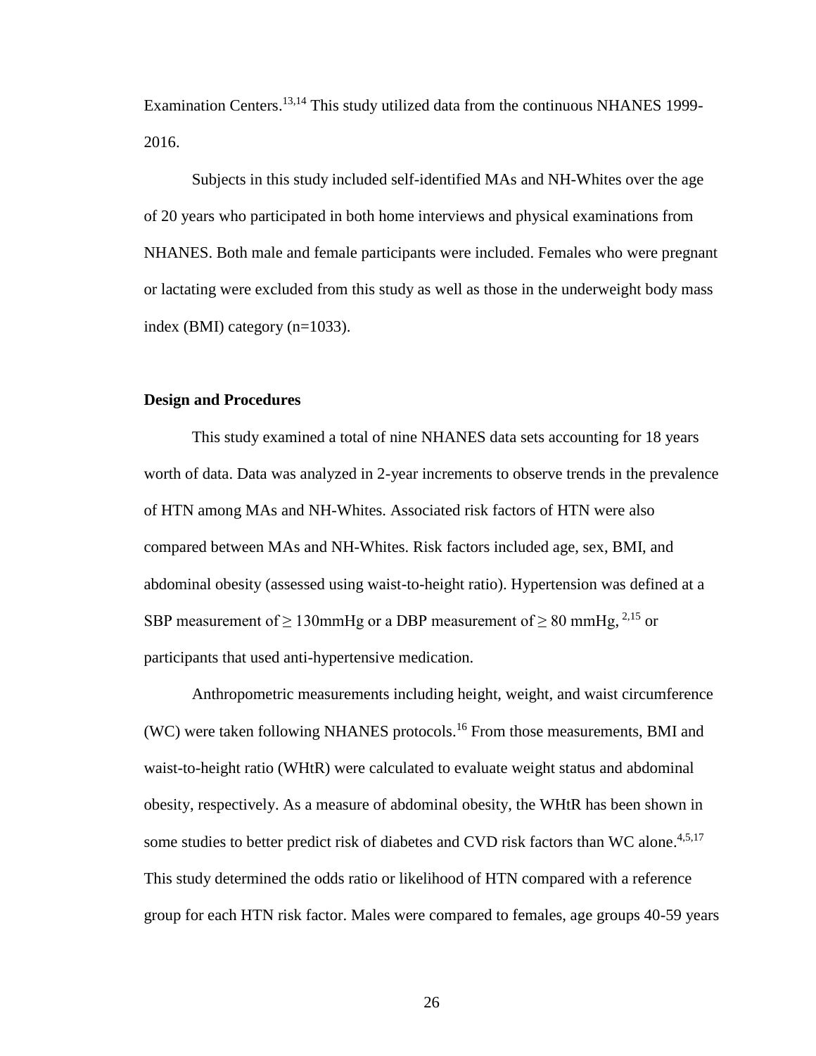Examination Centers.[13,14] This study utilized data from the continuous NHANES 1999-2016.

Subjects in this study included self-identified MAs and NH-Whites over the age of 20 years who participated in both home interviews and physical examinations from NHANES. Both male and female participants were included. Females who were pregnant or lactating were excluded from this study as well as those in the underweight body mass index (BMI) category (n=1033).

### Design and Procedures

This study examined a total of nine NHANES data sets accounting for 18 years worth of data. Data was analyzed in 2-year increments to observe trends in the prevalence of HTN among MAs and NH-Whites. Associated risk factors of HTN were also compared between MAs and NH-Whites. Risk factors included age, sex, BMI, and abdominal obesity (assessed using waist-to-height ratio). Hypertension was defined at a SBP measurement of ≥ 130mmHg or a DBP measurement of ≥ 80 mmHg, [2,15] or participants that used anti-hypertensive medication.

Anthropometric measurements including height, weight, and waist circumference (WC) were taken following NHANES protocols.[16] From those measurements, BMI and waist-to-height ratio (WHtR) were calculated to evaluate weight status and abdominal obesity, respectively. As a measure of abdominal obesity, the WHtR has been shown in some studies to better predict risk of diabetes and CVD risk factors than WC alone.[4,5,17] This study determined the odds ratio or likelihood of HTN compared with a reference group for each HTN risk factor. Males were compared to females, age groups 40-59 years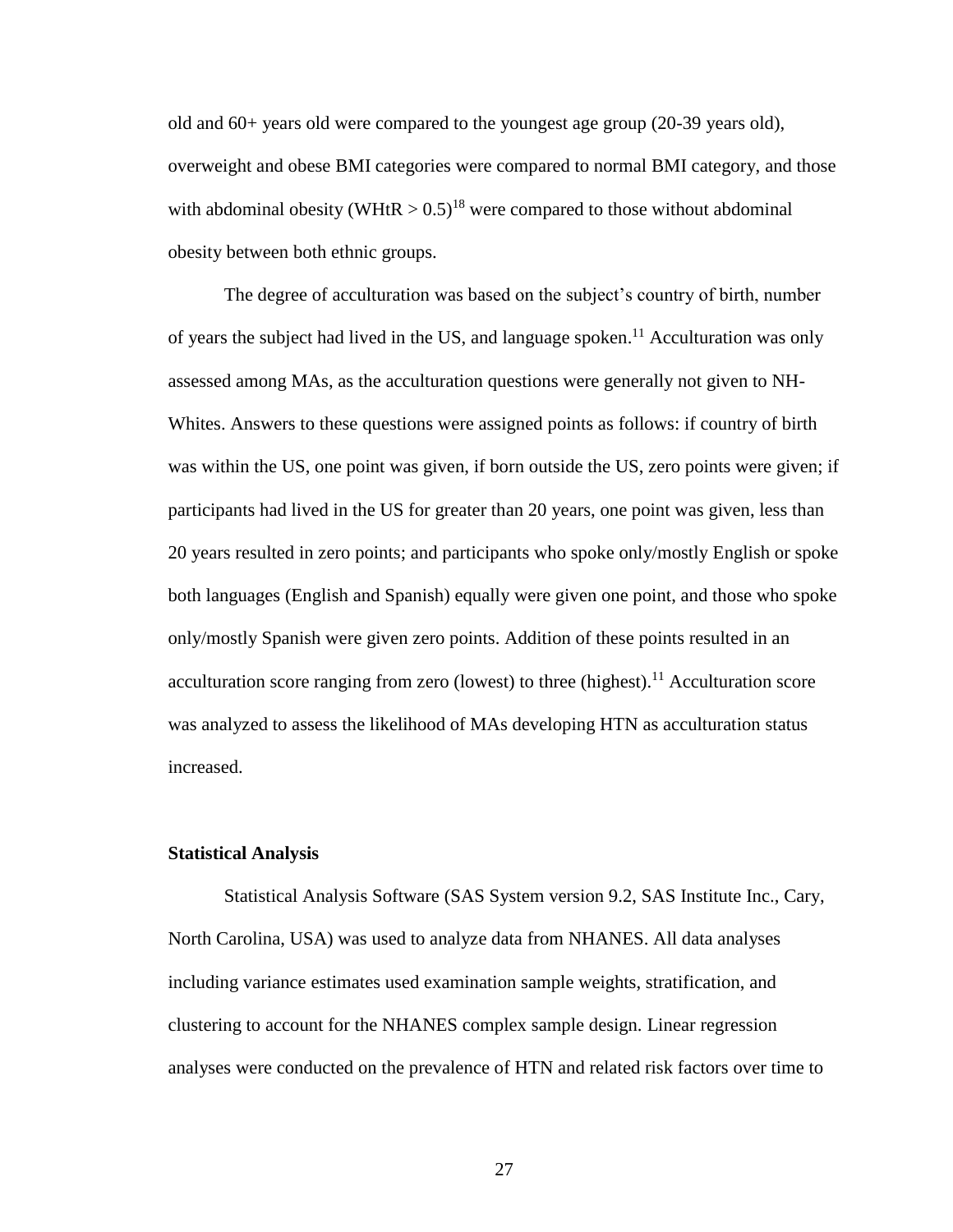old and 60+ years old were compared to the youngest age group (20-39 years old), overweight and obese BMI categories were compared to normal BMI category, and those with abdominal obesity (WHtR > 0.5)[18] were compared to those without abdominal obesity between both ethnic groups.

The degree of acculturation was based on the subject's country of birth, number of years the subject had lived in the US, and language spoken.[11] Acculturation was only assessed among MAs, as the acculturation questions were generally not given to NH-Whites. Answers to these questions were assigned points as follows: if country of birth was within the US, one point was given, if born outside the US, zero points were given; if participants had lived in the US for greater than 20 years, one point was given, less than 20 years resulted in zero points; and participants who spoke only/mostly English or spoke both languages (English and Spanish) equally were given one point, and those who spoke only/mostly Spanish were given zero points. Addition of these points resulted in an acculturation score ranging from zero (lowest) to three (highest).[11] Acculturation score was analyzed to assess the likelihood of MAs developing HTN as acculturation status increased.

**Statistical Analysis**

Statistical Analysis Software (SAS System version 9.2, SAS Institute Inc., Cary, North Carolina, USA) was used to analyze data from NHANES. All data analyses including variance estimates used examination sample weights, stratification, and clustering to account for the NHANES complex sample design. Linear regression analyses were conducted on the prevalence of HTN and related risk factors over time to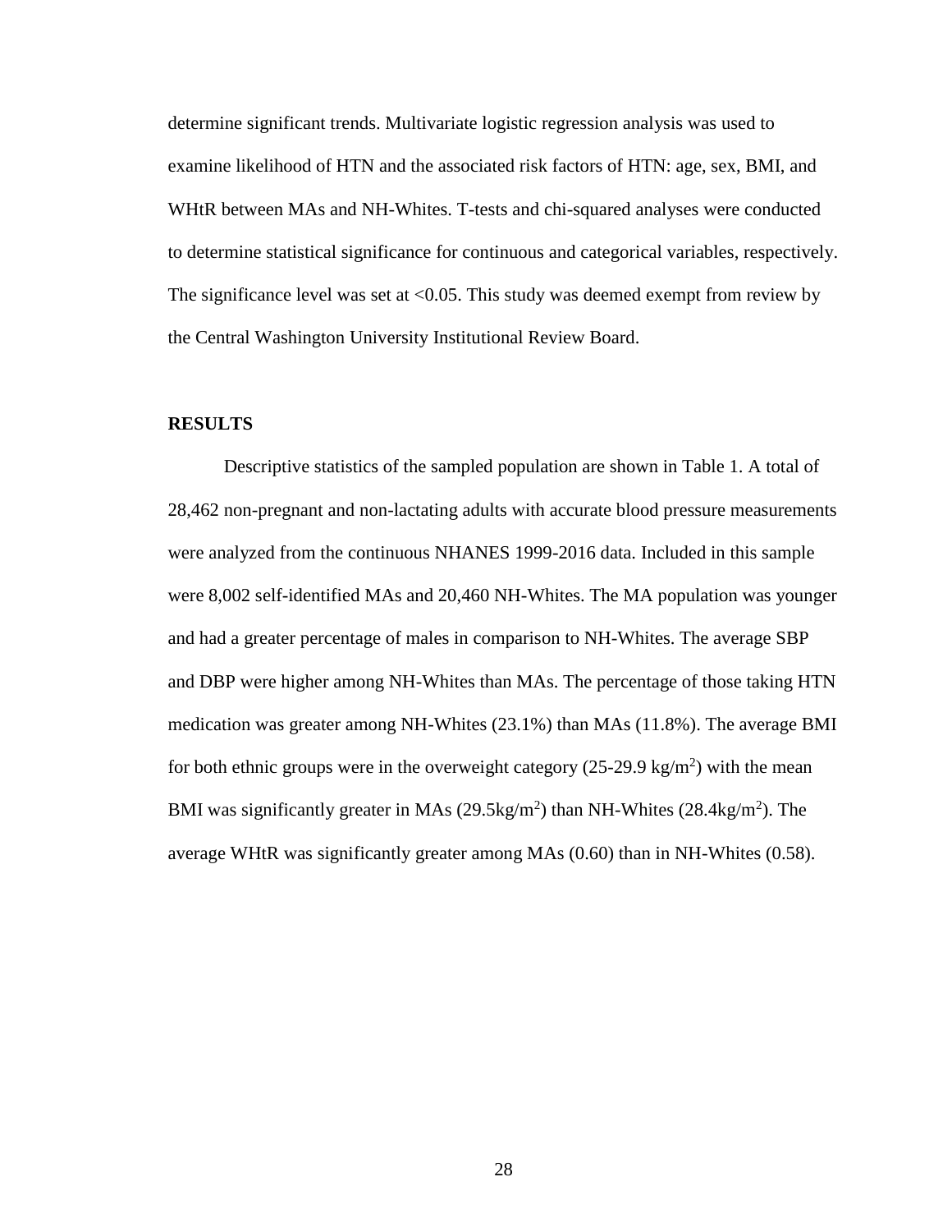determine significant trends. Multivariate logistic regression analysis was used to examine likelihood of HTN and the associated risk factors of HTN: age, sex, BMI, and WHtR between MAs and NH-Whites. T-tests and chi-squared analyses were conducted to determine statistical significance for continuous and categorical variables, respectively. The significance level was set at <0.05. This study was deemed exempt from review by the Central Washington University Institutional Review Board.

## RESULTS

Descriptive statistics of the sampled population are shown in Table 1. A total of 28,462 non-pregnant and non-lactating adults with accurate blood pressure measurements were analyzed from the continuous NHANES 1999-2016 data. Included in this sample were 8,002 self-identified MAs and 20,460 NH-Whites. The MA population was younger and had a greater percentage of males in comparison to NH-Whites. The average SBP and DBP were higher among NH-Whites than MAs. The percentage of those taking HTN medication was greater among NH-Whites (23.1%) than MAs (11.8%). The average BMI for both ethnic groups were in the overweight category (25-29.9 $kg/m^2$) with the mean BMI was significantly greater in MAs (29.5$kg/m^2$) than NH-Whites (28.4$kg/m^2$). The average WHtR was significantly greater among MAs (0.60) than in NH-Whites (0.58).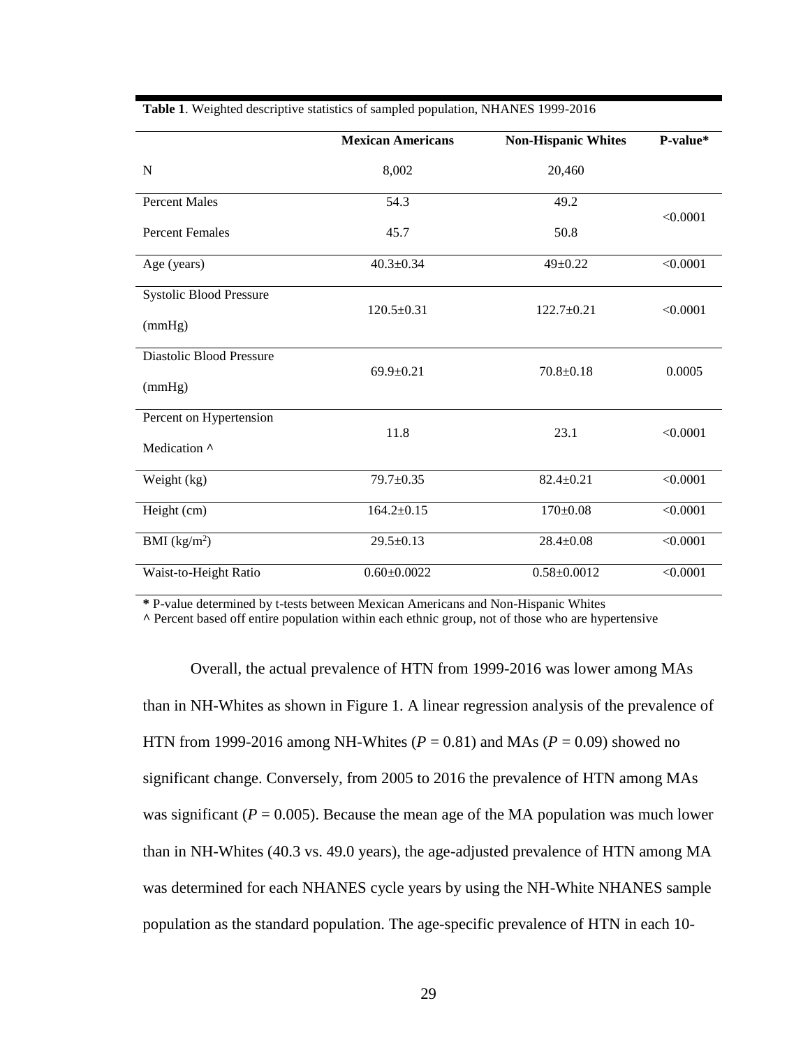**Table 1**. Weighted descriptive statistics of sampled population, NHANES 1999-2016

| | **Mexican Americans** | **Non-Hispanic Whites** | **P-value*** |
|---|---|---|---|
| N | 8,002 | 20,460 | |
| Percent Males | 54.3 | 49.2 | <0.0001 |
| Percent Females | 45.7 | 50.8 | |
| Age (years) | 40.3±0.34 | 49±0.22 | <0.0001 |
| Systolic Blood Pressure (mmHg) | 120.5±0.31 | 122.7±0.21 | <0.0001 |
| Diastolic Blood Pressure (mmHg) | 69.9±0.21 | 70.8±0.18 | 0.0005 |
| Percent on Hypertension Medication ^ | 11.8 | 23.1 | <0.0001 |
| Weight (kg) | 79.7±0.35 | 82.4±0.21 | <0.0001 |
| Height (cm) | 164.2±0.15 | 170±0.08 | <0.0001 |
| BMI ($kg/m^2$) | 29.5±0.13 | 28.4±0.08 | <0.0001 |
| Waist-to-Height Ratio | 0.60±0.0022 | 0.58±0.0012 | <0.0001 |

**\*** P-value determined by t-tests between Mexican Americans and Non-Hispanic Whites
**^** Percent based off entire population within each ethnic group, not of those who are hypertensive

Overall, the actual prevalence of HTN from 1999-2016 was lower among MAs than in NH-Whites as shown in Figure 1. A linear regression analysis of the prevalence of HTN from 1999-2016 among NH-Whites ($P$ = 0.81) and MAs ($P$ = 0.09) showed no significant change. Conversely, from 2005 to 2016 the prevalence of HTN among MAs was significant ($P$ = 0.005). Because the mean age of the MA population was much lower than in NH-Whites (40.3 vs. 49.0 years), the age-adjusted prevalence of HTN among MA was determined for each NHANES cycle years by using the NH-White NHANES sample population as the standard population. The age-specific prevalence of HTN in each 10-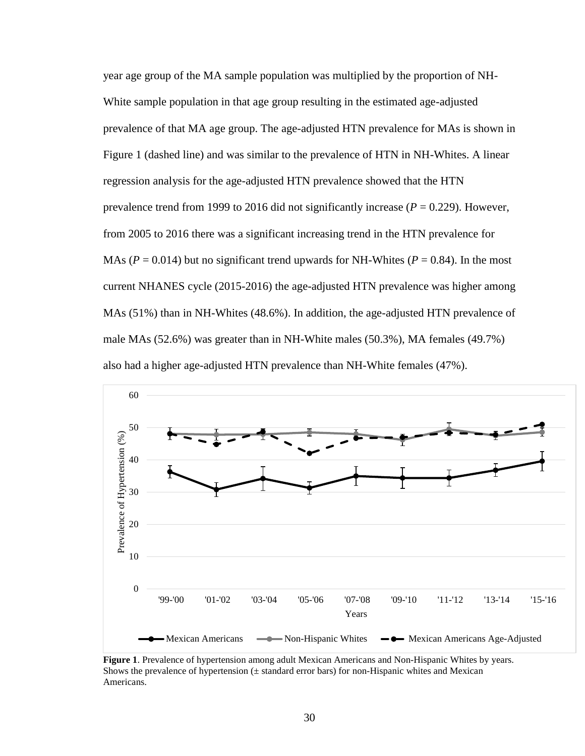year age group of the MA sample population was multiplied by the proportion of NH-White sample population in that age group resulting in the estimated age-adjusted prevalence of that MA age group. The age-adjusted HTN prevalence for MAs is shown in Figure 1 (dashed line) and was similar to the prevalence of HTN in NH-Whites. A linear regression analysis for the age-adjusted HTN prevalence showed that the HTN prevalence trend from 1999 to 2016 did not significantly increase ($P$ = 0.229). However, from 2005 to 2016 there was a significant increasing trend in the HTN prevalence for MAs ($P$ = 0.014) but no significant trend upwards for NH-Whites ($P$ = 0.84). In the most current NHANES cycle (2015-2016) the age-adjusted HTN prevalence was higher among MAs (51%) than in NH-Whites (48.6%). In addition, the age-adjusted HTN prevalence of male MAs (52.6%) was greater than in NH-White males (50.3%), MA females (49.7%) also had a higher age-adjusted HTN prevalence than NH-White females (47%).

**Figure 1**. Prevalence of hypertension among adult Mexican Americans and Non-Hispanic Whites by years. Shows the prevalence of hypertension (± standard error bars) for non-Hispanic whites and Mexican Americans.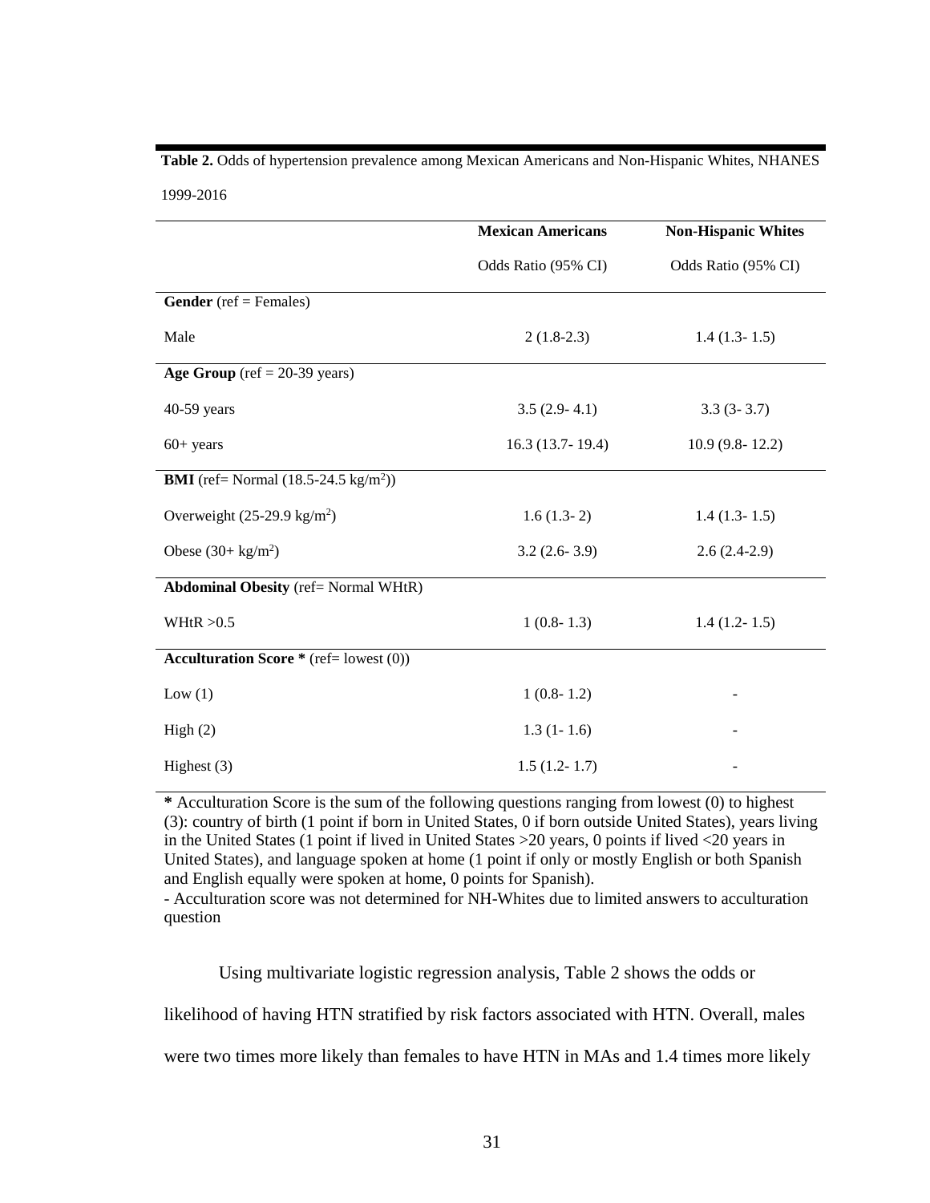**Table 2.** Odds of hypertension prevalence among Mexican Americans and Non-Hispanic Whites, NHANES 1999-2016

| | **Mexican Americans** | **Non-Hispanic Whites** |
|---|---|---|
| | Odds Ratio (95% CI) | Odds Ratio (95% CI) |
| **Gender** (ref = Females) | | |
| Male | 2 (1.8-2.3) | 1.4 (1.3- 1.5) |
| **Age Group** (ref = 20-39 years) | | |
| 40-59 years | 3.5 (2.9- 4.1) | 3.3 (3- 3.7) |
| 60+ years | 16.3 (13.7- 19.4) | 10.9 (9.8- 12.2) |
| **BMI** (ref= Normal (18.5-24.5 kg/m$^2$)) | | |
| Overweight (25-29.9 kg/m$^2$) | 1.6 (1.3- 2) | 1.4 (1.3- 1.5) |
| Obese (30+ kg/m$^2$) | 3.2 (2.6- 3.9) | 2.6 (2.4-2.9) |
| **Abdominal Obesity** (ref= Normal WHtR) | | |
| WHtR >0.5 | 1 (0.8- 1.3) | 1.4 (1.2- 1.5) |
| **Acculturation Score *** (ref= lowest (0)) | | |
| Low (1) | 1 (0.8- 1.2) | - |
| High (2) | 1.3 (1- 1.6) | - |
| Highest (3) | 1.5 (1.2- 1.7) | - |

**\*** Acculturation Score is the sum of the following questions ranging from lowest (0) to highest (3): country of birth (1 point if born in United States, 0 if born outside United States), years living in the United States (1 point if lived in United States >20 years, 0 points if lived <20 years in United States), and language spoken at home (1 point if only or mostly English or both Spanish and English equally were spoken at home, 0 points for Spanish).
- Acculturation score was not determined for NH-Whites due to limited answers to acculturation question

Using multivariate logistic regression analysis, Table 2 shows the odds or likelihood of having HTN stratified by risk factors associated with HTN. Overall, males were two times more likely than females to have HTN in MAs and 1.4 times more likely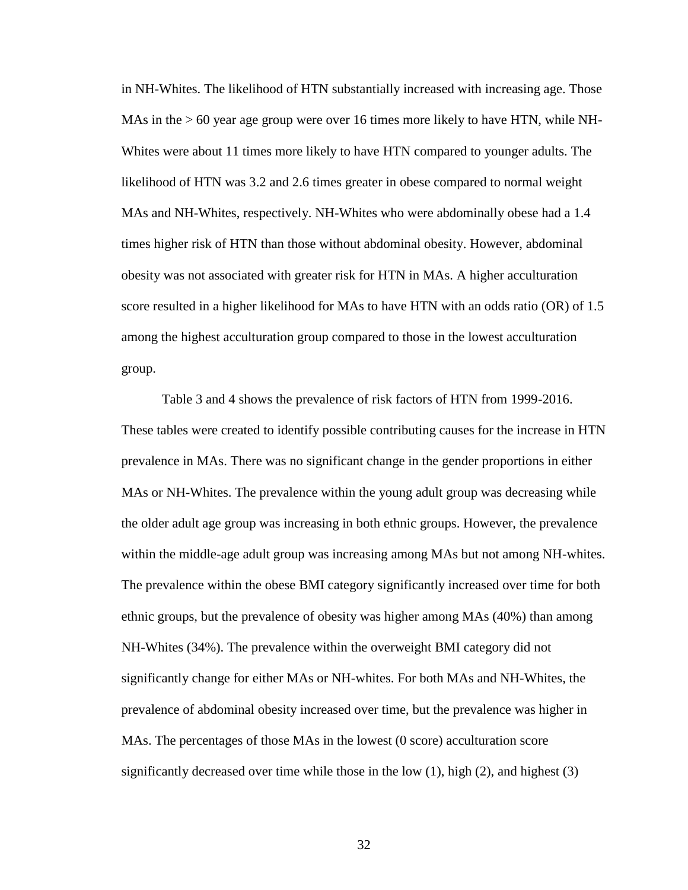in NH-Whites. The likelihood of HTN substantially increased with increasing age. Those MAs in the > 60 year age group were over 16 times more likely to have HTN, while NH-Whites were about 11 times more likely to have HTN compared to younger adults. The likelihood of HTN was 3.2 and 2.6 times greater in obese compared to normal weight MAs and NH-Whites, respectively. NH-Whites who were abdominally obese had a 1.4 times higher risk of HTN than those without abdominal obesity. However, abdominal obesity was not associated with greater risk for HTN in MAs. A higher acculturation score resulted in a higher likelihood for MAs to have HTN with an odds ratio (OR) of 1.5 among the highest acculturation group compared to those in the lowest acculturation group.

Table 3 and 4 shows the prevalence of risk factors of HTN from 1999-2016. These tables were created to identify possible contributing causes for the increase in HTN prevalence in MAs. There was no significant change in the gender proportions in either MAs or NH-Whites. The prevalence within the young adult group was decreasing while the older adult age group was increasing in both ethnic groups. However, the prevalence within the middle-age adult group was increasing among MAs but not among NH-whites. The prevalence within the obese BMI category significantly increased over time for both ethnic groups, but the prevalence of obesity was higher among MAs (40%) than among NH-Whites (34%). The prevalence within the overweight BMI category did not significantly change for either MAs or NH-whites. For both MAs and NH-Whites, the prevalence of abdominal obesity increased over time, but the prevalence was higher in MAs. The percentages of those MAs in the lowest (0 score) acculturation score significantly decreased over time while those in the low (1), high (2), and highest (3)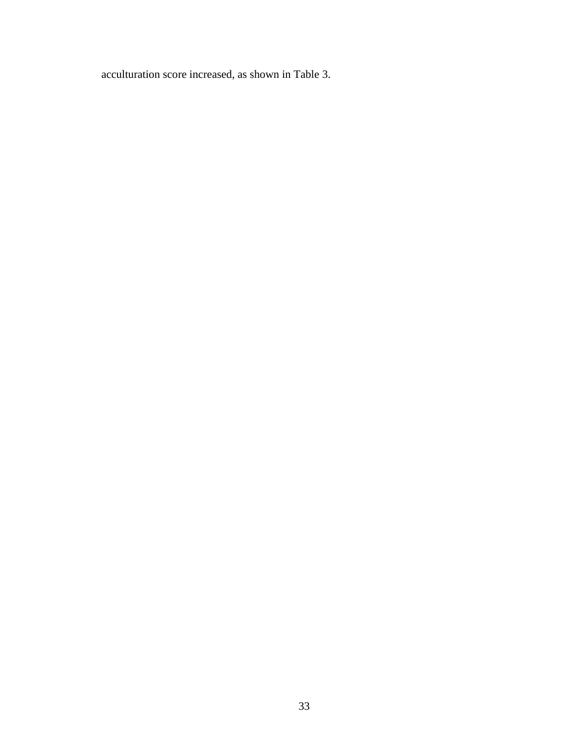acculturation score increased, as shown in Table 3.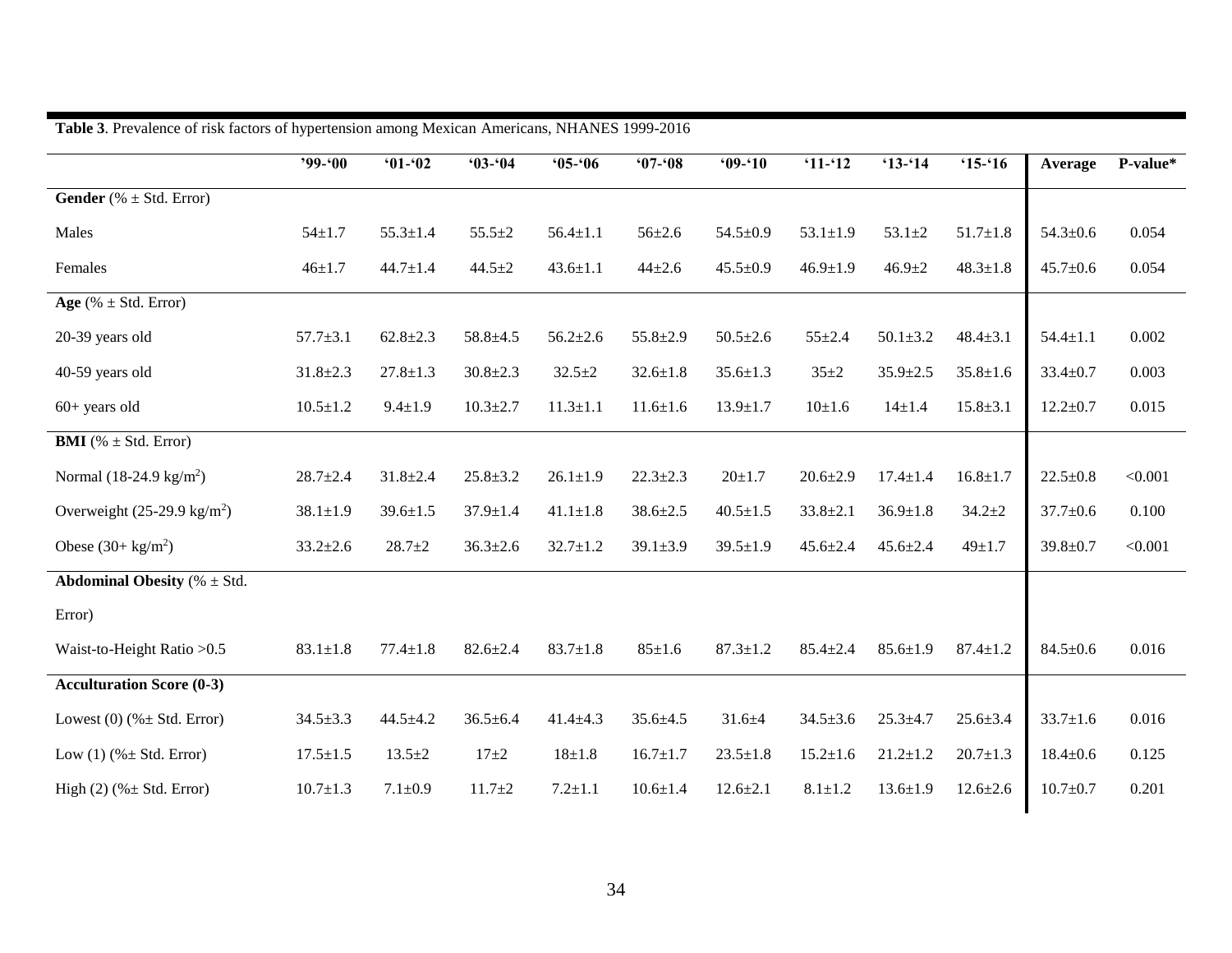**Table 3**. Prevalence of risk factors of hypertension among Mexican Americans, NHANES 1999-2016

| | '99-'00 | '01-'02 | '03-'04 | '05-'06 | '07-'08 | '09-'10 | '11-'12 | '13-'14 | '15-'16 | Average | P-value* |
|---|---|---|---|---|---|---|---|---|---|---|---|
| **Gender** (% ± Std. Error) | | | | | | | | | | | |
| Males | 54±1.7 | 55.3±1.4 | 55.5±2 | 56.4±1.1 | 56±2.6 | 54.5±0.9 | 53.1±1.9 | 53.1±2 | 51.7±1.8 | 54.3±0.6 | 0.054 |
| Females | 46±1.7 | 44.7±1.4 | 44.5±2 | 43.6±1.1 | 44±2.6 | 45.5±0.9 | 46.9±1.9 | 46.9±2 | 48.3±1.8 | 45.7±0.6 | 0.054 |
| **Age** (% ± Std. Error) | | | | | | | | | | | |
| 20-39 years old | 57.7±3.1 | 62.8±2.3 | 58.8±4.5 | 56.2±2.6 | 55.8±2.9 | 50.5±2.6 | 55±2.4 | 50.1±3.2 | 48.4±3.1 | 54.4±1.1 | 0.002 |
| 40-59 years old | 31.8±2.3 | 27.8±1.3 | 30.8±2.3 | 32.5±2 | 32.6±1.8 | 35.6±1.3 | 35±2 | 35.9±2.5 | 35.8±1.6 | 33.4±0.7 | 0.003 |
| 60+ years old | 10.5±1.2 | 9.4±1.9 | 10.3±2.7 | 11.3±1.1 | 11.6±1.6 | 13.9±1.7 | 10±1.6 | 14±1.4 | 15.8±3.1 | 12.2±0.7 | 0.015 |
| **BMI** (% ± Std. Error) | | | | | | | | | | | |
| Normal (18-24.9 $kg/m^2$) | 28.7±2.4 | 31.8±2.4 | 25.8±3.2 | 26.1±1.9 | 22.3±2.3 | 20±1.7 | 20.6±2.9 | 17.4±1.4 | 16.8±1.7 | 22.5±0.8 | <0.001 |
| Overweight (25-29.9 $kg/m^2$) | 38.1±1.9 | 39.6±1.5 | 37.9±1.4 | 41.1±1.8 | 38.6±2.5 | 40.5±1.5 | 33.8±2.1 | 36.9±1.8 | 34.2±2 | 37.7±0.6 | 0.100 |
| Obese (30+ $kg/m^2$) | 33.2±2.6 | 28.7±2 | 36.3±2.6 | 32.7±1.2 | 39.1±3.9 | 39.5±1.9 | 45.6±2.4 | 45.6±2.4 | 49±1.7 | 39.8±0.7 | <0.001 |
| **Abdominal Obesity** (% ± Std. Error) | | | | | | | | | | | |
| Waist-to-Height Ratio >0.5 | 83.1±1.8 | 77.4±1.8 | 82.6±2.4 | 83.7±1.8 | 85±1.6 | 87.3±1.2 | 85.4±2.4 | 85.6±1.9 | 87.4±1.2 | 84.5±0.6 | 0.016 |
| **Acculturation Score (0-3)** | | | | | | | | | | | |
| Lowest (0) (%± Std. Error) | 34.5±3.3 | 44.5±4.2 | 36.5±6.4 | 41.4±4.3 | 35.6±4.5 | 31.6±4 | 34.5±3.6 | 25.3±4.7 | 25.6±3.4 | 33.7±1.6 | 0.016 |
| Low (1) (%± Std. Error) | 17.5±1.5 | 13.5±2 | 17±2 | 18±1.8 | 16.7±1.7 | 23.5±1.8 | 15.2±1.6 | 21.2±1.2 | 20.7±1.3 | 18.4±0.6 | 0.125 |
| High (2) (%± Std. Error) | 10.7±1.3 | 7.1±0.9 | 11.7±2 | 7.2±1.1 | 10.6±1.4 | 12.6±2.1 | 8.1±1.2 | 13.6±1.9 | 12.6±2.6 | 10.7±0.7 | 0.201 |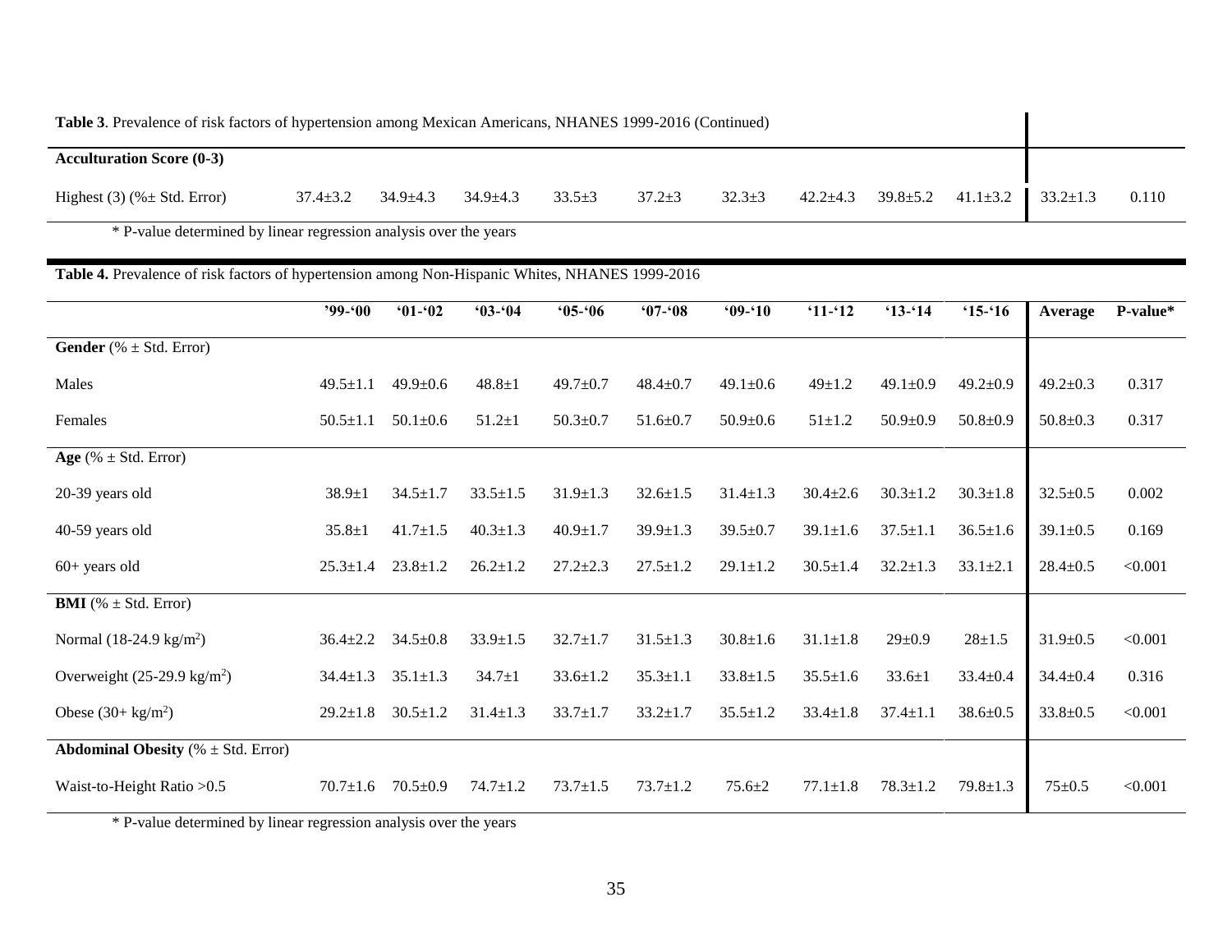**Table 3**. Prevalence of risk factors of hypertension among Mexican Americans, NHANES 1999-2016 (Continued)

| | | | | | | | | | | | |
|---|---|---|---|---|---|---|---|---|---|---|---|
| **Acculturation Score (0-3)** | | | | | | | | | | | |
| Highest (3) (%± Std. Error) | 37.4±3.2 | 34.9±4.3 | 34.9±4.3 | 33.5±3 | 37.2±3 | 32.3±3 | 42.2±4.3 | 39.8±5.2 | 41.1±3.2 | 33.2±1.3 | 0.110 |

\* P-value determined by linear regression analysis over the years

**Table 4.** Prevalence of risk factors of hypertension among Non-Hispanic Whites, NHANES 1999-2016

| | **'99-'00** | **'01-'02** | **'03-'04** | **'05-'06** | **'07-'08** | **'09-'10** | **'11-'12** | **'13-'14** | **'15-'16** | **Average** | **P-value*** |
|---|---|---|---|---|---|---|---|---|---|---|---|
| **Gender** (% ± Std. Error) | | | | | | | | | | | |
| Males | 49.5±1.1 | 49.9±0.6 | 48.8±1 | 49.7±0.7 | 48.4±0.7 | 49.1±0.6 | 49±1.2 | 49.1±0.9 | 49.2±0.9 | 49.2±0.3 | 0.317 |
| Females | 50.5±1.1 | 50.1±0.6 | 51.2±1 | 50.3±0.7 | 51.6±0.7 | 50.9±0.6 | 51±1.2 | 50.9±0.9 | 50.8±0.9 | 50.8±0.3 | 0.317 |
| **Age** (% ± Std. Error) | | | | | | | | | | | |
| 20-39 years old | 38.9±1 | 34.5±1.7 | 33.5±1.5 | 31.9±1.3 | 32.6±1.5 | 31.4±1.3 | 30.4±2.6 | 30.3±1.2 | 30.3±1.8 | 32.5±0.5 | 0.002 |
| 40-59 years old | 35.8±1 | 41.7±1.5 | 40.3±1.3 | 40.9±1.7 | 39.9±1.3 | 39.5±0.7 | 39.1±1.6 | 37.5±1.1 | 36.5±1.6 | 39.1±0.5 | 0.169 |
| 60+ years old | 25.3±1.4 | 23.8±1.2 | 26.2±1.2 | 27.2±2.3 | 27.5±1.2 | 29.1±1.2 | 30.5±1.4 | 32.2±1.3 | 33.1±2.1 | 28.4±0.5 | <0.001 |
| **BMI** (% ± Std. Error) | | | | | | | | | | | |
| Normal (18-24.9 kg/m$^2$) | 36.4±2.2 | 34.5±0.8 | 33.9±1.5 | 32.7±1.7 | 31.5±1.3 | 30.8±1.6 | 31.1±1.8 | 29±0.9 | 28±1.5 | 31.9±0.5 | <0.001 |
| Overweight (25-29.9 kg/m$^2$) | 34.4±1.3 | 35.1±1.3 | 34.7±1 | 33.6±1.2 | 35.3±1.1 | 33.8±1.5 | 35.5±1.6 | 33.6±1 | 33.4±0.4 | 34.4±0.4 | 0.316 |
| Obese (30+ kg/m$^2$) | 29.2±1.8 | 30.5±1.2 | 31.4±1.3 | 33.7±1.7 | 33.2±1.7 | 35.5±1.2 | 33.4±1.8 | 37.4±1.1 | 38.6±0.5 | 33.8±0.5 | <0.001 |
| **Abdominal Obesity** (% ± Std. Error) | | | | | | | | | | | |
| Waist-to-Height Ratio >0.5 | 70.7±1.6 | 70.5±0.9 | 74.7±1.2 | 73.7±1.5 | 73.7±1.2 | 75.6±2 | 77.1±1.8 | 78.3±1.2 | 79.8±1.3 | 75±0.5 | <0.001 |

\* P-value determined by linear regression analysis over the years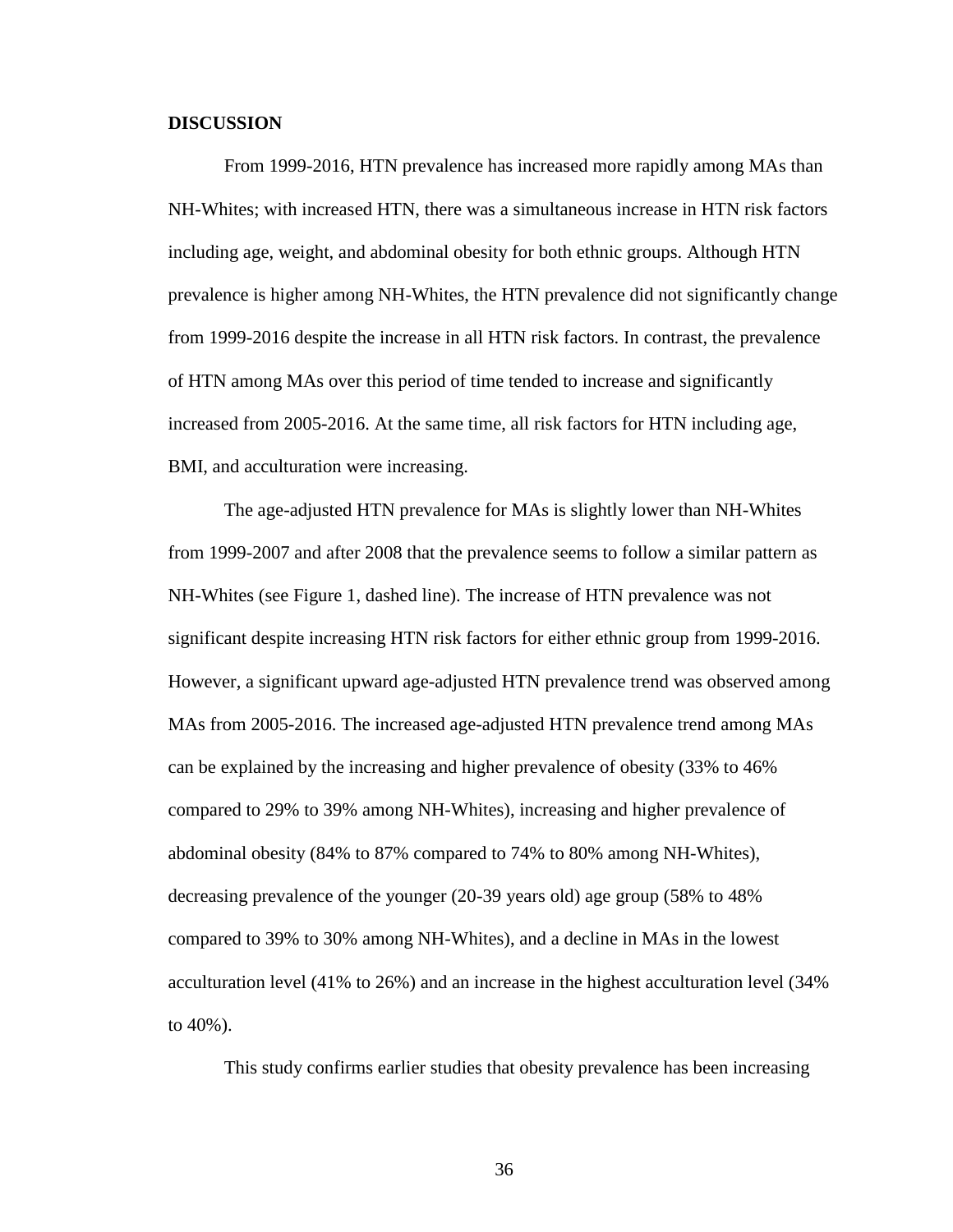**DISCUSSION**

From 1999-2016, HTN prevalence has increased more rapidly among MAs than NH-Whites; with increased HTN, there was a simultaneous increase in HTN risk factors including age, weight, and abdominal obesity for both ethnic groups. Although HTN prevalence is higher among NH-Whites, the HTN prevalence did not significantly change from 1999-2016 despite the increase in all HTN risk factors. In contrast, the prevalence of HTN among MAs over this period of time tended to increase and significantly increased from 2005-2016. At the same time, all risk factors for HTN including age, BMI, and acculturation were increasing.

The age-adjusted HTN prevalence for MAs is slightly lower than NH-Whites from 1999-2007 and after 2008 that the prevalence seems to follow a similar pattern as NH-Whites (see Figure 1, dashed line). The increase of HTN prevalence was not significant despite increasing HTN risk factors for either ethnic group from 1999-2016. However, a significant upward age-adjusted HTN prevalence trend was observed among MAs from 2005-2016. The increased age-adjusted HTN prevalence trend among MAs can be explained by the increasing and higher prevalence of obesity (33% to 46% compared to 29% to 39% among NH-Whites), increasing and higher prevalence of abdominal obesity (84% to 87% compared to 74% to 80% among NH-Whites), decreasing prevalence of the younger (20-39 years old) age group (58% to 48% compared to 39% to 30% among NH-Whites), and a decline in MAs in the lowest acculturation level (41% to 26%) and an increase in the highest acculturation level (34% to 40%).

This study confirms earlier studies that obesity prevalence has been increasing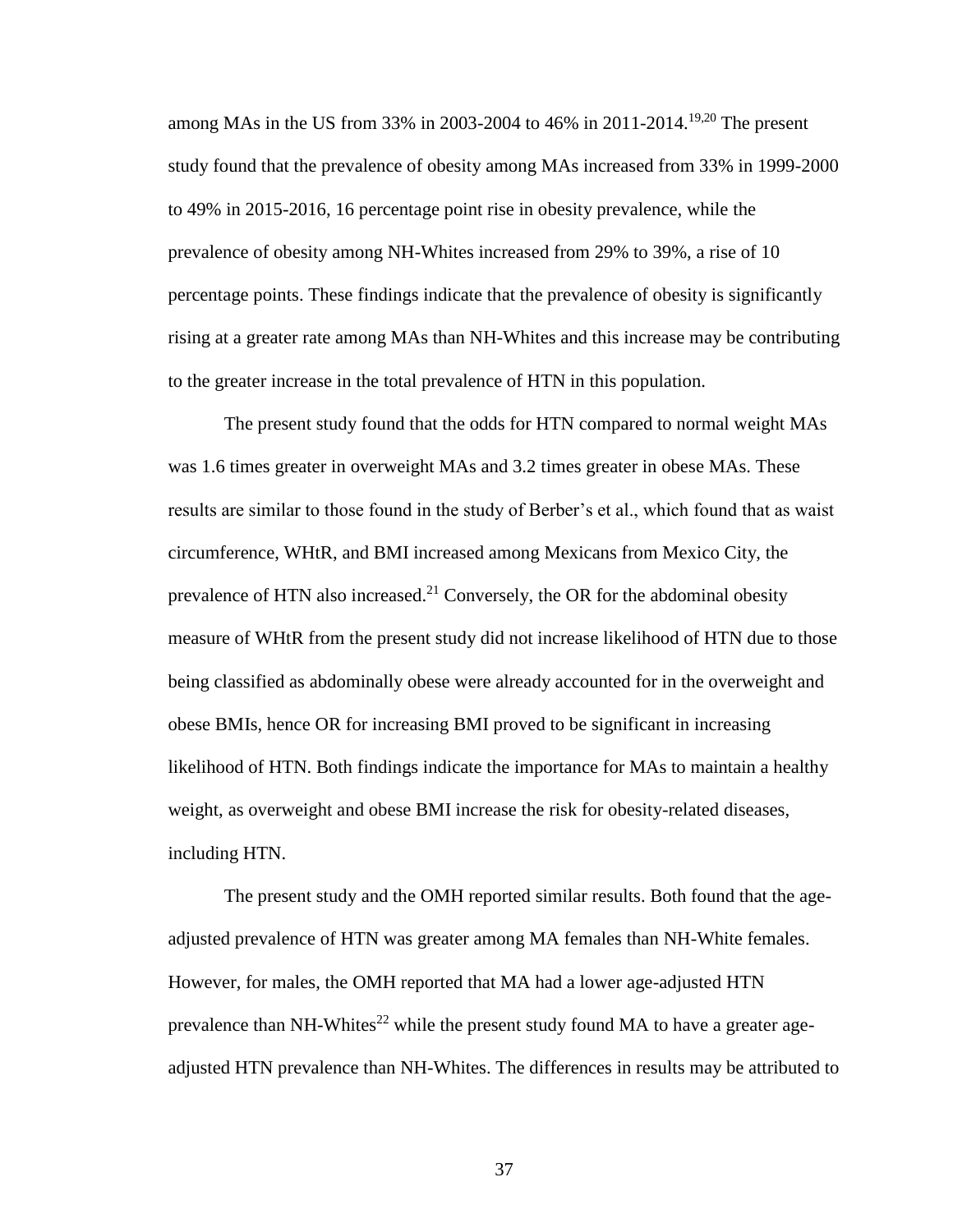among MAs in the US from 33% in 2003-2004 to 46% in 2011-2014.[19,20] The present study found that the prevalence of obesity among MAs increased from 33% in 1999-2000 to 49% in 2015-2016, 16 percentage point rise in obesity prevalence, while the prevalence of obesity among NH-Whites increased from 29% to 39%, a rise of 10 percentage points. These findings indicate that the prevalence of obesity is significantly rising at a greater rate among MAs than NH-Whites and this increase may be contributing to the greater increase in the total prevalence of HTN in this population.

The present study found that the odds for HTN compared to normal weight MAs was 1.6 times greater in overweight MAs and 3.2 times greater in obese MAs. These results are similar to those found in the study of Berber's et al., which found that as waist circumference, WHtR, and BMI increased among Mexicans from Mexico City, the prevalence of HTN also increased.[21] Conversely, the OR for the abdominal obesity measure of WHtR from the present study did not increase likelihood of HTN due to those being classified as abdominally obese were already accounted for in the overweight and obese BMIs, hence OR for increasing BMI proved to be significant in increasing likelihood of HTN. Both findings indicate the importance for MAs to maintain a healthy weight, as overweight and obese BMI increase the risk for obesity-related diseases, including HTN.

The present study and the OMH reported similar results. Both found that the age-adjusted prevalence of HTN was greater among MA females than NH-White females. However, for males, the OMH reported that MA had a lower age-adjusted HTN prevalence than NH-Whites[22] while the present study found MA to have a greater age-adjusted HTN prevalence than NH-Whites. The differences in results may be attributed to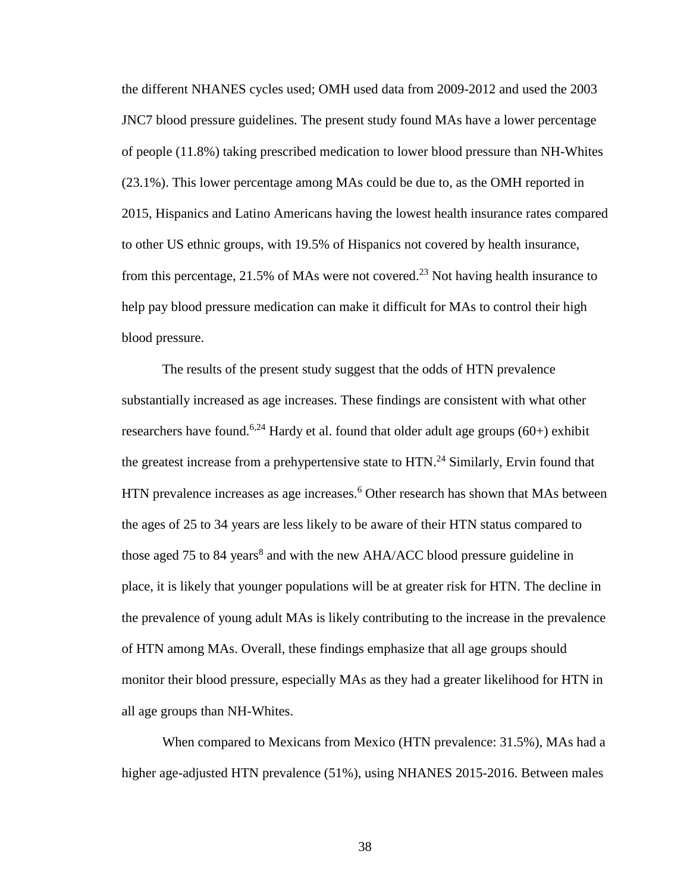the different NHANES cycles used; OMH used data from 2009-2012 and used the 2003 JNC7 blood pressure guidelines. The present study found MAs have a lower percentage of people (11.8%) taking prescribed medication to lower blood pressure than NH-Whites (23.1%). This lower percentage among MAs could be due to, as the OMH reported in 2015, Hispanics and Latino Americans having the lowest health insurance rates compared to other US ethnic groups, with 19.5% of Hispanics not covered by health insurance, from this percentage, 21.5% of MAs were not covered.[23] Not having health insurance to help pay blood pressure medication can make it difficult for MAs to control their high blood pressure.

The results of the present study suggest that the odds of HTN prevalence substantially increased as age increases. These findings are consistent with what other researchers have found.[6,24] Hardy et al. found that older adult age groups (60+) exhibit the greatest increase from a prehypertensive state to HTN.[24] Similarly, Ervin found that HTN prevalence increases as age increases.[6] Other research has shown that MAs between the ages of 25 to 34 years are less likely to be aware of their HTN status compared to those aged 75 to 84 years[8] and with the new AHA/ACC blood pressure guideline in place, it is likely that younger populations will be at greater risk for HTN. The decline in the prevalence of young adult MAs is likely contributing to the increase in the prevalence of HTN among MAs. Overall, these findings emphasize that all age groups should monitor their blood pressure, especially MAs as they had a greater likelihood for HTN in all age groups than NH-Whites.

When compared to Mexicans from Mexico (HTN prevalence: 31.5%), MAs had a higher age-adjusted HTN prevalence (51%), using NHANES 2015-2016. Between males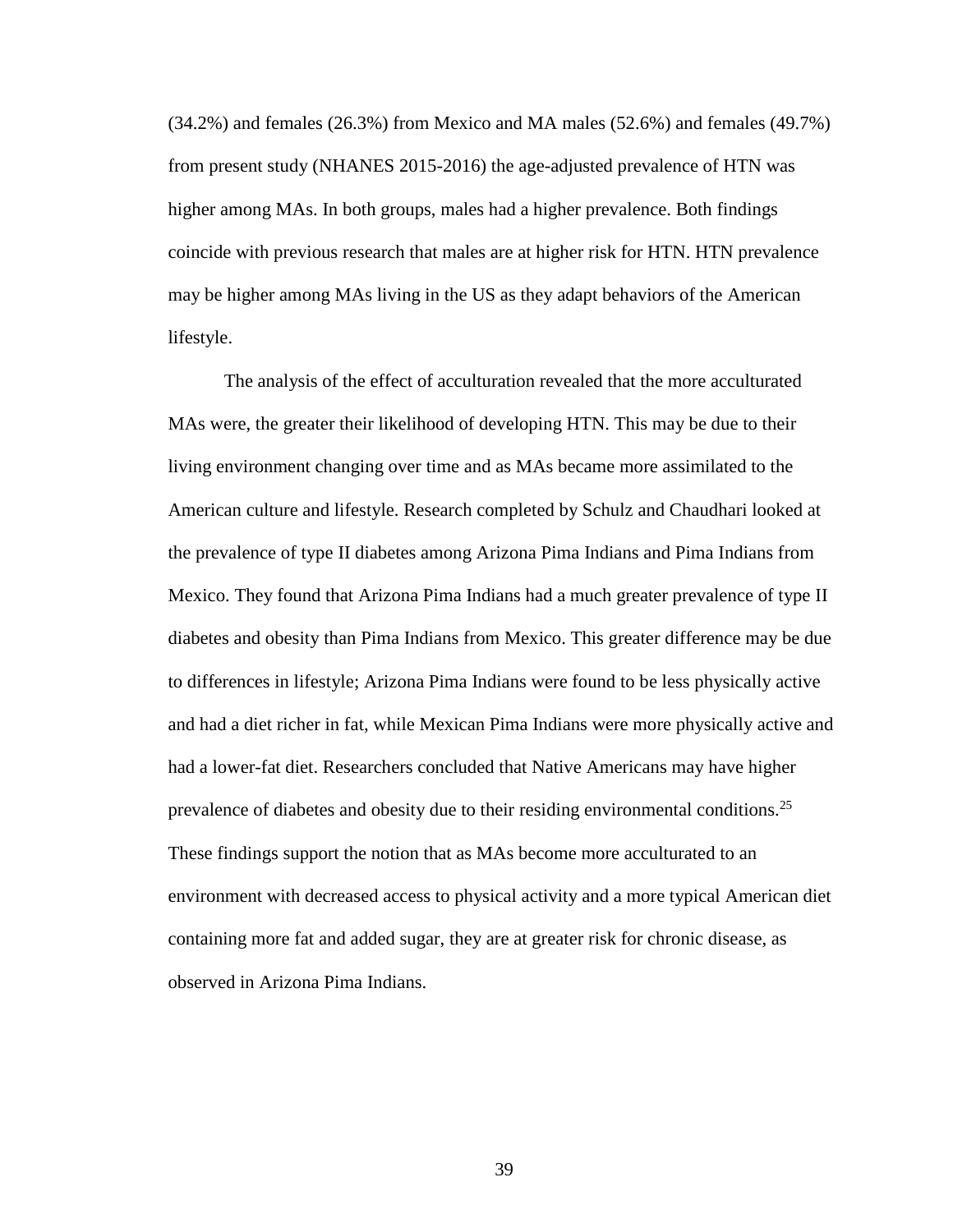(34.2%) and females (26.3%) from Mexico and MA males (52.6%) and females (49.7%) from present study (NHANES 2015-2016) the age-adjusted prevalence of HTN was higher among MAs. In both groups, males had a higher prevalence. Both findings coincide with previous research that males are at higher risk for HTN. HTN prevalence may be higher among MAs living in the US as they adapt behaviors of the American lifestyle.

The analysis of the effect of acculturation revealed that the more acculturated MAs were, the greater their likelihood of developing HTN. This may be due to their living environment changing over time and as MAs became more assimilated to the American culture and lifestyle. Research completed by Schulz and Chaudhari looked at the prevalence of type II diabetes among Arizona Pima Indians and Pima Indians from Mexico. They found that Arizona Pima Indians had a much greater prevalence of type II diabetes and obesity than Pima Indians from Mexico. This greater difference may be due to differences in lifestyle; Arizona Pima Indians were found to be less physically active and had a diet richer in fat, while Mexican Pima Indians were more physically active and had a lower-fat diet. Researchers concluded that Native Americans may have higher prevalence of diabetes and obesity due to their residing environmental conditions.[25] These findings support the notion that as MAs become more acculturated to an environment with decreased access to physical activity and a more typical American diet containing more fat and added sugar, they are at greater risk for chronic disease, as observed in Arizona Pima Indians.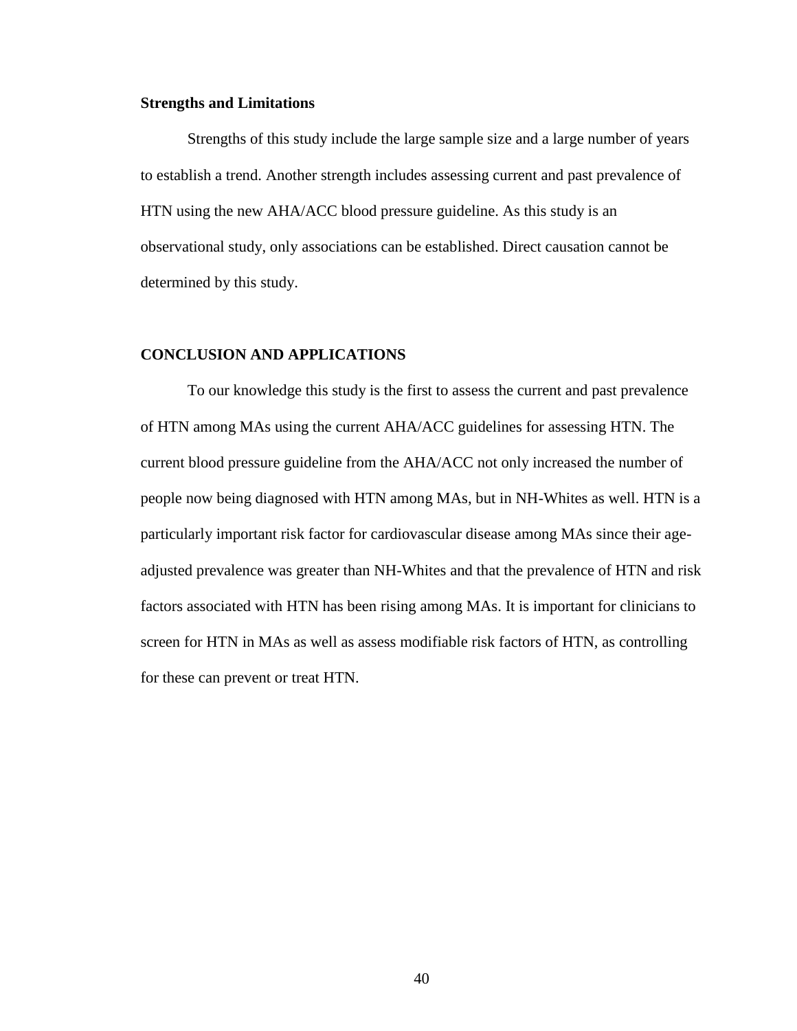### Strengths and Limitations

Strengths of this study include the large sample size and a large number of years to establish a trend. Another strength includes assessing current and past prevalence of HTN using the new AHA/ACC blood pressure guideline. As this study is an observational study, only associations can be established. Direct causation cannot be determined by this study.

## CONCLUSION AND APPLICATIONS

To our knowledge this study is the first to assess the current and past prevalence of HTN among MAs using the current AHA/ACC guidelines for assessing HTN. The current blood pressure guideline from the AHA/ACC not only increased the number of people now being diagnosed with HTN among MAs, but in NH-Whites as well. HTN is a particularly important risk factor for cardiovascular disease among MAs since their age-adjusted prevalence was greater than NH-Whites and that the prevalence of HTN and risk factors associated with HTN has been rising among MAs. It is important for clinicians to screen for HTN in MAs as well as assess modifiable risk factors of HTN, as controlling for these can prevent or treat HTN.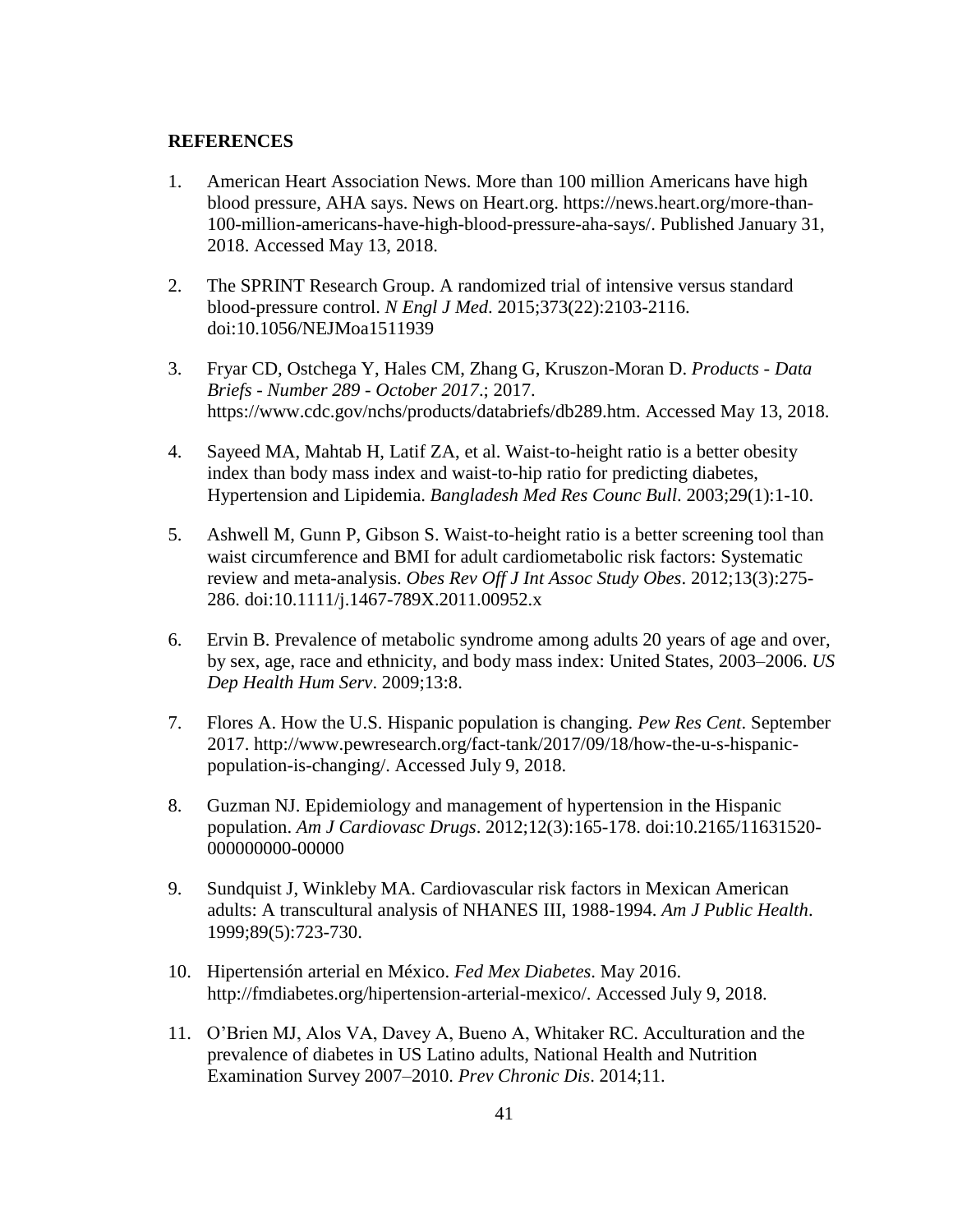## REFERENCES

1. American Heart Association News. More than 100 million Americans have high blood pressure, AHA says. News on Heart.org. https://news.heart.org/more-than-100-million-americans-have-high-blood-pressure-aha-says/. Published January 31, 2018. Accessed May 13, 2018.

2. The SPRINT Research Group. A randomized trial of intensive versus standard blood-pressure control. *N Engl J Med*. 2015;373(22):2103-2116. doi:10.1056/NEJMoa1511939

3. Fryar CD, Ostchega Y, Hales CM, Zhang G, Kruszon-Moran D. *Products - Data Briefs - Number 289 - October 2017*.; 2017. https://www.cdc.gov/nchs/products/databriefs/db289.htm. Accessed May 13, 2018.

4. Sayeed MA, Mahtab H, Latif ZA, et al. Waist-to-height ratio is a better obesity index than body mass index and waist-to-hip ratio for predicting diabetes, Hypertension and Lipidemia. *Bangladesh Med Res Counc Bull*. 2003;29(1):1-10.

5. Ashwell M, Gunn P, Gibson S. Waist-to-height ratio is a better screening tool than waist circumference and BMI for adult cardiometabolic risk factors: Systematic review and meta-analysis. *Obes Rev Off J Int Assoc Study Obes*. 2012;13(3):275-286. doi:10.1111/j.1467-789X.2011.00952.x

6. Ervin B. Prevalence of metabolic syndrome among adults 20 years of age and over, by sex, age, race and ethnicity, and body mass index: United States, 2003–2006. *US Dep Health Hum Serv*. 2009;13:8.

7. Flores A. How the U.S. Hispanic population is changing. *Pew Res Cent*. September 2017. http://www.pewresearch.org/fact-tank/2017/09/18/how-the-u-s-hispanic-population-is-changing/. Accessed July 9, 2018.

8. Guzman NJ. Epidemiology and management of hypertension in the Hispanic population. *Am J Cardiovasc Drugs*. 2012;12(3):165-178. doi:10.2165/11631520-000000000-00000

9. Sundquist J, Winkleby MA. Cardiovascular risk factors in Mexican American adults: A transcultural analysis of NHANES III, 1988-1994. *Am J Public Health*. 1999;89(5):723-730.

10. Hipertensión arterial en México. *Fed Mex Diabetes*. May 2016. http://fmdiabetes.org/hipertension-arterial-mexico/. Accessed July 9, 2018.

11. O'Brien MJ, Alos VA, Davey A, Bueno A, Whitaker RC. Acculturation and the prevalence of diabetes in US Latino adults, National Health and Nutrition Examination Survey 2007–2010. *Prev Chronic Dis*. 2014;11.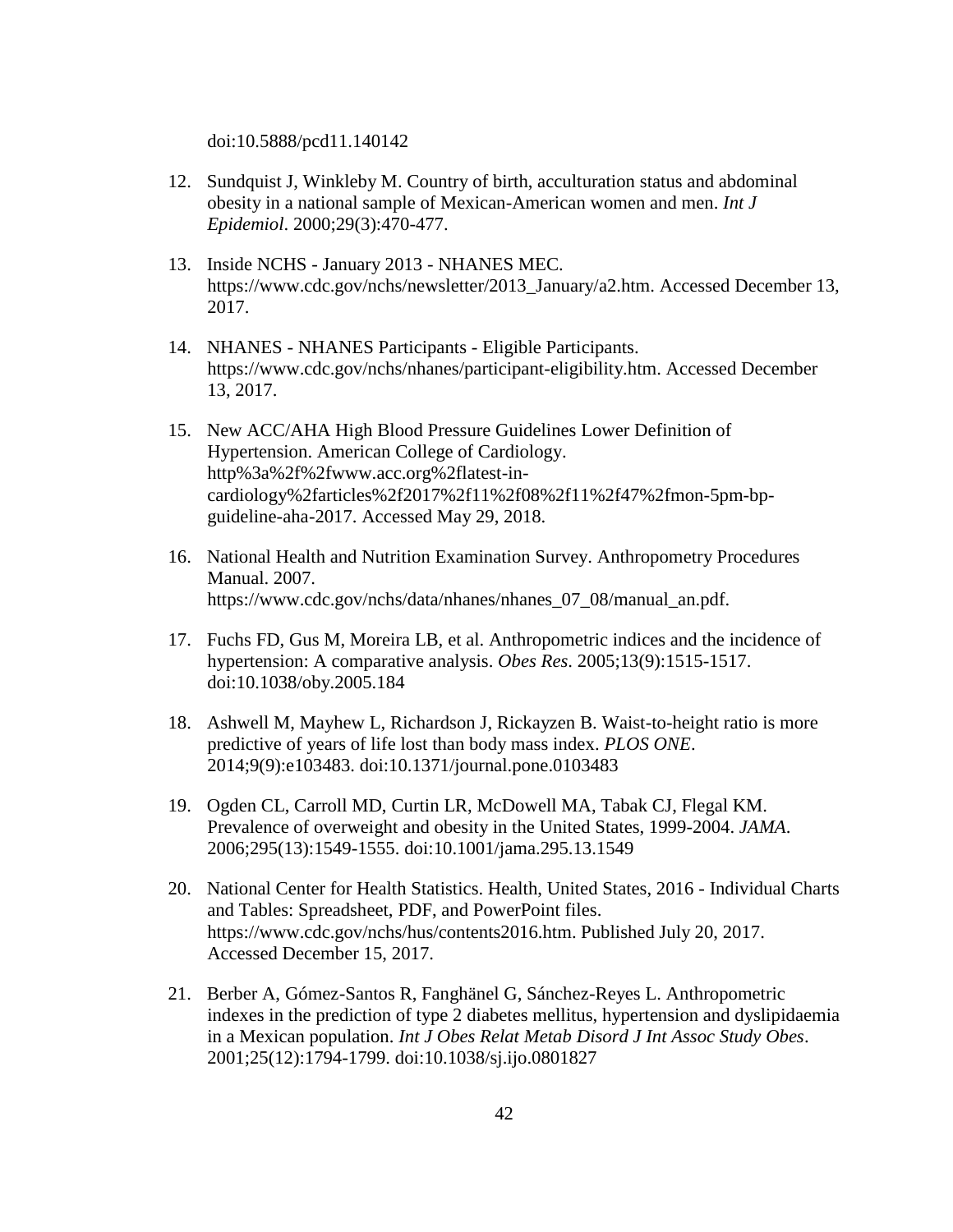doi:10.5888/pcd11.140142

12. Sundquist J, Winkleby M. Country of birth, acculturation status and abdominal obesity in a national sample of Mexican-American women and men. *Int J Epidemiol*. 2000;29(3):470-477.

13. Inside NCHS - January 2013 - NHANES MEC. https://www.cdc.gov/nchs/newsletter/2013_January/a2.htm. Accessed December 13, 2017.

14. NHANES - NHANES Participants - Eligible Participants. https://www.cdc.gov/nchs/nhanes/participant-eligibility.htm. Accessed December 13, 2017.

15. New ACC/AHA High Blood Pressure Guidelines Lower Definition of Hypertension. American College of Cardiology. http%3a%2f%2fwww.acc.org%2flatest-in-cardiology%2farticles%2f2017%2f11%2f08%2f11%2f47%2fmon-5pm-bp-guideline-aha-2017. Accessed May 29, 2018.

16. National Health and Nutrition Examination Survey. Anthropometry Procedures Manual. 2007. https://www.cdc.gov/nchs/data/nhanes/nhanes_07_08/manual_an.pdf.

17. Fuchs FD, Gus M, Moreira LB, et al. Anthropometric indices and the incidence of hypertension: A comparative analysis. *Obes Res*. 2005;13(9):1515-1517. doi:10.1038/oby.2005.184

18. Ashwell M, Mayhew L, Richardson J, Rickayzen B. Waist-to-height ratio is more predictive of years of life lost than body mass index. *PLOS ONE*. 2014;9(9):e103483. doi:10.1371/journal.pone.0103483

19. Ogden CL, Carroll MD, Curtin LR, McDowell MA, Tabak CJ, Flegal KM. Prevalence of overweight and obesity in the United States, 1999-2004. *JAMA*. 2006;295(13):1549-1555. doi:10.1001/jama.295.13.1549

20. National Center for Health Statistics. Health, United States, 2016 - Individual Charts and Tables: Spreadsheet, PDF, and PowerPoint files. https://www.cdc.gov/nchs/hus/contents2016.htm. Published July 20, 2017. Accessed December 15, 2017.

21. Berber A, Gómez-Santos R, Fanghänel G, Sánchez-Reyes L. Anthropometric indexes in the prediction of type 2 diabetes mellitus, hypertension and dyslipidaemia in a Mexican population. *Int J Obes Relat Metab Disord J Int Assoc Study Obes*. 2001;25(12):1794-1799. doi:10.1038/sj.ijo.0801827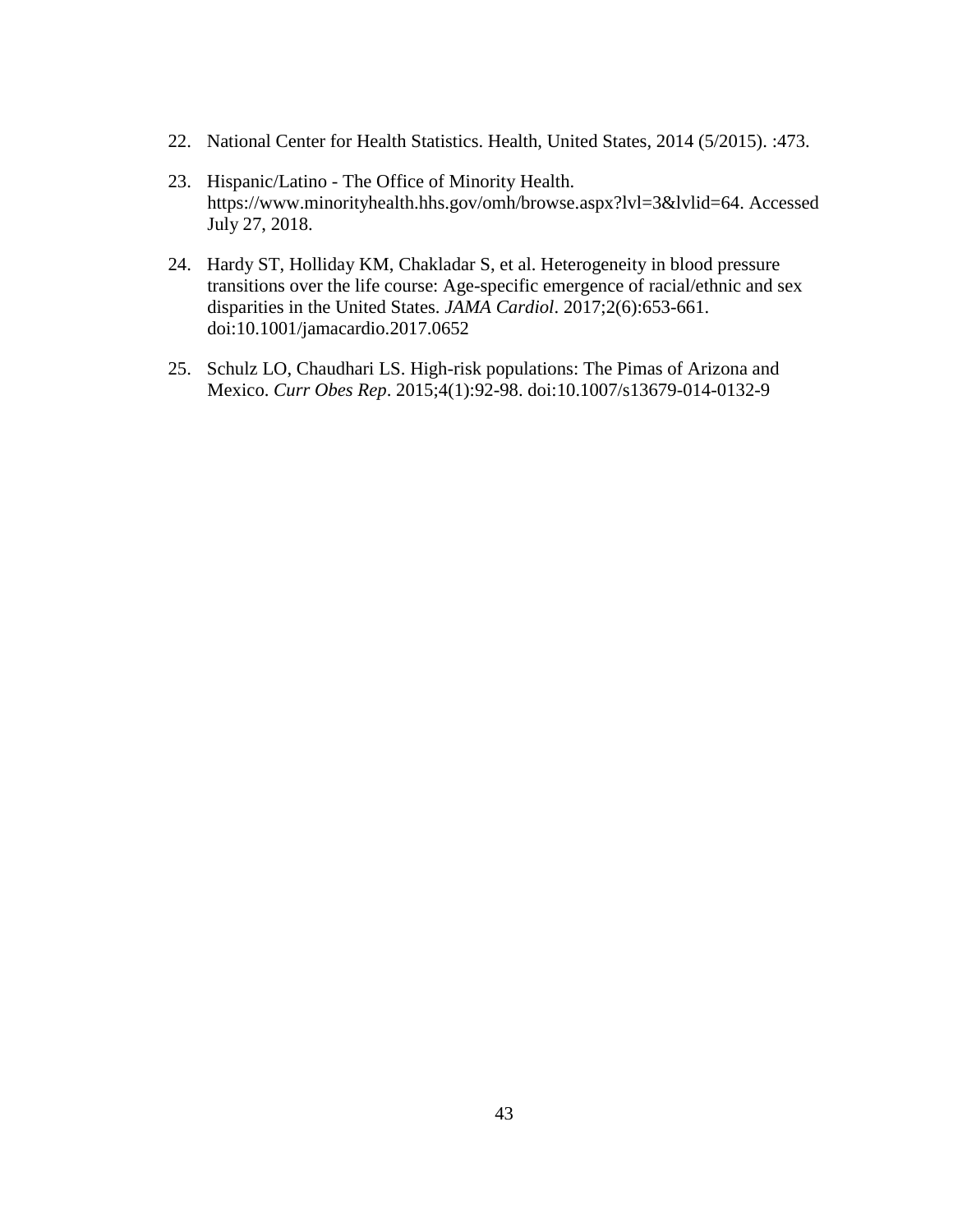22. National Center for Health Statistics. Health, United States, 2014 (5/2015). :473.
23. Hispanic/Latino - The Office of Minority Health. https://www.minorityhealth.hhs.gov/omh/browse.aspx?lvl=3&lvlid=64. Accessed July 27, 2018.
24. Hardy ST, Holliday KM, Chakladar S, et al. Heterogeneity in blood pressure transitions over the life course: Age-specific emergence of racial/ethnic and sex disparities in the United States. *JAMA Cardiol*. 2017;2(6):653-661. doi:10.1001/jamacardio.2017.0652
25. Schulz LO, Chaudhari LS. High-risk populations: The Pimas of Arizona and Mexico. *Curr Obes Rep*. 2015;4(1):92-98. doi:10.1007/s13679-014-0132-9